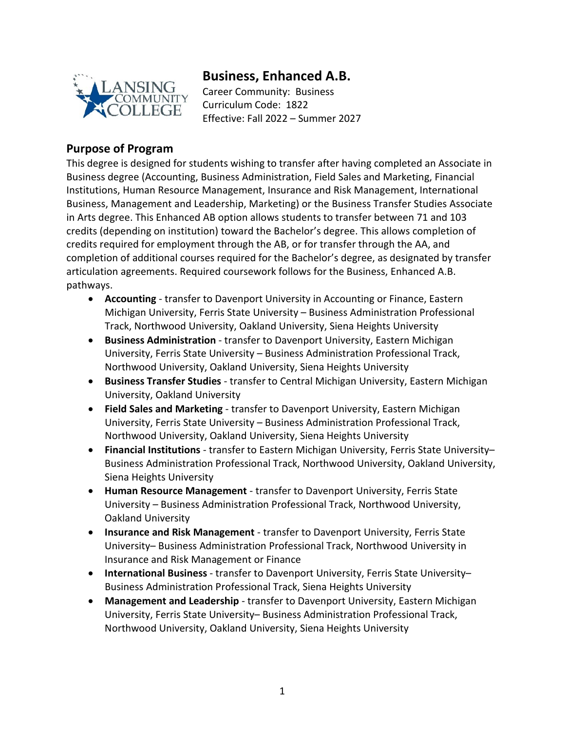# Business, Enhanced A.B.

Career Community: Business
Curriculum Code: 1822
Effective: Fall 2022 – Summer 2027

## Purpose of Program

This degree is designed for students wishing to transfer after having completed an Associate in Business degree (Accounting, Business Administration, Field Sales and Marketing, Financial Institutions, Human Resource Management, Insurance and Risk Management, International Business, Management and Leadership, Marketing) or the Business Transfer Studies Associate in Arts degree. This Enhanced AB option allows students to transfer between 71 and 103 credits (depending on institution) toward the Bachelor's degree. This allows completion of credits required for employment through the AB, or for transfer through the AA, and completion of additional courses required for the Bachelor's degree, as designated by transfer articulation agreements. Required coursework follows for the Business, Enhanced A.B. pathways.

- **Accounting** - transfer to Davenport University in Accounting or Finance, Eastern Michigan University, Ferris State University – Business Administration Professional Track, Northwood University, Oakland University, Siena Heights University
- **Business Administration** - transfer to Davenport University, Eastern Michigan University, Ferris State University – Business Administration Professional Track, Northwood University, Oakland University, Siena Heights University
- **Business Transfer Studies** - transfer to Central Michigan University, Eastern Michigan University, Oakland University
- **Field Sales and Marketing** - transfer to Davenport University, Eastern Michigan University, Ferris State University – Business Administration Professional Track, Northwood University, Oakland University, Siena Heights University
- **Financial Institutions** - transfer to Eastern Michigan University, Ferris State University– Business Administration Professional Track, Northwood University, Oakland University, Siena Heights University
- **Human Resource Management** - transfer to Davenport University, Ferris State University – Business Administration Professional Track, Northwood University, Oakland University
- **Insurance and Risk Management** - transfer to Davenport University, Ferris State University– Business Administration Professional Track, Northwood University in Insurance and Risk Management or Finance
- **International Business** - transfer to Davenport University, Ferris State University– Business Administration Professional Track, Siena Heights University
- **Management and Leadership** - transfer to Davenport University, Eastern Michigan University, Ferris State University– Business Administration Professional Track, Northwood University, Oakland University, Siena Heights University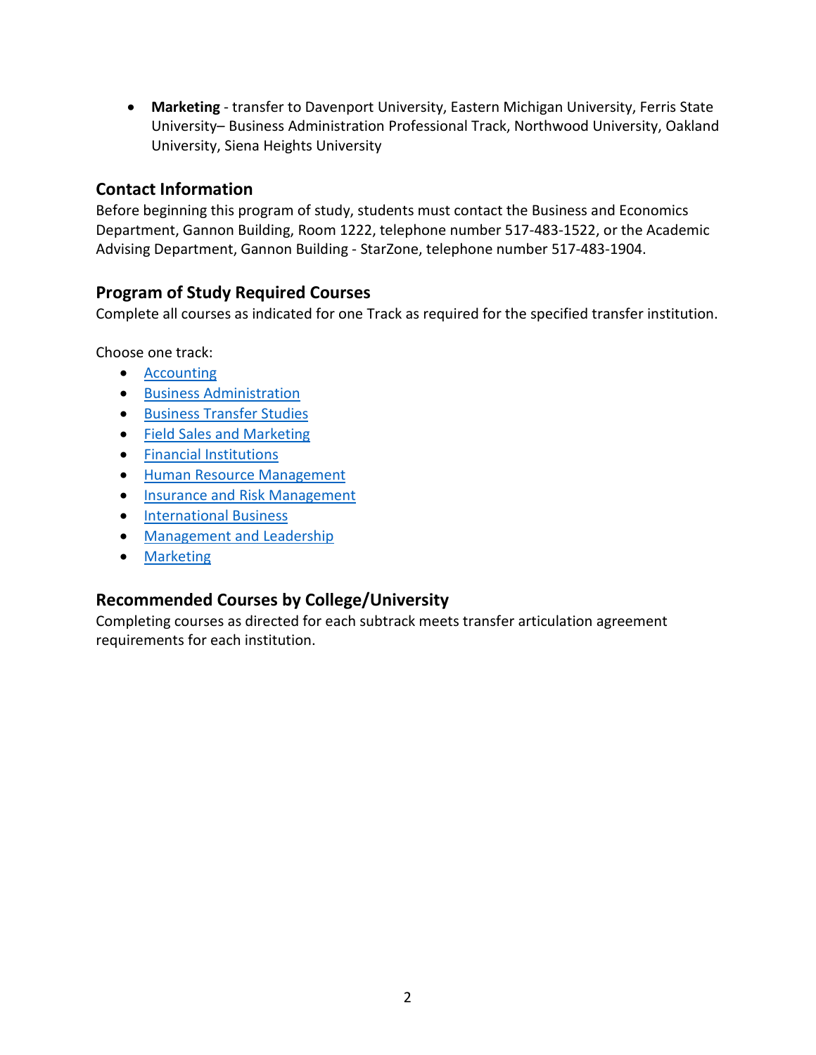- **Marketing** - transfer to Davenport University, Eastern Michigan University, Ferris State University– Business Administration Professional Track, Northwood University, Oakland University, Siena Heights University

## Contact Information

Before beginning this program of study, students must contact the Business and Economics Department, Gannon Building, Room 1222, telephone number 517-483-1522, or the Academic Advising Department, Gannon Building - StarZone, telephone number 517-483-1904.

## Program of Study Required Courses

Complete all courses as indicated for one Track as required for the specified transfer institution.

Choose one track:

- Accounting
- Business Administration
- Business Transfer Studies
- Field Sales and Marketing
- Financial Institutions
- Human Resource Management
- Insurance and Risk Management
- International Business
- Management and Leadership
- Marketing

## Recommended Courses by College/University

Completing courses as directed for each subtrack meets transfer articulation agreement requirements for each institution.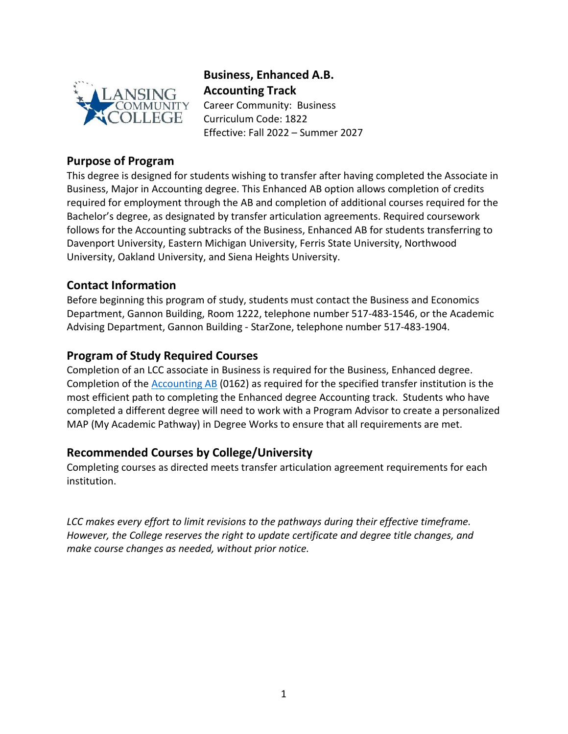# Business, Enhanced A.B.
## Accounting Track

Career Community: Business
Curriculum Code: 1822
Effective: Fall 2022 – Summer 2027

## Purpose of Program

This degree is designed for students wishing to transfer after having completed the Associate in Business, Major in Accounting degree. This Enhanced AB option allows completion of credits required for employment through the AB and completion of additional courses required for the Bachelor's degree, as designated by transfer articulation agreements. Required coursework follows for the Accounting subtracks of the Business, Enhanced AB for students transferring to Davenport University, Eastern Michigan University, Ferris State University, Northwood University, Oakland University, and Siena Heights University.

## Contact Information

Before beginning this program of study, students must contact the Business and Economics Department, Gannon Building, Room 1222, telephone number 517-483-1546, or the Academic Advising Department, Gannon Building - StarZone, telephone number 517-483-1904.

## Program of Study Required Courses

Completion of an LCC associate in Business is required for the Business, Enhanced degree. Completion of the Accounting AB (0162) as required for the specified transfer institution is the most efficient path to completing the Enhanced degree Accounting track. Students who have completed a different degree will need to work with a Program Advisor to create a personalized MAP (My Academic Pathway) in Degree Works to ensure that all requirements are met.

## Recommended Courses by College/University

Completing courses as directed meets transfer articulation agreement requirements for each institution.

*LCC makes every effort to limit revisions to the pathways during their effective timeframe. However, the College reserves the right to update certificate and degree title changes, and make course changes as needed, without prior notice.*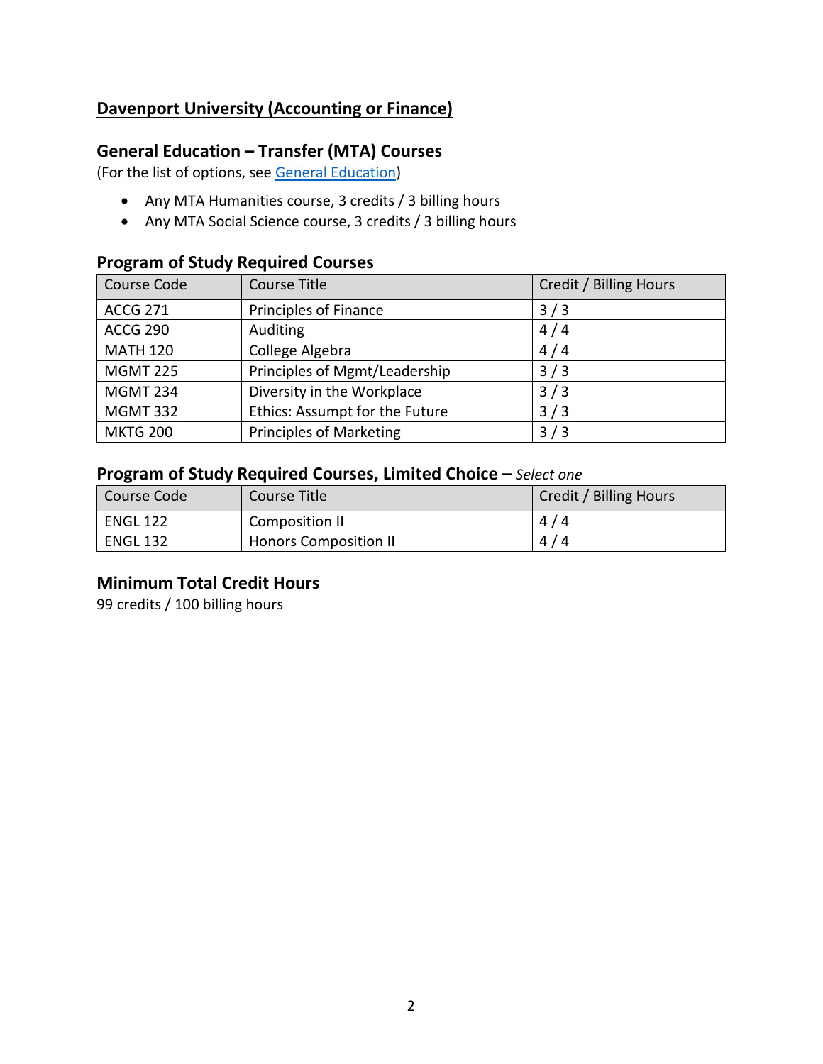## Davenport University (Accounting or Finance)

### General Education – Transfer (MTA) Courses

(For the list of options, see [General Education])

- Any MTA Humanities course, 3 credits / 3 billing hours
- Any MTA Social Science course, 3 credits / 3 billing hours

### Program of Study Required Courses

| Course Code | Course Title | Credit / Billing Hours |
|---|---|---|
| ACCG 271 | Principles of Finance | 3 / 3 |
| ACCG 290 | Auditing | 4 / 4 |
| MATH 120 | College Algebra | 4 / 4 |
| MGMT 225 | Principles of Mgmt/Leadership | 3 / 3 |
| MGMT 234 | Diversity in the Workplace | 3 / 3 |
| MGMT 332 | Ethics: Assumpt for the Future | 3 / 3 |
| MKTG 200 | Principles of Marketing | 3 / 3 |

### Program of Study Required Courses, Limited Choice – *Select one*

| Course Code | Course Title | Credit / Billing Hours |
|---|---|---|
| ENGL 122 | Composition II | 4 / 4 |
| ENGL 132 | Honors Composition II | 4 / 4 |

### Minimum Total Credit Hours

99 credits / 100 billing hours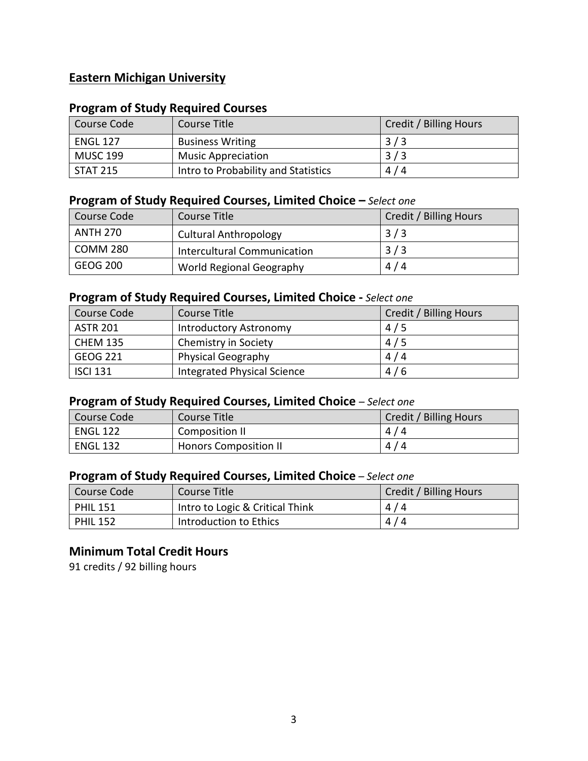## Eastern Michigan University

### Program of Study Required Courses

| Course Code | Course Title | Credit / Billing Hours |
|---|---|---|
| ENGL 127 | Business Writing | 3 / 3 |
| MUSC 199 | Music Appreciation | 3 / 3 |
| STAT 215 | Intro to Probability and Statistics | 4 / 4 |

### Program of Study Required Courses, Limited Choice – *Select one*

| Course Code | Course Title | Credit / Billing Hours |
|---|---|---|
| ANTH 270 | Cultural Anthropology | 3 / 3 |
| COMM 280 | Intercultural Communication | 3 / 3 |
| GEOG 200 | World Regional Geography | 4 / 4 |

### Program of Study Required Courses, Limited Choice - *Select one*

| Course Code | Course Title | Credit / Billing Hours |
|---|---|---|
| ASTR 201 | Introductory Astronomy | 4 / 5 |
| CHEM 135 | Chemistry in Society | 4 / 5 |
| GEOG 221 | Physical Geography | 4 / 4 |
| ISCI 131 | Integrated Physical Science | 4 / 6 |

### Program of Study Required Courses, Limited Choice – *Select one*

| Course Code | Course Title | Credit / Billing Hours |
|---|---|---|
| ENGL 122 | Composition II | 4 / 4 |
| ENGL 132 | Honors Composition II | 4 / 4 |

### Program of Study Required Courses, Limited Choice – *Select one*

| Course Code | Course Title | Credit / Billing Hours |
|---|---|---|
| PHIL 151 | Intro to Logic & Critical Think | 4 / 4 |
| PHIL 152 | Introduction to Ethics | 4 / 4 |

### Minimum Total Credit Hours

91 credits / 92 billing hours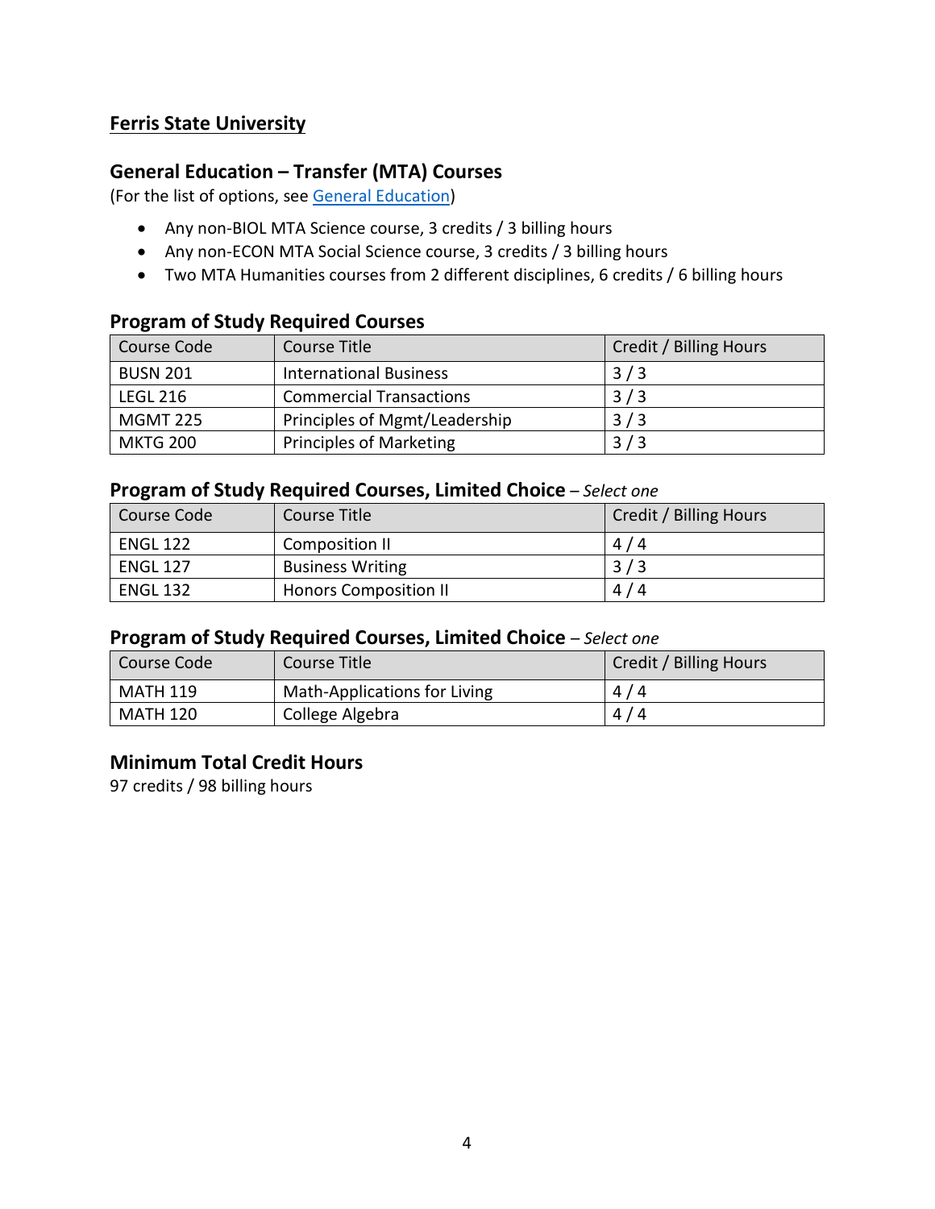**Ferris State University**

### General Education – Transfer (MTA) Courses

(For the list of options, see [General Education])

- Any non-BIOL MTA Science course, 3 credits / 3 billing hours
- Any non-ECON MTA Social Science course, 3 credits / 3 billing hours
- Two MTA Humanities courses from 2 different disciplines, 6 credits / 6 billing hours

### Program of Study Required Courses

| Course Code | Course Title | Credit / Billing Hours |
|---|---|---|
| BUSN 201 | International Business | 3 / 3 |
| LEGL 216 | Commercial Transactions | 3 / 3 |
| MGMT 225 | Principles of Mgmt/Leadership | 3 / 3 |
| MKTG 200 | Principles of Marketing | 3 / 3 |

### Program of Study Required Courses, Limited Choice – *Select one*

| Course Code | Course Title | Credit / Billing Hours |
|---|---|---|
| ENGL 122 | Composition II | 4 / 4 |
| ENGL 127 | Business Writing | 3 / 3 |
| ENGL 132 | Honors Composition II | 4 / 4 |

### Program of Study Required Courses, Limited Choice – *Select one*

| Course Code | Course Title | Credit / Billing Hours |
|---|---|---|
| MATH 119 | Math-Applications for Living | 4 / 4 |
| MATH 120 | College Algebra | 4 / 4 |

### Minimum Total Credit Hours

97 credits / 98 billing hours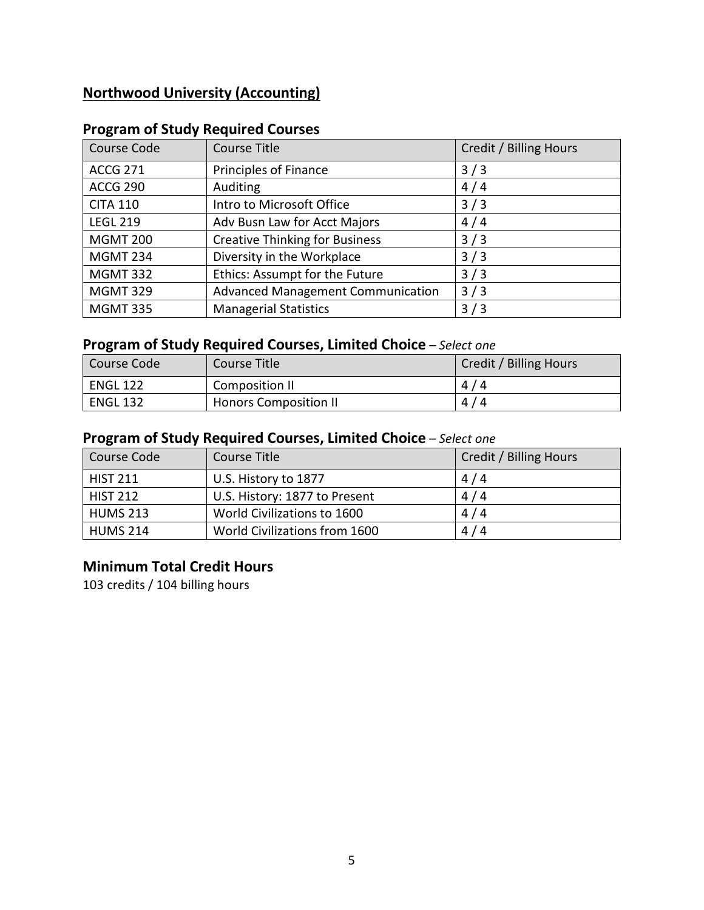## Northwood University (Accounting)

### Program of Study Required Courses

| Course Code | Course Title | Credit / Billing Hours |
|---|---|---|
| ACCG 271 | Principles of Finance | 3 / 3 |
| ACCG 290 | Auditing | 4 / 4 |
| CITA 110 | Intro to Microsoft Office | 3 / 3 |
| LEGL 219 | Adv Busn Law for Acct Majors | 4 / 4 |
| MGMT 200 | Creative Thinking for Business | 3 / 3 |
| MGMT 234 | Diversity in the Workplace | 3 / 3 |
| MGMT 332 | Ethics: Assumpt for the Future | 3 / 3 |
| MGMT 329 | Advanced Management Communication | 3 / 3 |
| MGMT 335 | Managerial Statistics | 3 / 3 |

### Program of Study Required Courses, Limited Choice – *Select one*

| Course Code | Course Title | Credit / Billing Hours |
|---|---|---|
| ENGL 122 | Composition II | 4 / 4 |
| ENGL 132 | Honors Composition II | 4 / 4 |

### Program of Study Required Courses, Limited Choice – *Select one*

| Course Code | Course Title | Credit / Billing Hours |
|---|---|---|
| HIST 211 | U.S. History to 1877 | 4 / 4 |
| HIST 212 | U.S. History: 1877 to Present | 4 / 4 |
| HUMS 213 | World Civilizations to 1600 | 4 / 4 |
| HUMS 214 | World Civilizations from 1600 | 4 / 4 |

### Minimum Total Credit Hours

103 credits / 104 billing hours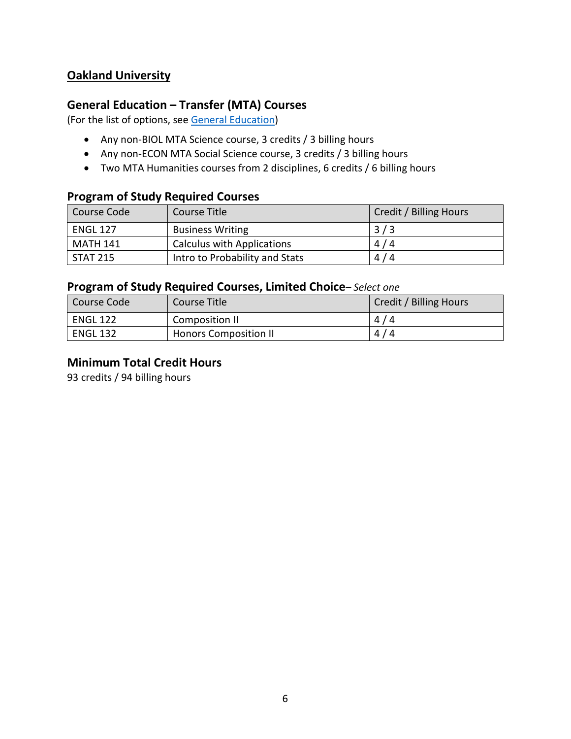## Oakland University

### General Education – Transfer (MTA) Courses

(For the list of options, see [General Education])

- Any non-BIOL MTA Science course, 3 credits / 3 billing hours
- Any non-ECON MTA Social Science course, 3 credits / 3 billing hours
- Two MTA Humanities courses from 2 disciplines, 6 credits / 6 billing hours

### Program of Study Required Courses

| Course Code | Course Title | Credit / Billing Hours |
|---|---|---|
| ENGL 127 | Business Writing | 3 / 3 |
| MATH 141 | Calculus with Applications | 4 / 4 |
| STAT 215 | Intro to Probability and Stats | 4 / 4 |

### Program of Study Required Courses, Limited Choice– *Select one*

| Course Code | Course Title | Credit / Billing Hours |
|---|---|---|
| ENGL 122 | Composition II | 4 / 4 |
| ENGL 132 | Honors Composition II | 4 / 4 |

### Minimum Total Credit Hours

93 credits / 94 billing hours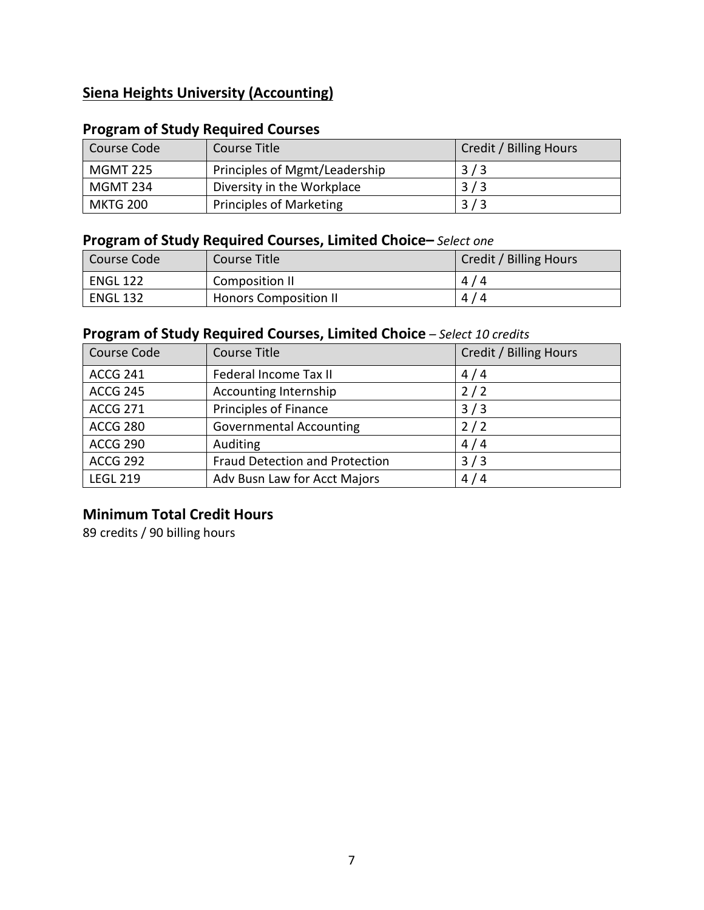## Siena Heights University (Accounting)

### Program of Study Required Courses

| Course Code | Course Title | Credit / Billing Hours |
|---|---|---|
| MGMT 225 | Principles of Mgmt/Leadership | 3 / 3 |
| MGMT 234 | Diversity in the Workplace | 3 / 3 |
| MKTG 200 | Principles of Marketing | 3 / 3 |

### Program of Study Required Courses, Limited Choice– *Select one*

| Course Code | Course Title | Credit / Billing Hours |
|---|---|---|
| ENGL 122 | Composition II | 4 / 4 |
| ENGL 132 | Honors Composition II | 4 / 4 |

### Program of Study Required Courses, Limited Choice *– Select 10 credits*

| Course Code | Course Title | Credit / Billing Hours |
|---|---|---|
| ACCG 241 | Federal Income Tax II | 4 / 4 |
| ACCG 245 | Accounting Internship | 2 / 2 |
| ACCG 271 | Principles of Finance | 3 / 3 |
| ACCG 280 | Governmental Accounting | 2 / 2 |
| ACCG 290 | Auditing | 4 / 4 |
| ACCG 292 | Fraud Detection and Protection | 3 / 3 |
| LEGL 219 | Adv Busn Law for Acct Majors | 4 / 4 |

### Minimum Total Credit Hours

89 credits / 90 billing hours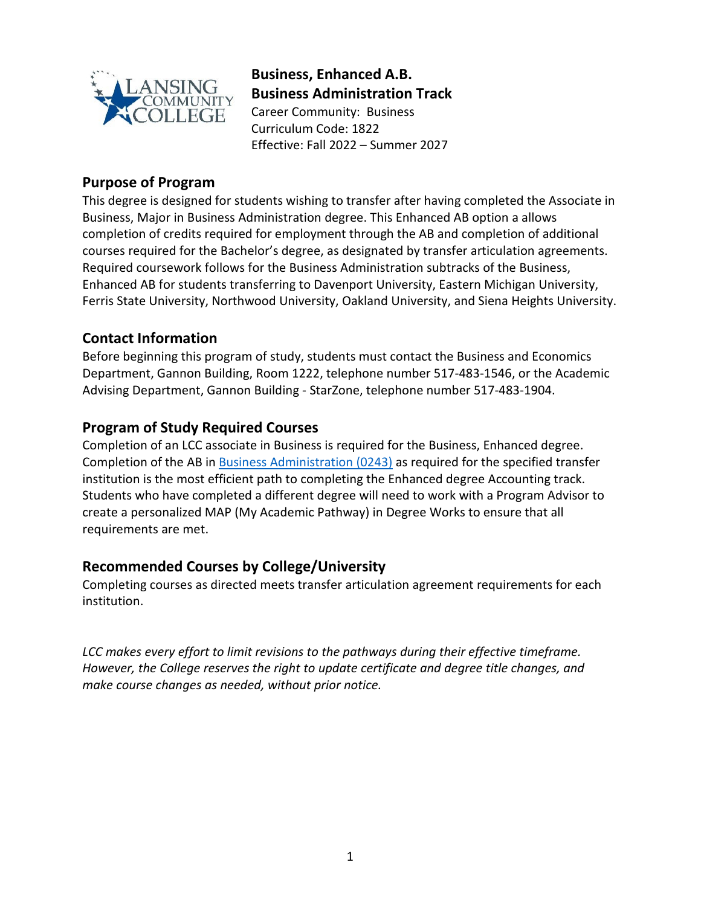**Business, Enhanced A.B.**
**Business Administration Track**
Career Community: Business
Curriculum Code: 1822
Effective: Fall 2022 – Summer 2027

## Purpose of Program

This degree is designed for students wishing to transfer after having completed the Associate in Business, Major in Business Administration degree. This Enhanced AB option a allows completion of credits required for employment through the AB and completion of additional courses required for the Bachelor's degree, as designated by transfer articulation agreements. Required coursework follows for the Business Administration subtracks of the Business, Enhanced AB for students transferring to Davenport University, Eastern Michigan University, Ferris State University, Northwood University, Oakland University, and Siena Heights University.

## Contact Information

Before beginning this program of study, students must contact the Business and Economics Department, Gannon Building, Room 1222, telephone number 517-483-1546, or the Academic Advising Department, Gannon Building - StarZone, telephone number 517-483-1904.

## Program of Study Required Courses

Completion of an LCC associate in Business is required for the Business, Enhanced degree. Completion of the AB in Business Administration (0243) as required for the specified transfer institution is the most efficient path to completing the Enhanced degree Accounting track. Students who have completed a different degree will need to work with a Program Advisor to create a personalized MAP (My Academic Pathway) in Degree Works to ensure that all requirements are met.

## Recommended Courses by College/University

Completing courses as directed meets transfer articulation agreement requirements for each institution.

*LCC makes every effort to limit revisions to the pathways during their effective timeframe. However, the College reserves the right to update certificate and degree title changes, and make course changes as needed, without prior notice.*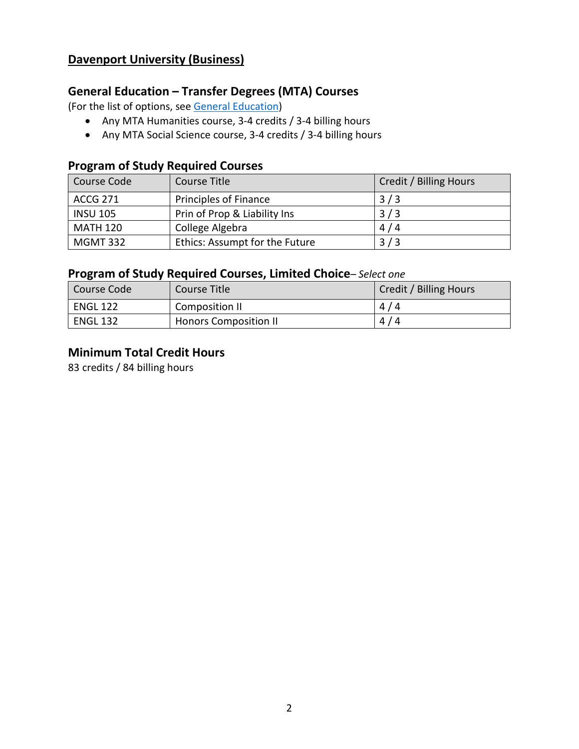## Davenport University (Business)

### General Education – Transfer Degrees (MTA) Courses

(For the list of options, see [General Education](General Education))

- Any MTA Humanities course, 3-4 credits / 3-4 billing hours
- Any MTA Social Science course, 3-4 credits / 3-4 billing hours

### Program of Study Required Courses

| Course Code | Course Title | Credit / Billing Hours |
| --- | --- | --- |
| ACCG 271 | Principles of Finance | 3 / 3 |
| INSU 105 | Prin of Prop & Liability Ins | 3 / 3 |
| MATH 120 | College Algebra | 4 / 4 |
| MGMT 332 | Ethics: Assumpt for the Future | 3 / 3 |

### Program of Study Required Courses, Limited Choice– *Select one*

| Course Code | Course Title | Credit / Billing Hours |
| --- | --- | --- |
| ENGL 122 | Composition II | 4 / 4 |
| ENGL 132 | Honors Composition II | 4 / 4 |

### Minimum Total Credit Hours

83 credits / 84 billing hours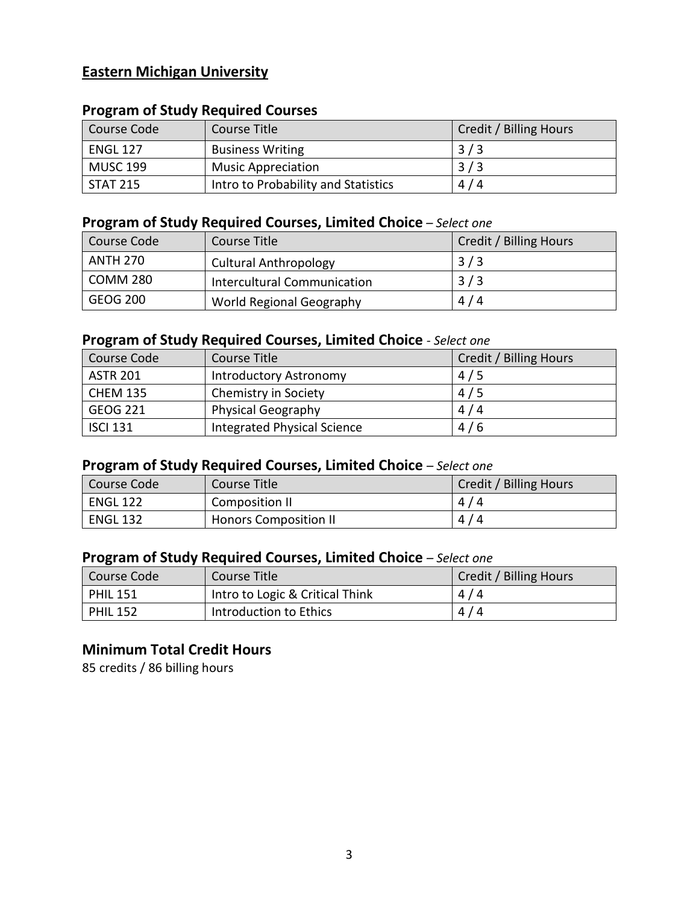## Eastern Michigan University

### Program of Study Required Courses

| Course Code | Course Title | Credit / Billing Hours |
|---|---|---|
| ENGL 127 | Business Writing | 3 / 3 |
| MUSC 199 | Music Appreciation | 3 / 3 |
| STAT 215 | Intro to Probability and Statistics | 4 / 4 |

### Program of Study Required Courses, Limited Choice – *Select one*

| Course Code | Course Title | Credit / Billing Hours |
|---|---|---|
| ANTH 270 | Cultural Anthropology | 3 / 3 |
| COMM 280 | Intercultural Communication | 3 / 3 |
| GEOG 200 | World Regional Geography | 4 / 4 |

### Program of Study Required Courses, Limited Choice - *Select one*

| Course Code | Course Title | Credit / Billing Hours |
|---|---|---|
| ASTR 201 | Introductory Astronomy | 4 / 5 |
| CHEM 135 | Chemistry in Society | 4 / 5 |
| GEOG 221 | Physical Geography | 4 / 4 |
| ISCI 131 | Integrated Physical Science | 4 / 6 |

### Program of Study Required Courses, Limited Choice – *Select one*

| Course Code | Course Title | Credit / Billing Hours |
|---|---|---|
| ENGL 122 | Composition II | 4 / 4 |
| ENGL 132 | Honors Composition II | 4 / 4 |

### Program of Study Required Courses, Limited Choice – *Select one*

| Course Code | Course Title | Credit / Billing Hours |
|---|---|---|
| PHIL 151 | Intro to Logic & Critical Think | 4 / 4 |
| PHIL 152 | Introduction to Ethics | 4 / 4 |

### Minimum Total Credit Hours

85 credits / 86 billing hours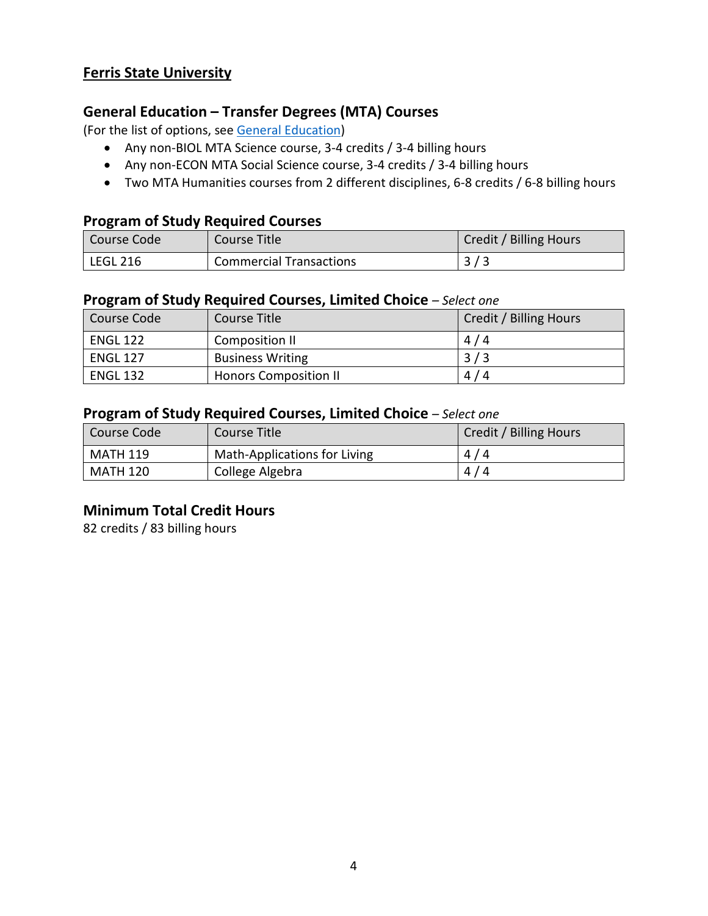## Ferris State University

### General Education – Transfer Degrees (MTA) Courses

(For the list of options, see [General Education])

- Any non-BIOL MTA Science course, 3-4 credits / 3-4 billing hours
- Any non-ECON MTA Social Science course, 3-4 credits / 3-4 billing hours
- Two MTA Humanities courses from 2 different disciplines, 6-8 credits / 6-8 billing hours

### Program of Study Required Courses

| Course Code | Course Title | Credit / Billing Hours |
|---|---|---|
| LEGL 216 | Commercial Transactions | 3 / 3 |

### Program of Study Required Courses, Limited Choice – *Select one*

| Course Code | Course Title | Credit / Billing Hours |
|---|---|---|
| ENGL 122 | Composition II | 4 / 4 |
| ENGL 127 | Business Writing | 3 / 3 |
| ENGL 132 | Honors Composition II | 4 / 4 |

### Program of Study Required Courses, Limited Choice – *Select one*

| Course Code | Course Title | Credit / Billing Hours |
|---|---|---|
| MATH 119 | Math-Applications for Living | 4 / 4 |
| MATH 120 | College Algebra | 4 / 4 |

### Minimum Total Credit Hours

82 credits / 83 billing hours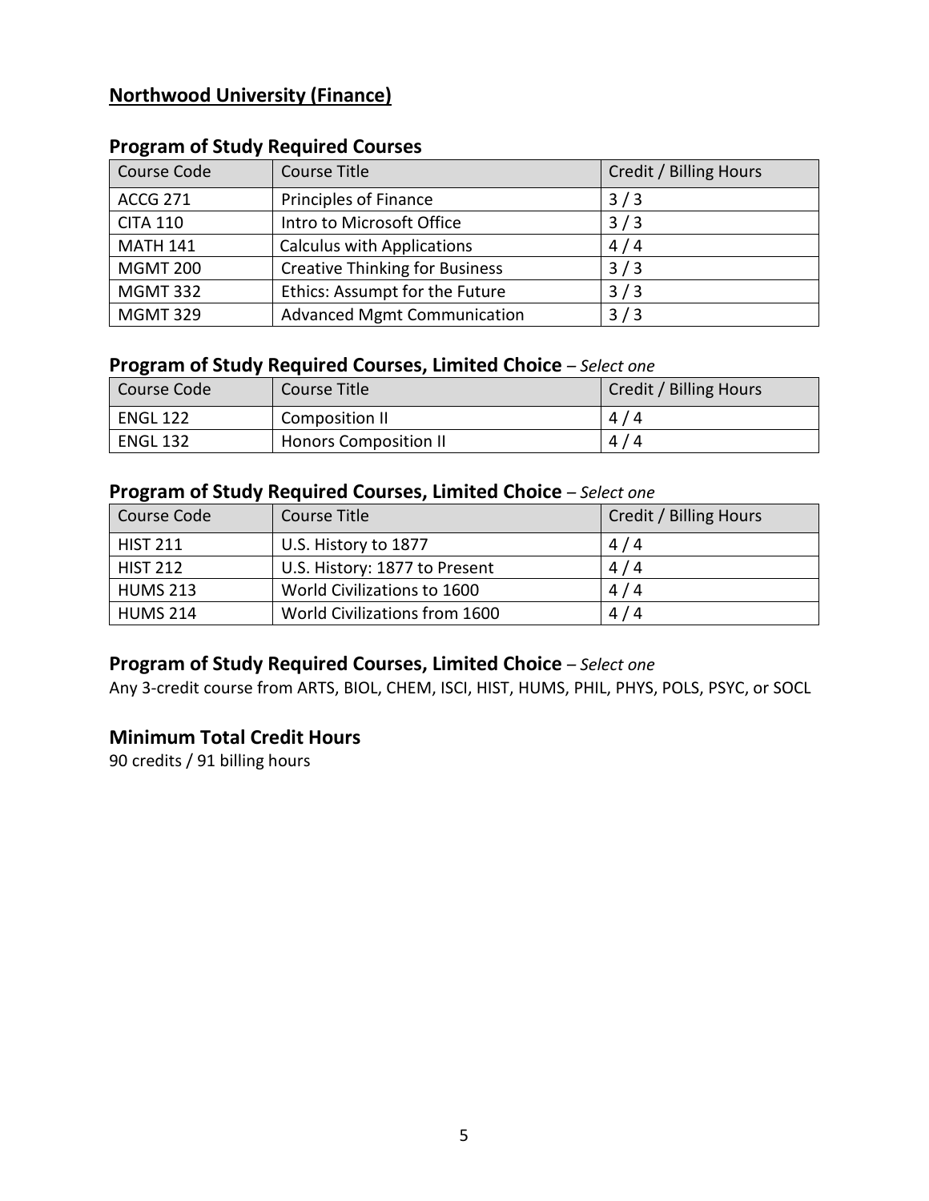## Northwood University (Finance)

### Program of Study Required Courses

| Course Code | Course Title | Credit / Billing Hours |
|---|---|---|
| ACCG 271 | Principles of Finance | 3 / 3 |
| CITA 110 | Intro to Microsoft Office | 3 / 3 |
| MATH 141 | Calculus with Applications | 4 / 4 |
| MGMT 200 | Creative Thinking for Business | 3 / 3 |
| MGMT 332 | Ethics: Assumpt for the Future | 3 / 3 |
| MGMT 329 | Advanced Mgmt Communication | 3 / 3 |

### Program of Study Required Courses, Limited Choice – *Select one*

| Course Code | Course Title | Credit / Billing Hours |
|---|---|---|
| ENGL 122 | Composition II | 4 / 4 |
| ENGL 132 | Honors Composition II | 4 / 4 |

### Program of Study Required Courses, Limited Choice – *Select one*

| Course Code | Course Title | Credit / Billing Hours |
|---|---|---|
| HIST 211 | U.S. History to 1877 | 4 / 4 |
| HIST 212 | U.S. History: 1877 to Present | 4 / 4 |
| HUMS 213 | World Civilizations to 1600 | 4 / 4 |
| HUMS 214 | World Civilizations from 1600 | 4 / 4 |

### Program of Study Required Courses, Limited Choice – *Select one*

Any 3-credit course from ARTS, BIOL, CHEM, ISCI, HIST, HUMS, PHIL, PHYS, POLS, PSYC, or SOCL

### Minimum Total Credit Hours

90 credits / 91 billing hours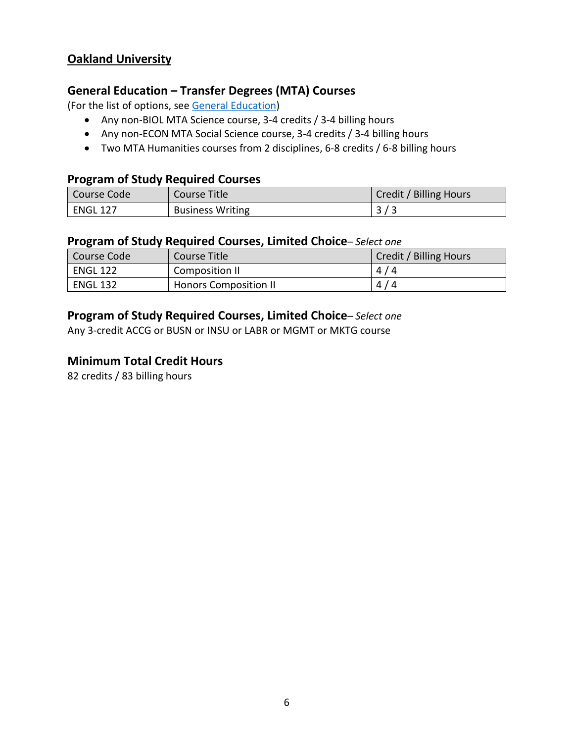## Oakland University

### General Education – Transfer Degrees (MTA) Courses

(For the list of options, see [General Education])

- Any non-BIOL MTA Science course, 3-4 credits / 3-4 billing hours
- Any non-ECON MTA Social Science course, 3-4 credits / 3-4 billing hours
- Two MTA Humanities courses from 2 disciplines, 6-8 credits / 6-8 billing hours

### Program of Study Required Courses

| Course Code | Course Title | Credit / Billing Hours |
|---|---|---|
| ENGL 127 | Business Writing | 3 / 3 |

### Program of Study Required Courses, Limited Choice– *Select one*

| Course Code | Course Title | Credit / Billing Hours |
|---|---|---|
| ENGL 122 | Composition II | 4 / 4 |
| ENGL 132 | Honors Composition II | 4 / 4 |

### Program of Study Required Courses, Limited Choice– *Select one*

Any 3-credit ACCG or BUSN or INSU or LABR or MGMT or MKTG course

### Minimum Total Credit Hours

82 credits / 83 billing hours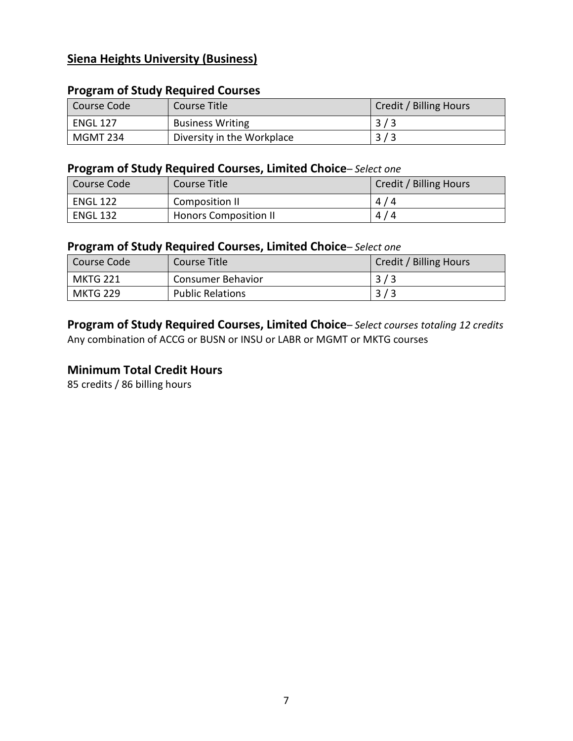## Siena Heights University (Business)

### Program of Study Required Courses

| Course Code | Course Title | Credit / Billing Hours |
|---|---|---|
| ENGL 127 | Business Writing | 3 / 3 |
| MGMT 234 | Diversity in the Workplace | 3 / 3 |

### Program of Study Required Courses, Limited Choice– *Select one*

| Course Code | Course Title | Credit / Billing Hours |
|---|---|---|
| ENGL 122 | Composition II | 4 / 4 |
| ENGL 132 | Honors Composition II | 4 / 4 |

### Program of Study Required Courses, Limited Choice– *Select one*

| Course Code | Course Title | Credit / Billing Hours |
|---|---|---|
| MKTG 221 | Consumer Behavior | 3 / 3 |
| MKTG 229 | Public Relations | 3 / 3 |

### Program of Study Required Courses, Limited Choice– *Select courses totaling 12 credits*

Any combination of ACCG or BUSN or INSU or LABR or MGMT or MKTG courses

### Minimum Total Credit Hours

85 credits / 86 billing hours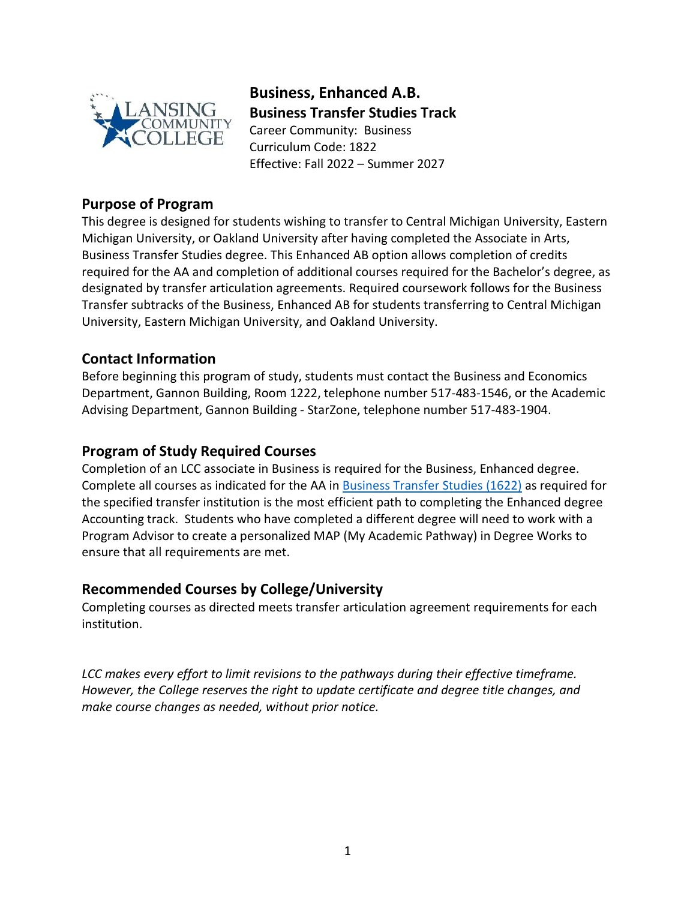# Business, Enhanced A.B.

## Business Transfer Studies Track

Career Community: Business
Curriculum Code: 1822
Effective: Fall 2022 – Summer 2027

## Purpose of Program

This degree is designed for students wishing to transfer to Central Michigan University, Eastern Michigan University, or Oakland University after having completed the Associate in Arts, Business Transfer Studies degree. This Enhanced AB option allows completion of credits required for the AA and completion of additional courses required for the Bachelor's degree, as designated by transfer articulation agreements. Required coursework follows for the Business Transfer subtracks of the Business, Enhanced AB for students transferring to Central Michigan University, Eastern Michigan University, and Oakland University.

## Contact Information

Before beginning this program of study, students must contact the Business and Economics Department, Gannon Building, Room 1222, telephone number 517-483-1546, or the Academic Advising Department, Gannon Building - StarZone, telephone number 517-483-1904.

## Program of Study Required Courses

Completion of an LCC associate in Business is required for the Business, Enhanced degree. Complete all courses as indicated for the AA in Business Transfer Studies (1622) as required for the specified transfer institution is the most efficient path to completing the Enhanced degree Accounting track. Students who have completed a different degree will need to work with a Program Advisor to create a personalized MAP (My Academic Pathway) in Degree Works to ensure that all requirements are met.

## Recommended Courses by College/University

Completing courses as directed meets transfer articulation agreement requirements for each institution.

*LCC makes every effort to limit revisions to the pathways during their effective timeframe. However, the College reserves the right to update certificate and degree title changes, and make course changes as needed, without prior notice.*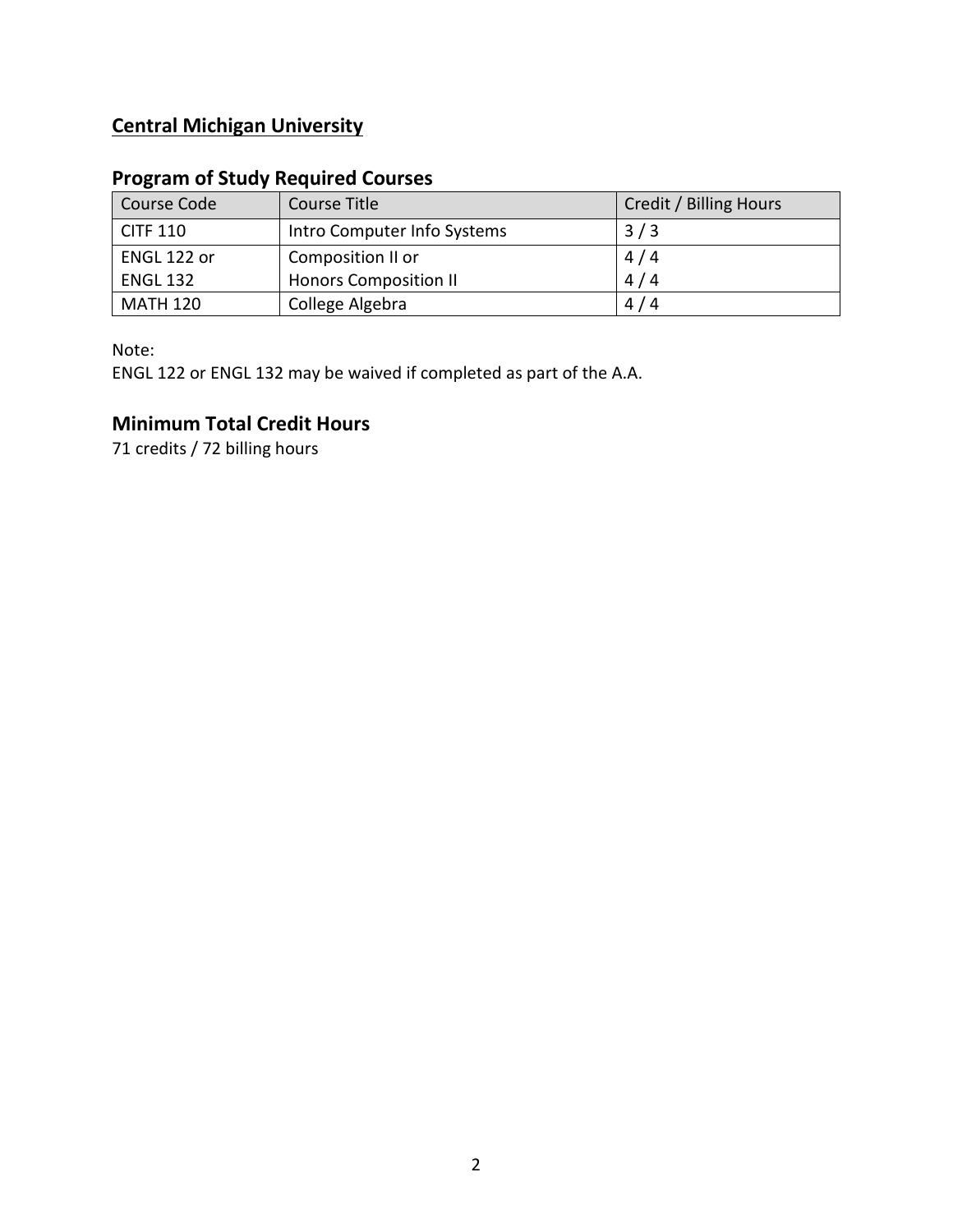## Central Michigan University

### Program of Study Required Courses

| Course Code | Course Title | Credit / Billing Hours |
| --- | --- | --- |
| CITF 110 | Intro Computer Info Systems | 3 / 3 |
| ENGL 122 or<br>ENGL 132 | Composition II or<br>Honors Composition II | 4 / 4<br>4 / 4 |
| MATH 120 | College Algebra | 4 / 4 |

Note:
ENGL 122 or ENGL 132 may be waived if completed as part of the A.A.

### Minimum Total Credit Hours

71 credits / 72 billing hours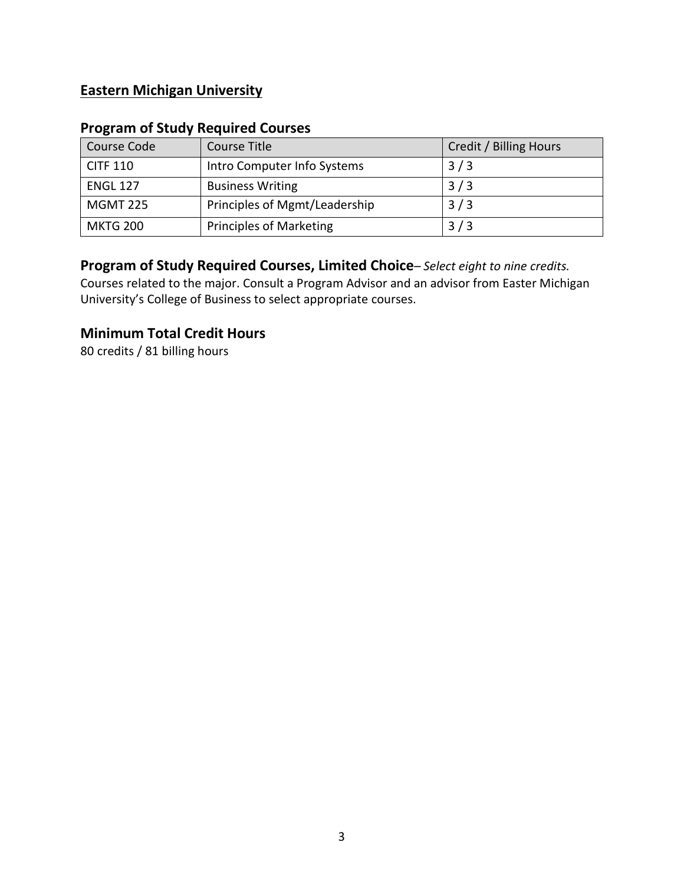## Eastern Michigan University

### Program of Study Required Courses

| Course Code | Course Title | Credit / Billing Hours |
| --- | --- | --- |
| CITF 110 | Intro Computer Info Systems | 3 / 3 |
| ENGL 127 | Business Writing | 3 / 3 |
| MGMT 225 | Principles of Mgmt/Leadership | 3 / 3 |
| MKTG 200 | Principles of Marketing | 3 / 3 |

### Program of Study Required Courses, Limited Choice– *Select eight to nine credits.*

Courses related to the major. Consult a Program Advisor and an advisor from Easter Michigan University's College of Business to select appropriate courses.

### Minimum Total Credit Hours

80 credits / 81 billing hours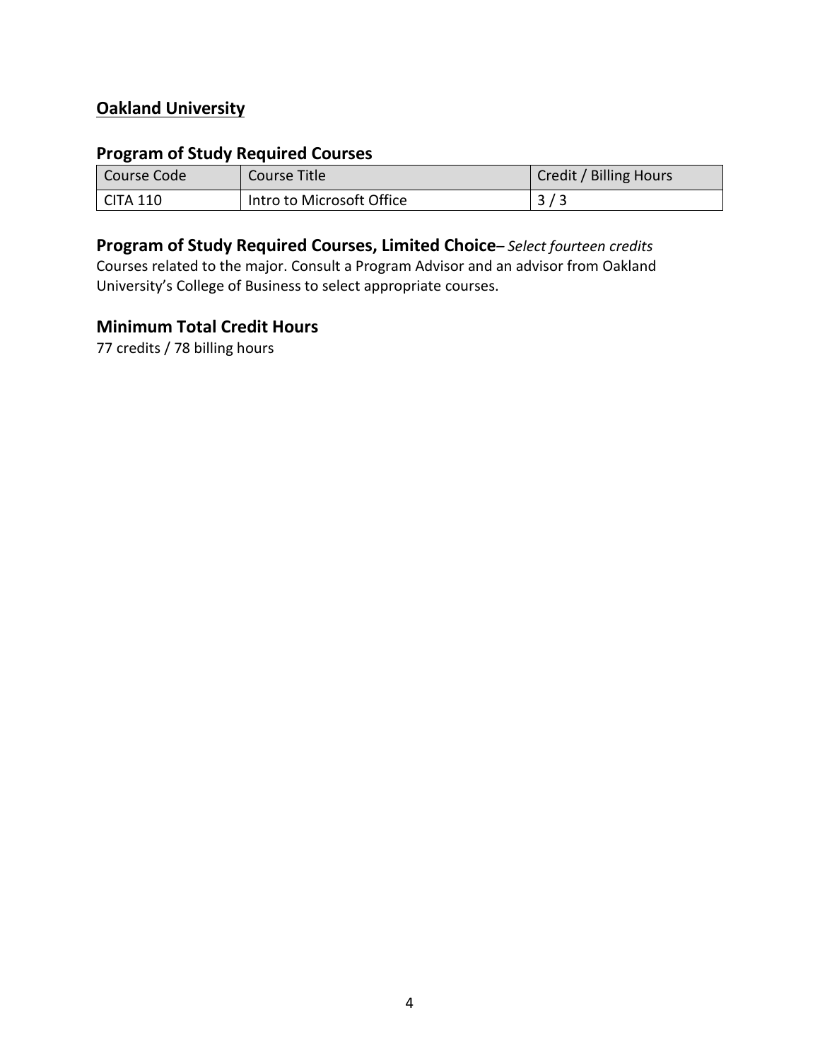## **Oakland University**

### Program of Study Required Courses

| Course Code | Course Title | Credit / Billing Hours |
|---|---|---|
| CITA 110 | Intro to Microsoft Office | 3 / 3 |

### Program of Study Required Courses, Limited Choice– *Select fourteen credits*

Courses related to the major. Consult a Program Advisor and an advisor from Oakland University's College of Business to select appropriate courses.

### Minimum Total Credit Hours

77 credits / 78 billing hours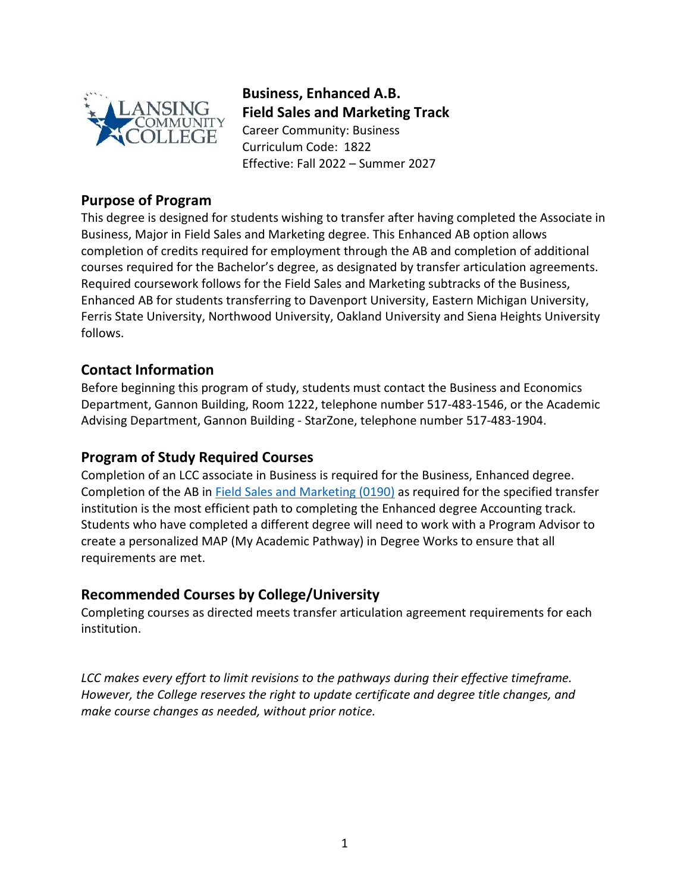**Business, Enhanced A.B.**
**Field Sales and Marketing Track**
Career Community: Business
Curriculum Code: 1822
Effective: Fall 2022 – Summer 2027

## Purpose of Program

This degree is designed for students wishing to transfer after having completed the Associate in Business, Major in Field Sales and Marketing degree. This Enhanced AB option allows completion of credits required for employment through the AB and completion of additional courses required for the Bachelor's degree, as designated by transfer articulation agreements. Required coursework follows for the Field Sales and Marketing subtracks of the Business, Enhanced AB for students transferring to Davenport University, Eastern Michigan University, Ferris State University, Northwood University, Oakland University and Siena Heights University follows.

## Contact Information

Before beginning this program of study, students must contact the Business and Economics Department, Gannon Building, Room 1222, telephone number 517-483-1546, or the Academic Advising Department, Gannon Building - StarZone, telephone number 517-483-1904.

## Program of Study Required Courses

Completion of an LCC associate in Business is required for the Business, Enhanced degree. Completion of the AB in Field Sales and Marketing (0190) as required for the specified transfer institution is the most efficient path to completing the Enhanced degree Accounting track. Students who have completed a different degree will need to work with a Program Advisor to create a personalized MAP (My Academic Pathway) in Degree Works to ensure that all requirements are met.

## Recommended Courses by College/University

Completing courses as directed meets transfer articulation agreement requirements for each institution.

*LCC makes every effort to limit revisions to the pathways during their effective timeframe. However, the College reserves the right to update certificate and degree title changes, and make course changes as needed, without prior notice.*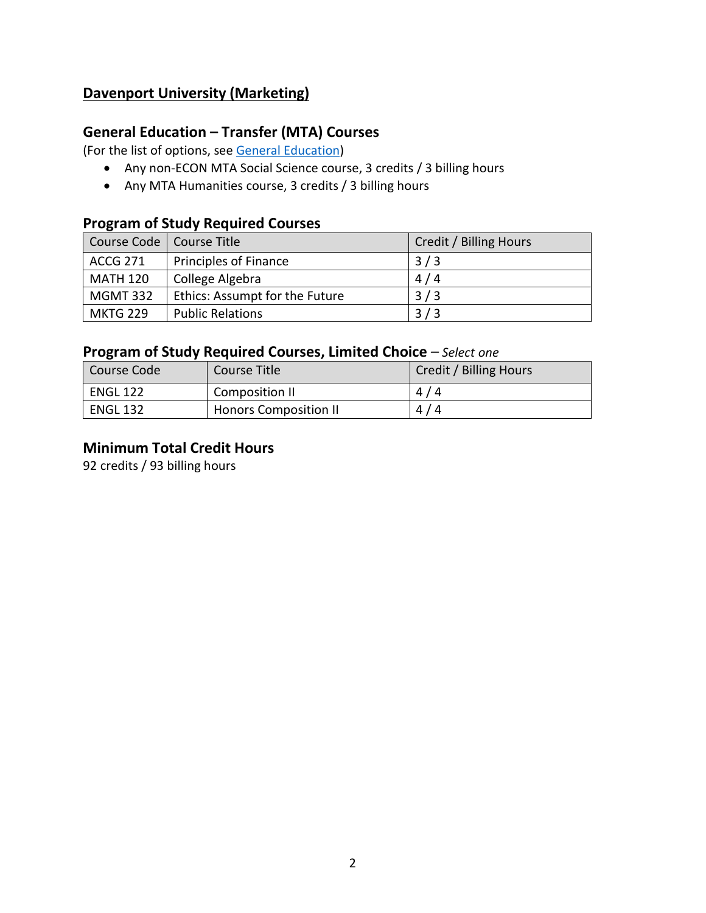## Davenport University (Marketing)

### General Education – Transfer (MTA) Courses

(For the list of options, see [General Education])

- Any non-ECON MTA Social Science course, 3 credits / 3 billing hours
- Any MTA Humanities course, 3 credits / 3 billing hours

### Program of Study Required Courses

| Course Code | Course Title | Credit / Billing Hours |
| --- | --- | --- |
| ACCG 271 | Principles of Finance | 3 / 3 |
| MATH 120 | College Algebra | 4 / 4 |
| MGMT 332 | Ethics: Assumpt for the Future | 3 / 3 |
| MKTG 229 | Public Relations | 3 / 3 |

### Program of Study Required Courses, Limited Choice – *Select one*

| Course Code | Course Title | Credit / Billing Hours |
| --- | --- | --- |
| ENGL 122 | Composition II | 4 / 4 |
| ENGL 132 | Honors Composition II | 4 / 4 |

### Minimum Total Credit Hours

92 credits / 93 billing hours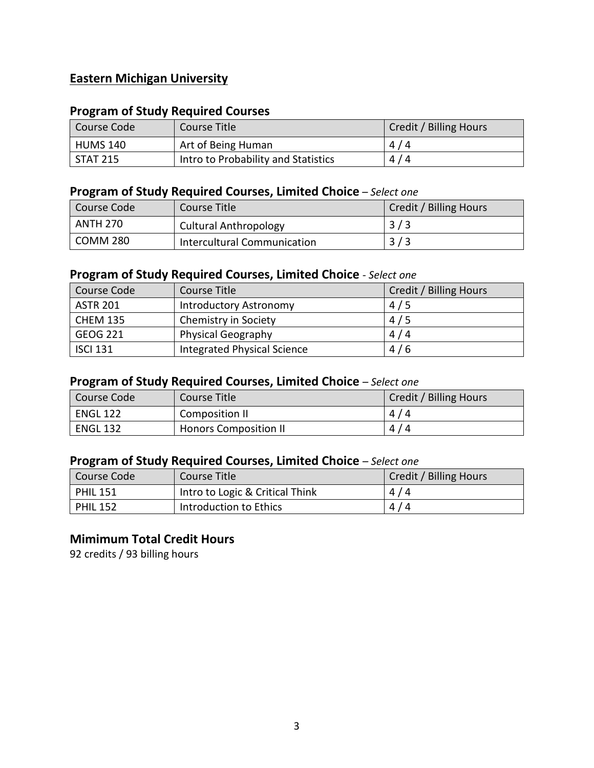## Eastern Michigan University

### Program of Study Required Courses

| Course Code | Course Title | Credit / Billing Hours |
| --- | --- | --- |
| HUMS 140 | Art of Being Human | 4 / 4 |
| STAT 215 | Intro to Probability and Statistics | 4 / 4 |

### Program of Study Required Courses, Limited Choice – *Select one*

| Course Code | Course Title | Credit / Billing Hours |
| --- | --- | --- |
| ANTH 270 | Cultural Anthropology | 3 / 3 |
| COMM 280 | Intercultural Communication | 3 / 3 |

### Program of Study Required Courses, Limited Choice - *Select one*

| Course Code | Course Title | Credit / Billing Hours |
| --- | --- | --- |
| ASTR 201 | Introductory Astronomy | 4 / 5 |
| CHEM 135 | Chemistry in Society | 4 / 5 |
| GEOG 221 | Physical Geography | 4 / 4 |
| ISCI 131 | Integrated Physical Science | 4 / 6 |

### Program of Study Required Courses, Limited Choice – *Select one*

| Course Code | Course Title | Credit / Billing Hours |
| --- | --- | --- |
| ENGL 122 | Composition II | 4 / 4 |
| ENGL 132 | Honors Composition II | 4 / 4 |

### Program of Study Required Courses, Limited Choice – *Select one*

| Course Code | Course Title | Credit / Billing Hours |
| --- | --- | --- |
| PHIL 151 | Intro to Logic & Critical Think | 4 / 4 |
| PHIL 152 | Introduction to Ethics | 4 / 4 |

### Mimimum Total Credit Hours

92 credits / 93 billing hours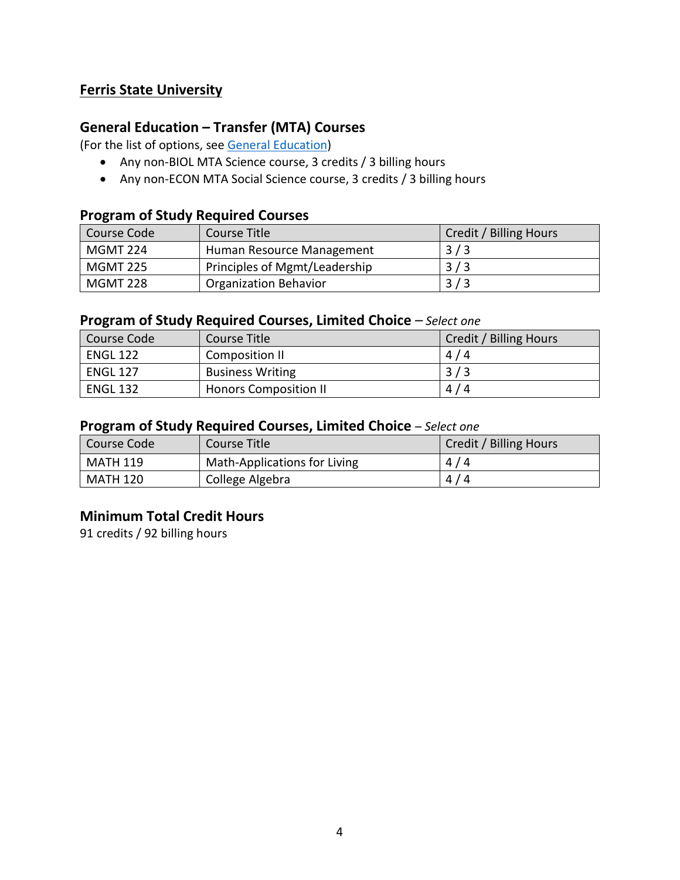## Ferris State University

### General Education – Transfer (MTA) Courses

(For the list of options, see General Education)

- Any non-BIOL MTA Science course, 3 credits / 3 billing hours
- Any non-ECON MTA Social Science course, 3 credits / 3 billing hours

### Program of Study Required Courses

| Course Code | Course Title | Credit / Billing Hours |
|---|---|---|
| MGMT 224 | Human Resource Management | 3 / 3 |
| MGMT 225 | Principles of Mgmt/Leadership | 3 / 3 |
| MGMT 228 | Organization Behavior | 3 / 3 |

### Program of Study Required Courses, Limited Choice – *Select one*

| Course Code | Course Title | Credit / Billing Hours |
|---|---|---|
| ENGL 122 | Composition II | 4 / 4 |
| ENGL 127 | Business Writing | 3 / 3 |
| ENGL 132 | Honors Composition II | 4 / 4 |

### Program of Study Required Courses, Limited Choice – *Select one*

| Course Code | Course Title | Credit / Billing Hours |
|---|---|---|
| MATH 119 | Math-Applications for Living | 4 / 4 |
| MATH 120 | College Algebra | 4 / 4 |

### Minimum Total Credit Hours

91 credits / 92 billing hours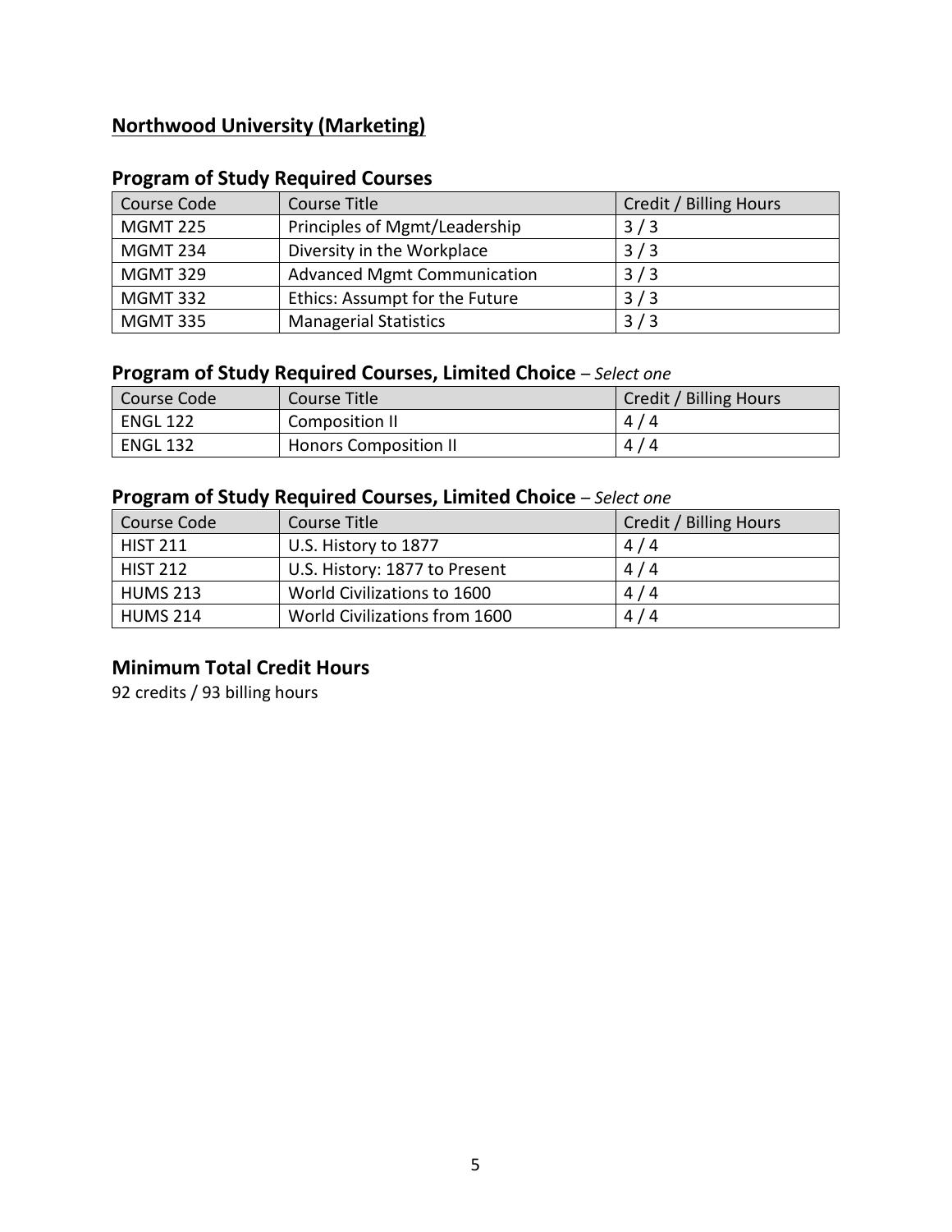**Northwood University (Marketing)**

## Program of Study Required Courses

| Course Code | Course Title | Credit / Billing Hours |
|---|---|---|
| MGMT 225 | Principles of Mgmt/Leadership | 3 / 3 |
| MGMT 234 | Diversity in the Workplace | 3 / 3 |
| MGMT 329 | Advanced Mgmt Communication | 3 / 3 |
| MGMT 332 | Ethics: Assumpt for the Future | 3 / 3 |
| MGMT 335 | Managerial Statistics | 3 / 3 |

## Program of Study Required Courses, Limited Choice – *Select one*

| Course Code | Course Title | Credit / Billing Hours |
|---|---|---|
| ENGL 122 | Composition II | 4 / 4 |
| ENGL 132 | Honors Composition II | 4 / 4 |

## Program of Study Required Courses, Limited Choice – *Select one*

| Course Code | Course Title | Credit / Billing Hours |
|---|---|---|
| HIST 211 | U.S. History to 1877 | 4 / 4 |
| HIST 212 | U.S. History: 1877 to Present | 4 / 4 |
| HUMS 213 | World Civilizations to 1600 | 4 / 4 |
| HUMS 214 | World Civilizations from 1600 | 4 / 4 |

## Minimum Total Credit Hours

92 credits / 93 billing hours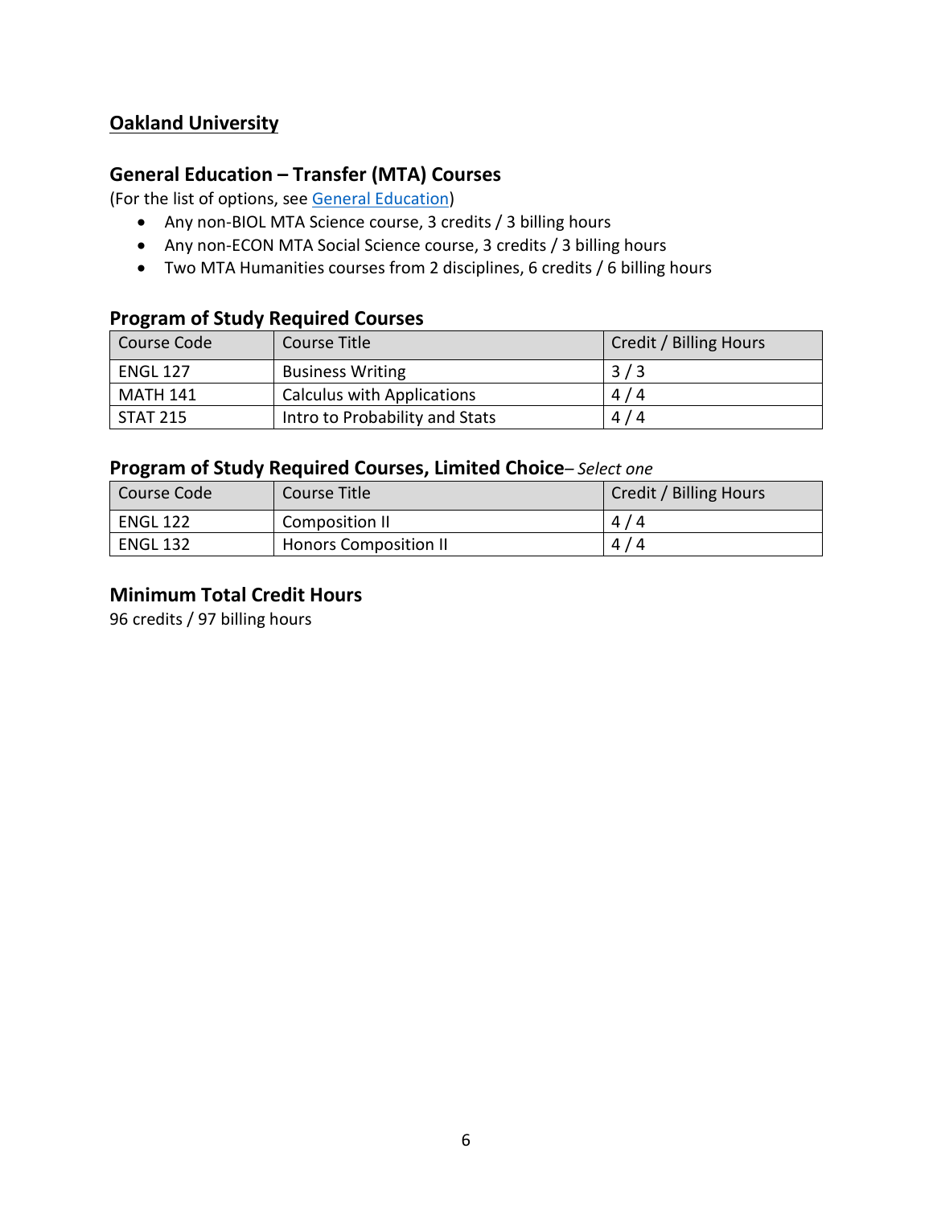## Oakland University

### General Education – Transfer (MTA) Courses

(For the list of options, see [General Education])

- Any non-BIOL MTA Science course, 3 credits / 3 billing hours
- Any non-ECON MTA Social Science course, 3 credits / 3 billing hours
- Two MTA Humanities courses from 2 disciplines, 6 credits / 6 billing hours

### Program of Study Required Courses

| Course Code | Course Title | Credit / Billing Hours |
|---|---|---|
| ENGL 127 | Business Writing | 3 / 3 |
| MATH 141 | Calculus with Applications | 4 / 4 |
| STAT 215 | Intro to Probability and Stats | 4 / 4 |

### Program of Study Required Courses, Limited Choice– *Select one*

| Course Code | Course Title | Credit / Billing Hours |
|---|---|---|
| ENGL 122 | Composition II | 4 / 4 |
| ENGL 132 | Honors Composition II | 4 / 4 |

### Minimum Total Credit Hours

96 credits / 97 billing hours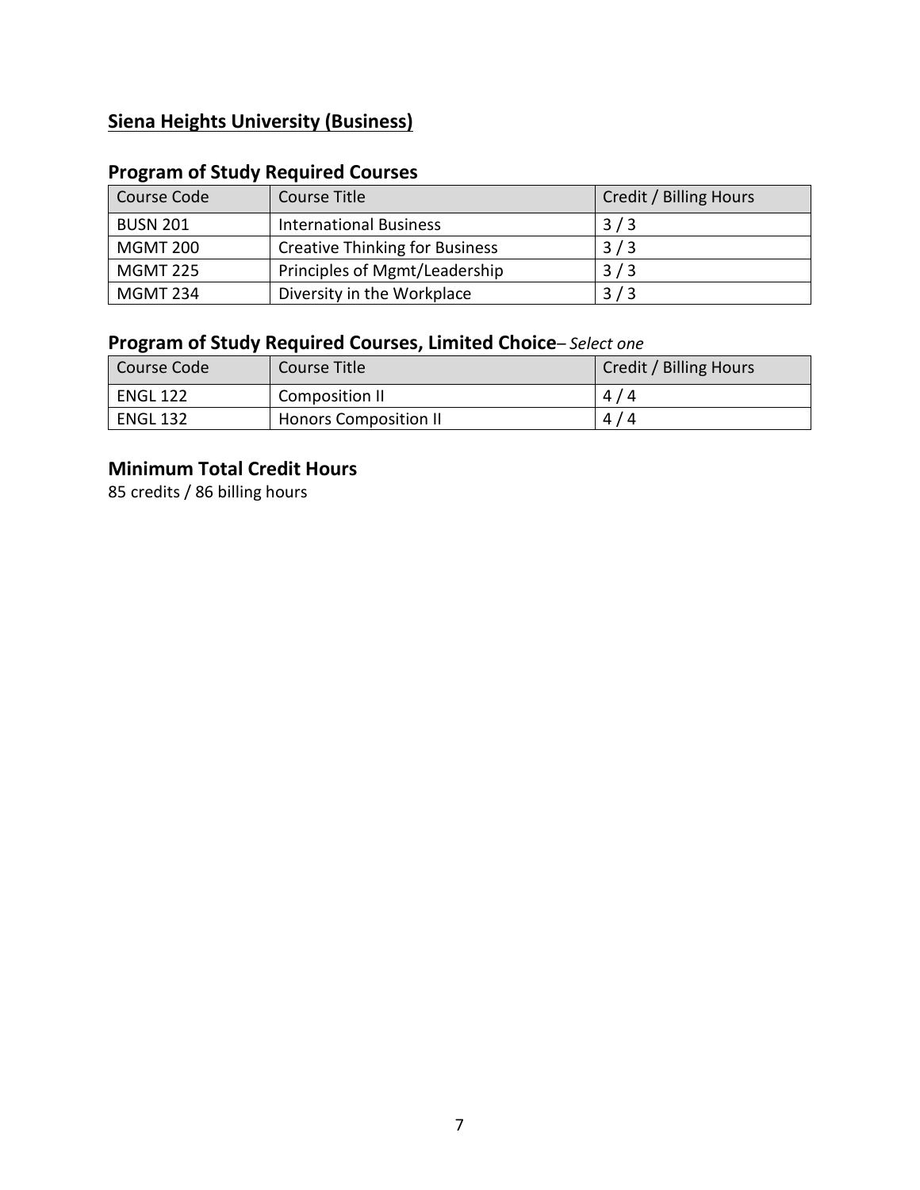## Siena Heights University (Business)

### Program of Study Required Courses

| Course Code | Course Title | Credit / Billing Hours |
|---|---|---|
| BUSN 201 | International Business | 3 / 3 |
| MGMT 200 | Creative Thinking for Business | 3 / 3 |
| MGMT 225 | Principles of Mgmt/Leadership | 3 / 3 |
| MGMT 234 | Diversity in the Workplace | 3 / 3 |

### Program of Study Required Courses, Limited Choice– *Select one*

| Course Code | Course Title | Credit / Billing Hours |
|---|---|---|
| ENGL 122 | Composition II | 4 / 4 |
| ENGL 132 | Honors Composition II | 4 / 4 |

### Minimum Total Credit Hours

85 credits / 86 billing hours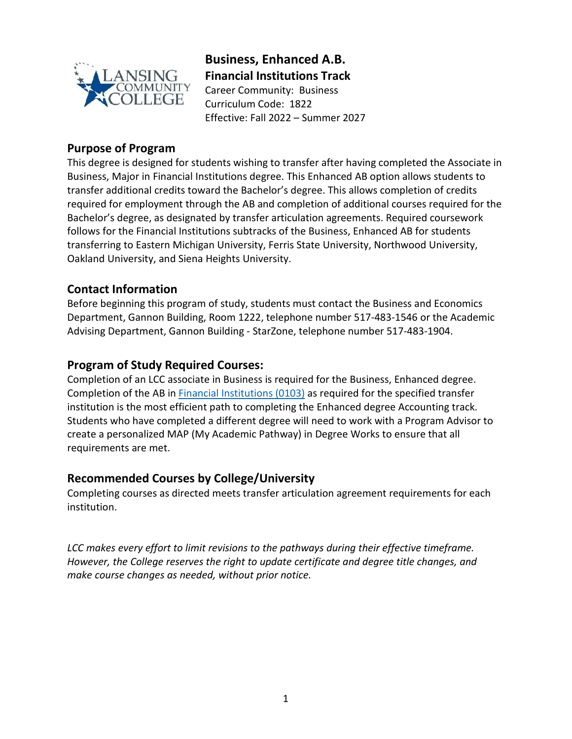# Business, Enhanced A.B.

**Financial Institutions Track**

Career Community: Business
Curriculum Code: 1822
Effective: Fall 2022 – Summer 2027

## Purpose of Program

This degree is designed for students wishing to transfer after having completed the Associate in Business, Major in Financial Institutions degree. This Enhanced AB option allows students to transfer additional credits toward the Bachelor's degree. This allows completion of credits required for employment through the AB and completion of additional courses required for the Bachelor's degree, as designated by transfer articulation agreements. Required coursework follows for the Financial Institutions subtracks of the Business, Enhanced AB for students transferring to Eastern Michigan University, Ferris State University, Northwood University, Oakland University, and Siena Heights University.

## Contact Information

Before beginning this program of study, students must contact the Business and Economics Department, Gannon Building, Room 1222, telephone number 517-483-1546 or the Academic Advising Department, Gannon Building - StarZone, telephone number 517-483-1904.

## Program of Study Required Courses:

Completion of an LCC associate in Business is required for the Business, Enhanced degree. Completion of the AB in Financial Institutions (0103) as required for the specified transfer institution is the most efficient path to completing the Enhanced degree Accounting track. Students who have completed a different degree will need to work with a Program Advisor to create a personalized MAP (My Academic Pathway) in Degree Works to ensure that all requirements are met.

## Recommended Courses by College/University

Completing courses as directed meets transfer articulation agreement requirements for each institution.

*LCC makes every effort to limit revisions to the pathways during their effective timeframe. However, the College reserves the right to update certificate and degree title changes, and make course changes as needed, without prior notice.*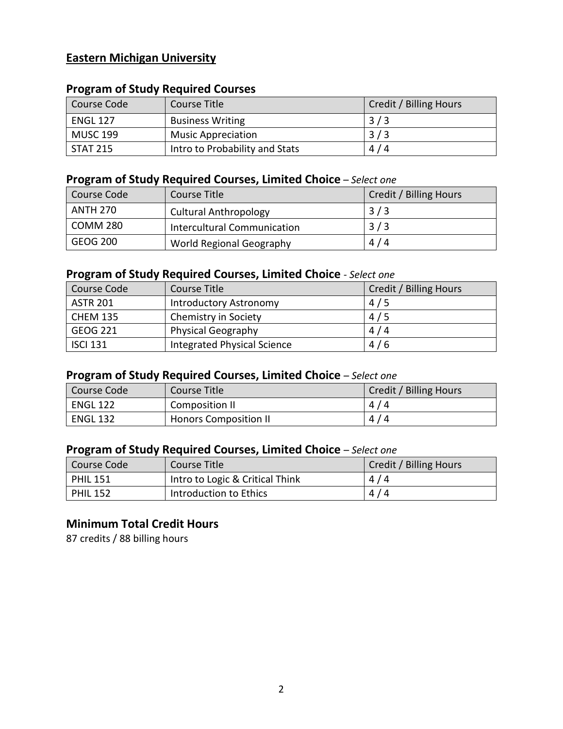## Eastern Michigan University

### Program of Study Required Courses

| Course Code | Course Title | Credit / Billing Hours |
| --- | --- | --- |
| ENGL 127 | Business Writing | 3 / 3 |
| MUSC 199 | Music Appreciation | 3 / 3 |
| STAT 215 | Intro to Probability and Stats | 4 / 4 |

### Program of Study Required Courses, Limited Choice – *Select one*

| Course Code | Course Title | Credit / Billing Hours |
| --- | --- | --- |
| ANTH 270 | Cultural Anthropology | 3 / 3 |
| COMM 280 | Intercultural Communication | 3 / 3 |
| GEOG 200 | World Regional Geography | 4 / 4 |

### Program of Study Required Courses, Limited Choice - *Select one*

| Course Code | Course Title | Credit / Billing Hours |
| --- | --- | --- |
| ASTR 201 | Introductory Astronomy | 4 / 5 |
| CHEM 135 | Chemistry in Society | 4 / 5 |
| GEOG 221 | Physical Geography | 4 / 4 |
| ISCI 131 | Integrated Physical Science | 4 / 6 |

### Program of Study Required Courses, Limited Choice – *Select one*

| Course Code | Course Title | Credit / Billing Hours |
| --- | --- | --- |
| ENGL 122 | Composition II | 4 / 4 |
| ENGL 132 | Honors Composition II | 4 / 4 |

### Program of Study Required Courses, Limited Choice – *Select one*

| Course Code | Course Title | Credit / Billing Hours |
| --- | --- | --- |
| PHIL 151 | Intro to Logic & Critical Think | 4 / 4 |
| PHIL 152 | Introduction to Ethics | 4 / 4 |

### Minimum Total Credit Hours

87 credits / 88 billing hours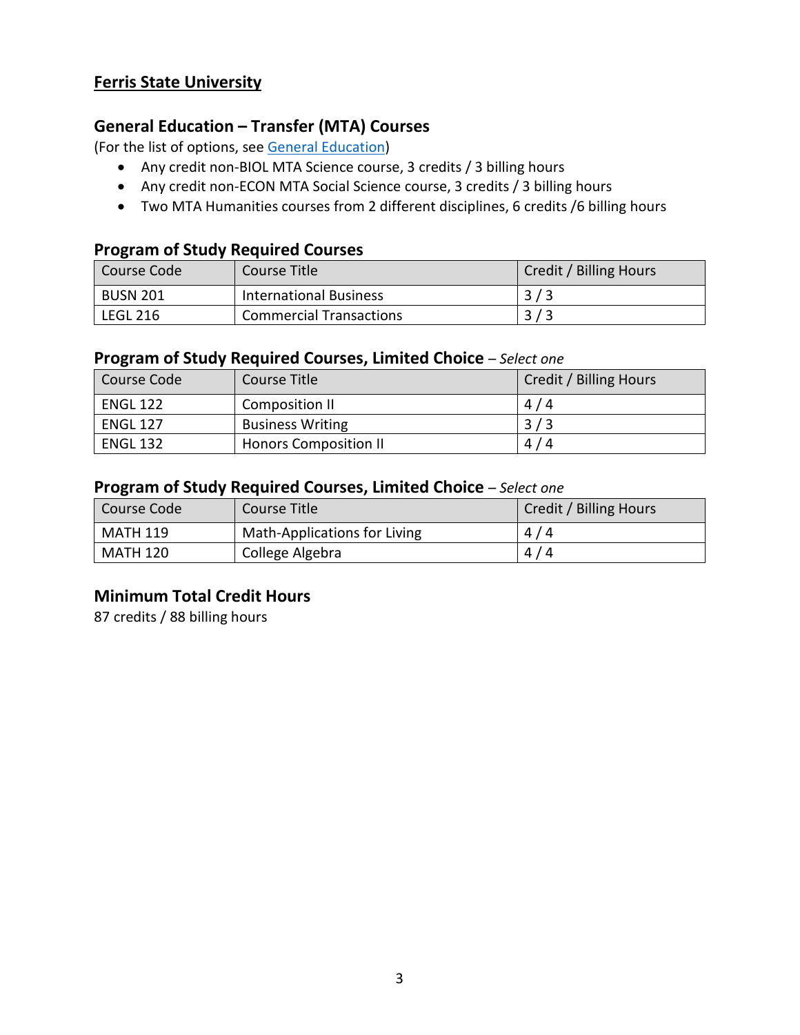## Ferris State University

### General Education – Transfer (MTA) Courses

(For the list of options, see General Education)

- Any credit non-BIOL MTA Science course, 3 credits / 3 billing hours
- Any credit non-ECON MTA Social Science course, 3 credits / 3 billing hours
- Two MTA Humanities courses from 2 different disciplines, 6 credits /6 billing hours

### Program of Study Required Courses

| Course Code | Course Title | Credit / Billing Hours |
|---|---|---|
| BUSN 201 | International Business | 3 / 3 |
| LEGL 216 | Commercial Transactions | 3 / 3 |

### Program of Study Required Courses, Limited Choice – *Select one*

| Course Code | Course Title | Credit / Billing Hours |
|---|---|---|
| ENGL 122 | Composition II | 4 / 4 |
| ENGL 127 | Business Writing | 3 / 3 |
| ENGL 132 | Honors Composition II | 4 / 4 |

### Program of Study Required Courses, Limited Choice – *Select one*

| Course Code | Course Title | Credit / Billing Hours |
|---|---|---|
| MATH 119 | Math-Applications for Living | 4 / 4 |
| MATH 120 | College Algebra | 4 / 4 |

### Minimum Total Credit Hours

87 credits / 88 billing hours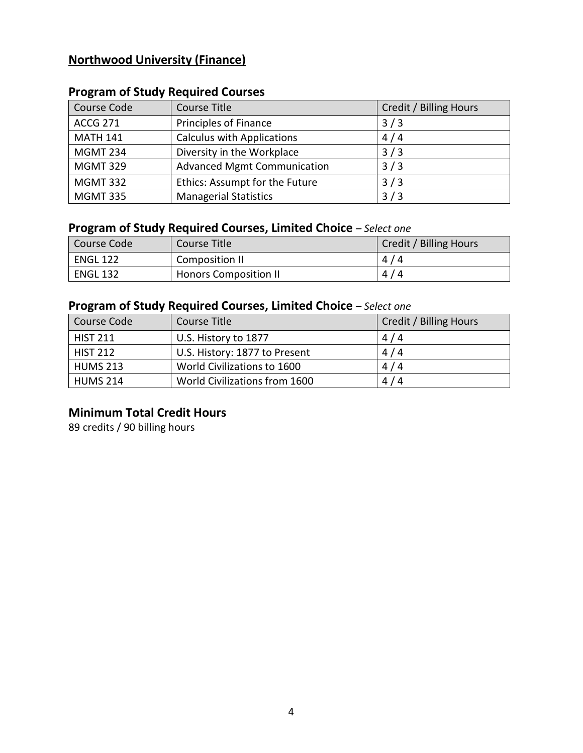## Northwood University (Finance)

### Program of Study Required Courses

| Course Code | Course Title | Credit / Billing Hours |
|---|---|---|
| ACCG 271 | Principles of Finance | 3 / 3 |
| MATH 141 | Calculus with Applications | 4 / 4 |
| MGMT 234 | Diversity in the Workplace | 3 / 3 |
| MGMT 329 | Advanced Mgmt Communication | 3 / 3 |
| MGMT 332 | Ethics: Assumpt for the Future | 3 / 3 |
| MGMT 335 | Managerial Statistics | 3 / 3 |

### Program of Study Required Courses, Limited Choice – *Select one*

| Course Code | Course Title | Credit / Billing Hours |
|---|---|---|
| ENGL 122 | Composition II | 4 / 4 |
| ENGL 132 | Honors Composition II | 4 / 4 |

### Program of Study Required Courses, Limited Choice – *Select one*

| Course Code | Course Title | Credit / Billing Hours |
|---|---|---|
| HIST 211 | U.S. History to 1877 | 4 / 4 |
| HIST 212 | U.S. History: 1877 to Present | 4 / 4 |
| HUMS 213 | World Civilizations to 1600 | 4 / 4 |
| HUMS 214 | World Civilizations from 1600 | 4 / 4 |

### Minimum Total Credit Hours

89 credits / 90 billing hours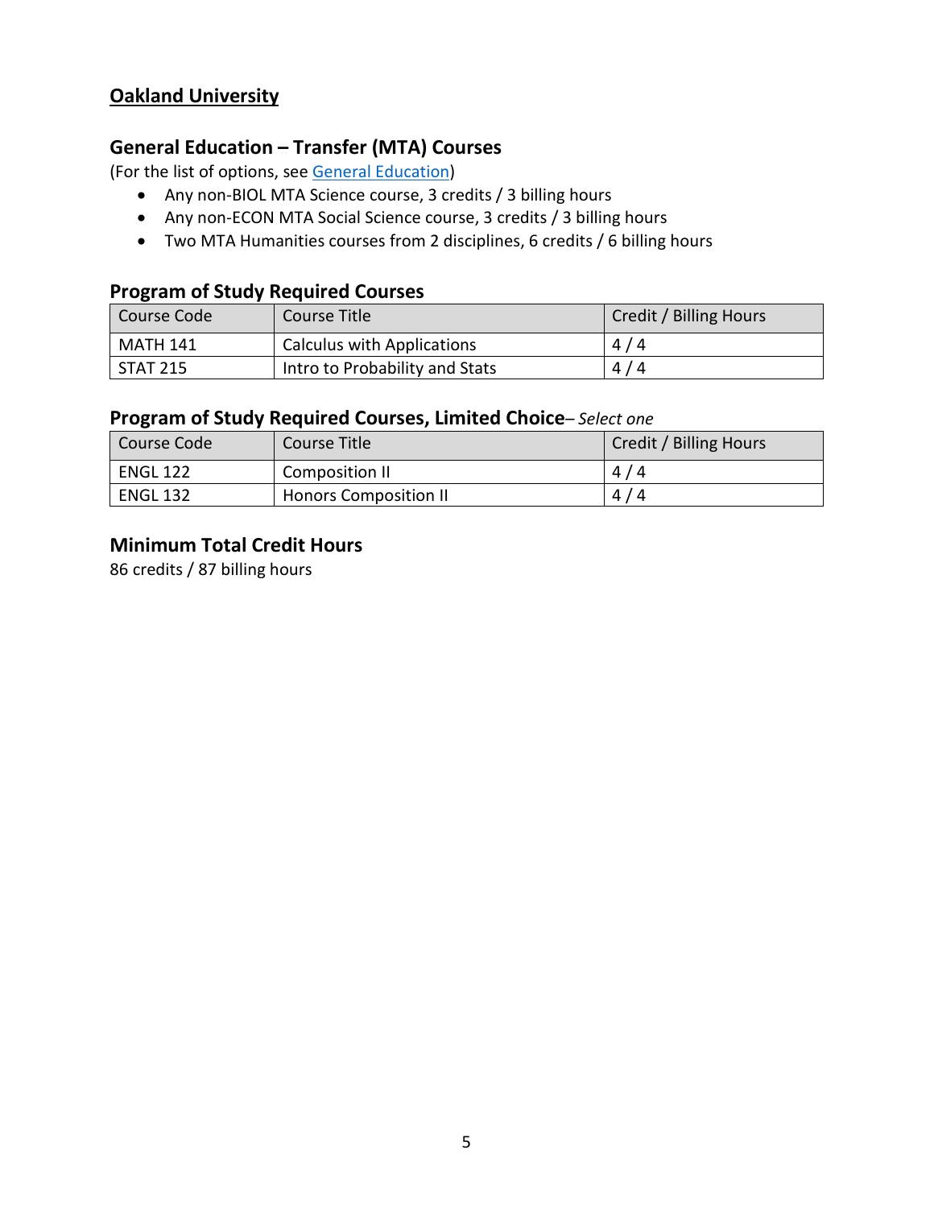## Oakland University

### General Education – Transfer (MTA) Courses

(For the list of options, see [General Education](General Education))

- Any non-BIOL MTA Science course, 3 credits / 3 billing hours
- Any non-ECON MTA Social Science course, 3 credits / 3 billing hours
- Two MTA Humanities courses from 2 disciplines, 6 credits / 6 billing hours

### Program of Study Required Courses

| Course Code | Course Title | Credit / Billing Hours |
|---|---|---|
| MATH 141 | Calculus with Applications | 4 / 4 |
| STAT 215 | Intro to Probability and Stats | 4 / 4 |

### Program of Study Required Courses, Limited Choice– *Select one*

| Course Code | Course Title | Credit / Billing Hours |
|---|---|---|
| ENGL 122 | Composition II | 4 / 4 |
| ENGL 132 | Honors Composition II | 4 / 4 |

### Minimum Total Credit Hours

86 credits / 87 billing hours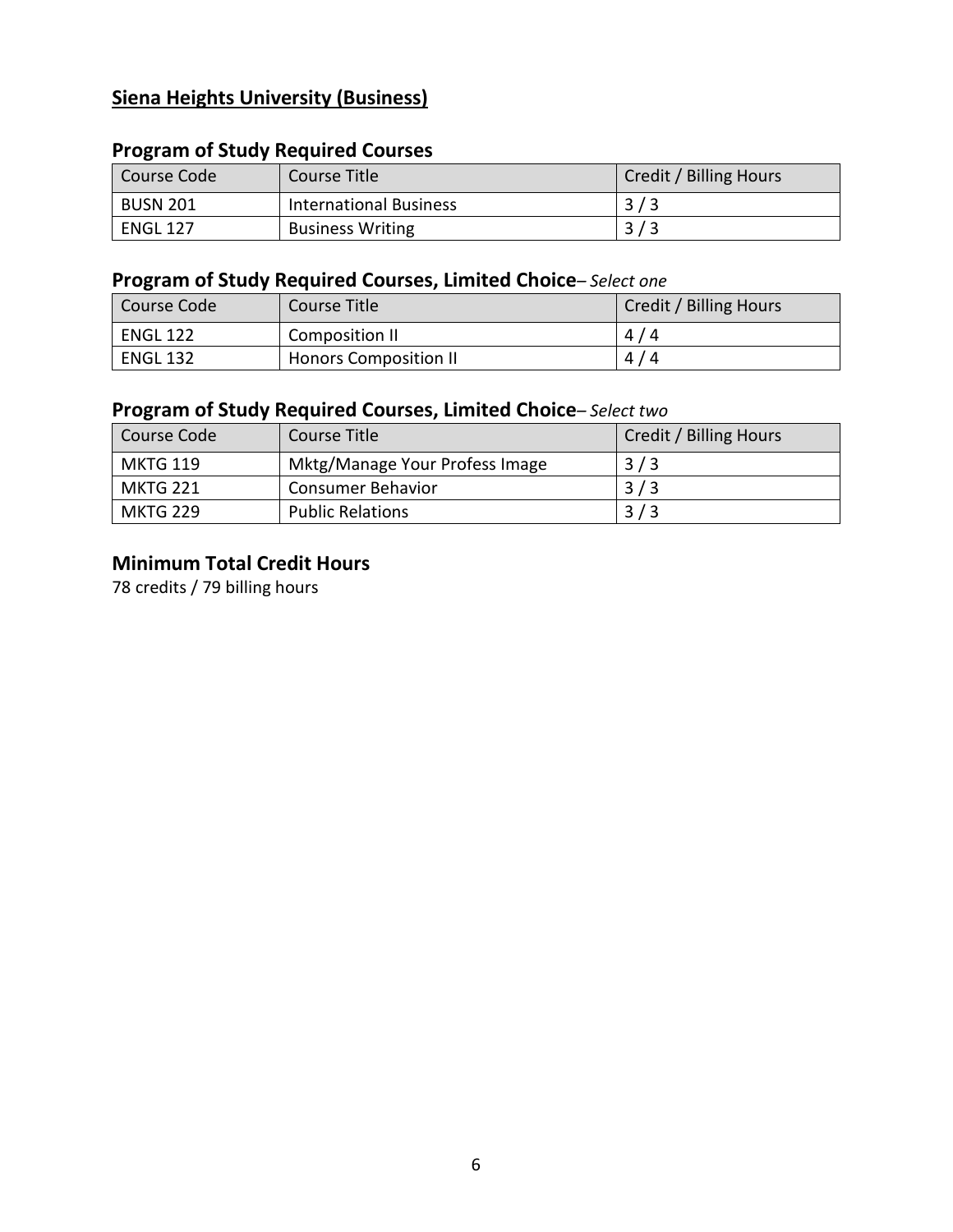## **Siena Heights University (Business)**

### Program of Study Required Courses

| Course Code | Course Title | Credit / Billing Hours |
| --- | --- | --- |
| BUSN 201 | International Business | 3 / 3 |
| ENGL 127 | Business Writing | 3 / 3 |

### Program of Study Required Courses, Limited Choice– *Select one*

| Course Code | Course Title | Credit / Billing Hours |
| --- | --- | --- |
| ENGL 122 | Composition II | 4 / 4 |
| ENGL 132 | Honors Composition II | 4 / 4 |

### Program of Study Required Courses, Limited Choice– *Select two*

| Course Code | Course Title | Credit / Billing Hours |
| --- | --- | --- |
| MKTG 119 | Mktg/Manage Your Profess Image | 3 / 3 |
| MKTG 221 | Consumer Behavior | 3 / 3 |
| MKTG 229 | Public Relations | 3 / 3 |

### Minimum Total Credit Hours

78 credits / 79 billing hours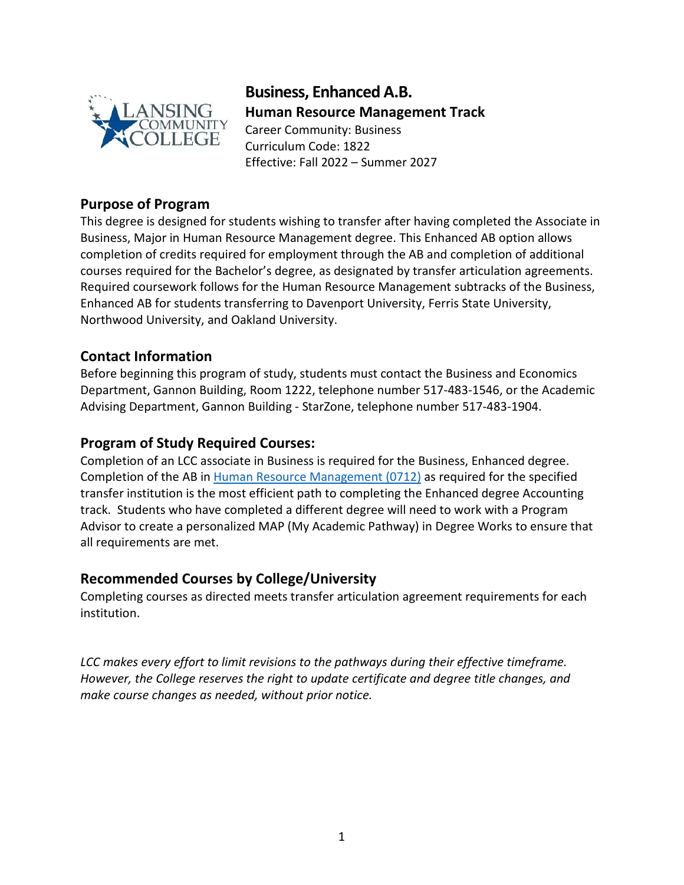# Business, Enhanced A.B.

## Human Resource Management Track

Career Community: Business
Curriculum Code: 1822
Effective: Fall 2022 – Summer 2027

## Purpose of Program

This degree is designed for students wishing to transfer after having completed the Associate in Business, Major in Human Resource Management degree. This Enhanced AB option allows completion of credits required for employment through the AB and completion of additional courses required for the Bachelor's degree, as designated by transfer articulation agreements. Required coursework follows for the Human Resource Management subtracks of the Business, Enhanced AB for students transferring to Davenport University, Ferris State University, Northwood University, and Oakland University.

## Contact Information

Before beginning this program of study, students must contact the Business and Economics Department, Gannon Building, Room 1222, telephone number 517-483-1546, or the Academic Advising Department, Gannon Building - StarZone, telephone number 517-483-1904.

## Program of Study Required Courses:

Completion of an LCC associate in Business is required for the Business, Enhanced degree. Completion of the AB in Human Resource Management (0712) as required for the specified transfer institution is the most efficient path to completing the Enhanced degree Accounting track. Students who have completed a different degree will need to work with a Program Advisor to create a personalized MAP (My Academic Pathway) in Degree Works to ensure that all requirements are met.

## Recommended Courses by College/University

Completing courses as directed meets transfer articulation agreement requirements for each institution.

*LCC makes every effort to limit revisions to the pathways during their effective timeframe. However, the College reserves the right to update certificate and degree title changes, and make course changes as needed, without prior notice.*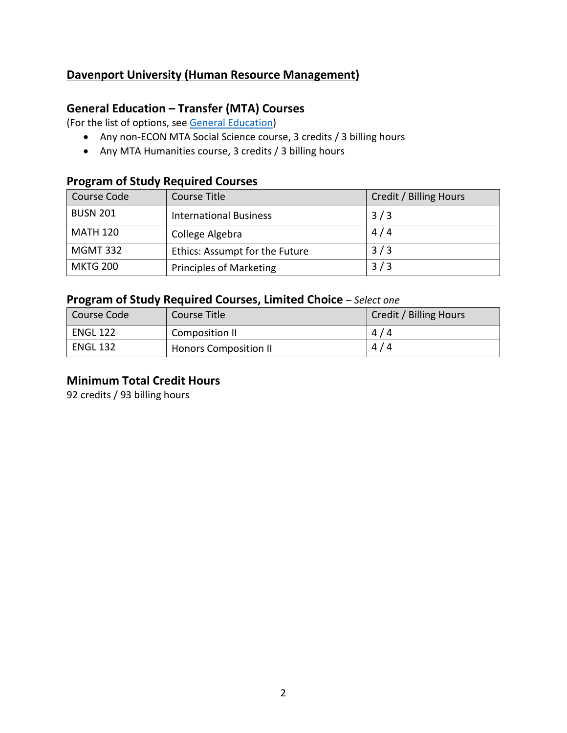## Davenport University (Human Resource Management)

### General Education – Transfer (MTA) Courses

(For the list of options, see General Education)

- Any non-ECON MTA Social Science course, 3 credits / 3 billing hours
- Any MTA Humanities course, 3 credits / 3 billing hours

### Program of Study Required Courses

| Course Code | Course Title | Credit / Billing Hours |
|---|---|---|
| BUSN 201 | International Business | 3 / 3 |
| MATH 120 | College Algebra | 4 / 4 |
| MGMT 332 | Ethics: Assumpt for the Future | 3 / 3 |
| MKTG 200 | Principles of Marketing | 3 / 3 |

### Program of Study Required Courses, Limited Choice – *Select one*

| Course Code | Course Title | Credit / Billing Hours |
|---|---|---|
| ENGL 122 | Composition II | 4 / 4 |
| ENGL 132 | Honors Composition II | 4 / 4 |

### Minimum Total Credit Hours

92 credits / 93 billing hours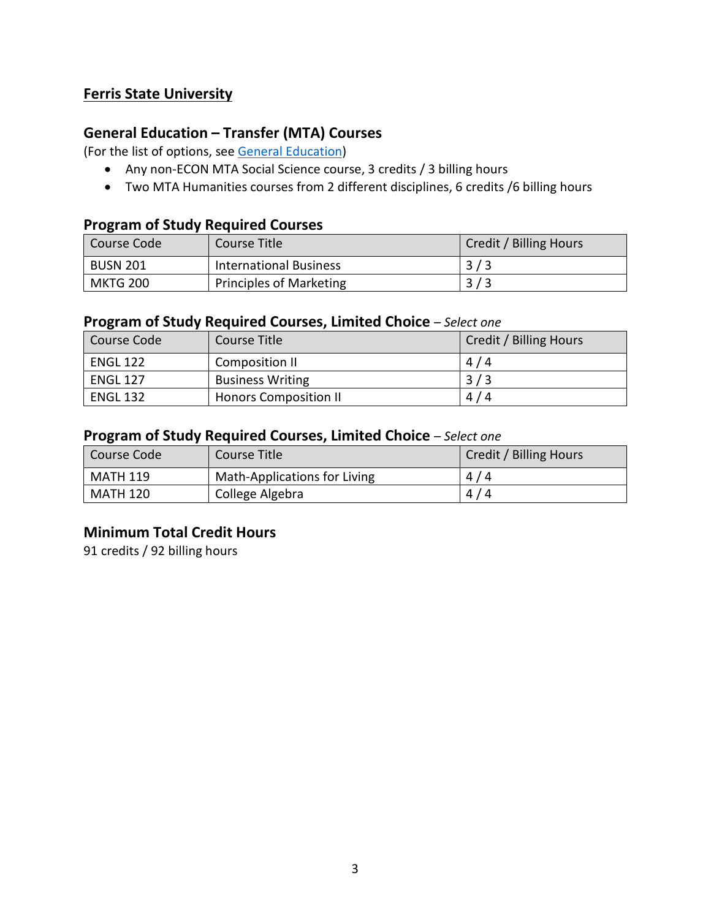## **Ferris State University**

### General Education – Transfer (MTA) Courses

(For the list of options, see [General Education])

- Any non-ECON MTA Social Science course, 3 credits / 3 billing hours
- Two MTA Humanities courses from 2 different disciplines, 6 credits /6 billing hours

### Program of Study Required Courses

| Course Code | Course Title | Credit / Billing Hours |
|---|---|---|
| BUSN 201 | International Business | 3 / 3 |
| MKTG 200 | Principles of Marketing | 3 / 3 |

### Program of Study Required Courses, Limited Choice – *Select one*

| Course Code | Course Title | Credit / Billing Hours |
|---|---|---|
| ENGL 122 | Composition II | 4 / 4 |
| ENGL 127 | Business Writing | 3 / 3 |
| ENGL 132 | Honors Composition II | 4 / 4 |

### Program of Study Required Courses, Limited Choice – *Select one*

| Course Code | Course Title | Credit / Billing Hours |
|---|---|---|
| MATH 119 | Math-Applications for Living | 4 / 4 |
| MATH 120 | College Algebra | 4 / 4 |

### Minimum Total Credit Hours

91 credits / 92 billing hours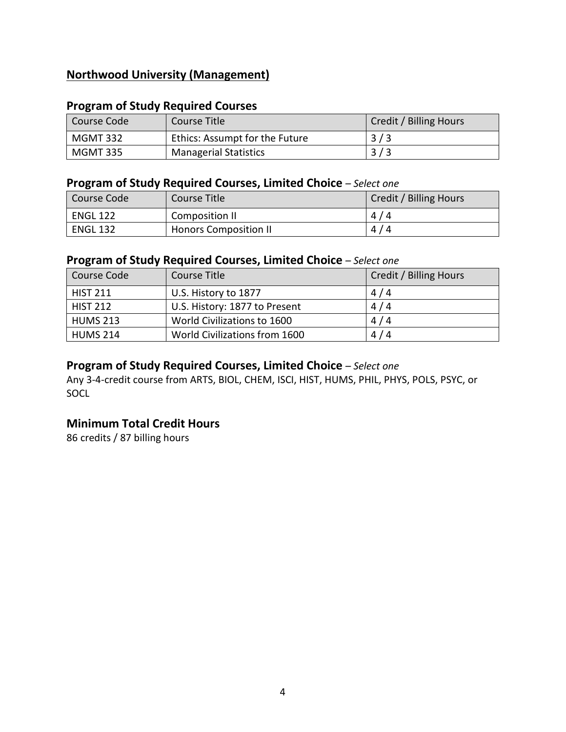## **Northwood University (Management)**

### Program of Study Required Courses

| Course Code | Course Title | Credit / Billing Hours |
|---|---|---|
| MGMT 332 | Ethics: Assumpt for the Future | 3 / 3 |
| MGMT 335 | Managerial Statistics | 3 / 3 |

### Program of Study Required Courses, Limited Choice – *Select one*

| Course Code | Course Title | Credit / Billing Hours |
|---|---|---|
| ENGL 122 | Composition II | 4 / 4 |
| ENGL 132 | Honors Composition II | 4 / 4 |

### Program of Study Required Courses, Limited Choice – *Select one*

| Course Code | Course Title | Credit / Billing Hours |
|---|---|---|
| HIST 211 | U.S. History to 1877 | 4 / 4 |
| HIST 212 | U.S. History: 1877 to Present | 4 / 4 |
| HUMS 213 | World Civilizations to 1600 | 4 / 4 |
| HUMS 214 | World Civilizations from 1600 | 4 / 4 |

### Program of Study Required Courses, Limited Choice – *Select one*

Any 3-4-credit course from ARTS, BIOL, CHEM, ISCI, HIST, HUMS, PHIL, PHYS, POLS, PSYC, or SOCL

### Minimum Total Credit Hours

86 credits / 87 billing hours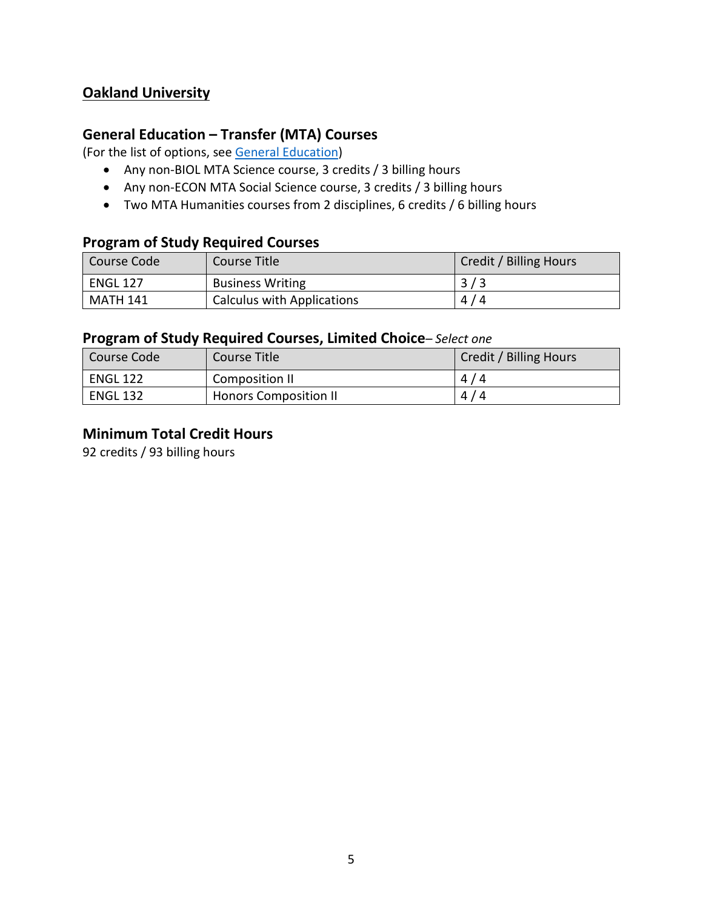## Oakland University

### General Education – Transfer (MTA) Courses

(For the list of options, see [General Education])

- Any non-BIOL MTA Science course, 3 credits / 3 billing hours
- Any non-ECON MTA Social Science course, 3 credits / 3 billing hours
- Two MTA Humanities courses from 2 disciplines, 6 credits / 6 billing hours

### Program of Study Required Courses

| Course Code | Course Title | Credit / Billing Hours |
|---|---|---|
| ENGL 127 | Business Writing | 3 / 3 |
| MATH 141 | Calculus with Applications | 4 / 4 |

### Program of Study Required Courses, Limited Choice– *Select one*

| Course Code | Course Title | Credit / Billing Hours |
|---|---|---|
| ENGL 122 | Composition II | 4 / 4 |
| ENGL 132 | Honors Composition II | 4 / 4 |

### Minimum Total Credit Hours

92 credits / 93 billing hours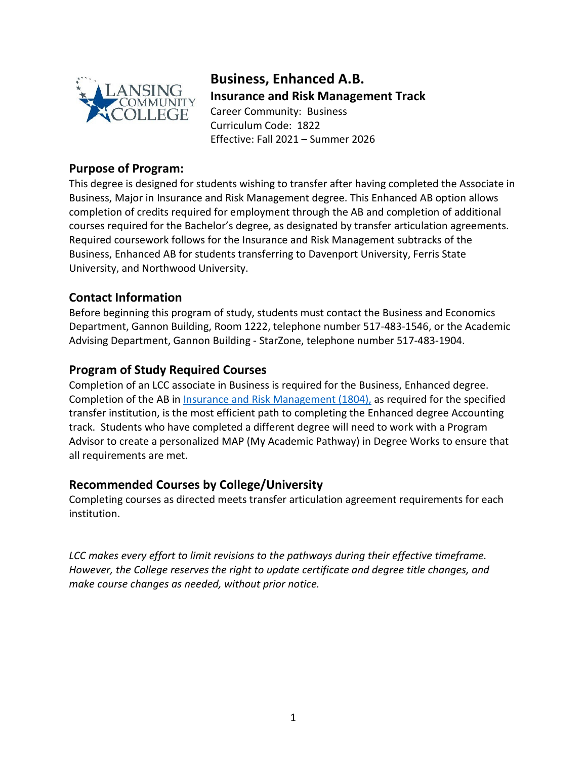# Business, Enhanced A.B.

**Insurance and Risk Management Track**

Career Community: Business
Curriculum Code: 1822
Effective: Fall 2021 – Summer 2026

## Purpose of Program:

This degree is designed for students wishing to transfer after having completed the Associate in Business, Major in Insurance and Risk Management degree. This Enhanced AB option allows completion of credits required for employment through the AB and completion of additional courses required for the Bachelor's degree, as designated by transfer articulation agreements. Required coursework follows for the Insurance and Risk Management subtracks of the Business, Enhanced AB for students transferring to Davenport University, Ferris State University, and Northwood University.

## Contact Information

Before beginning this program of study, students must contact the Business and Economics Department, Gannon Building, Room 1222, telephone number 517-483-1546, or the Academic Advising Department, Gannon Building - StarZone, telephone number 517-483-1904.

## Program of Study Required Courses

Completion of an LCC associate in Business is required for the Business, Enhanced degree. Completion of the AB in Insurance and Risk Management (1804), as required for the specified transfer institution, is the most efficient path to completing the Enhanced degree Accounting track. Students who have completed a different degree will need to work with a Program Advisor to create a personalized MAP (My Academic Pathway) in Degree Works to ensure that all requirements are met.

## Recommended Courses by College/University

Completing courses as directed meets transfer articulation agreement requirements for each institution.

*LCC makes every effort to limit revisions to the pathways during their effective timeframe. However, the College reserves the right to update certificate and degree title changes, and make course changes as needed, without prior notice.*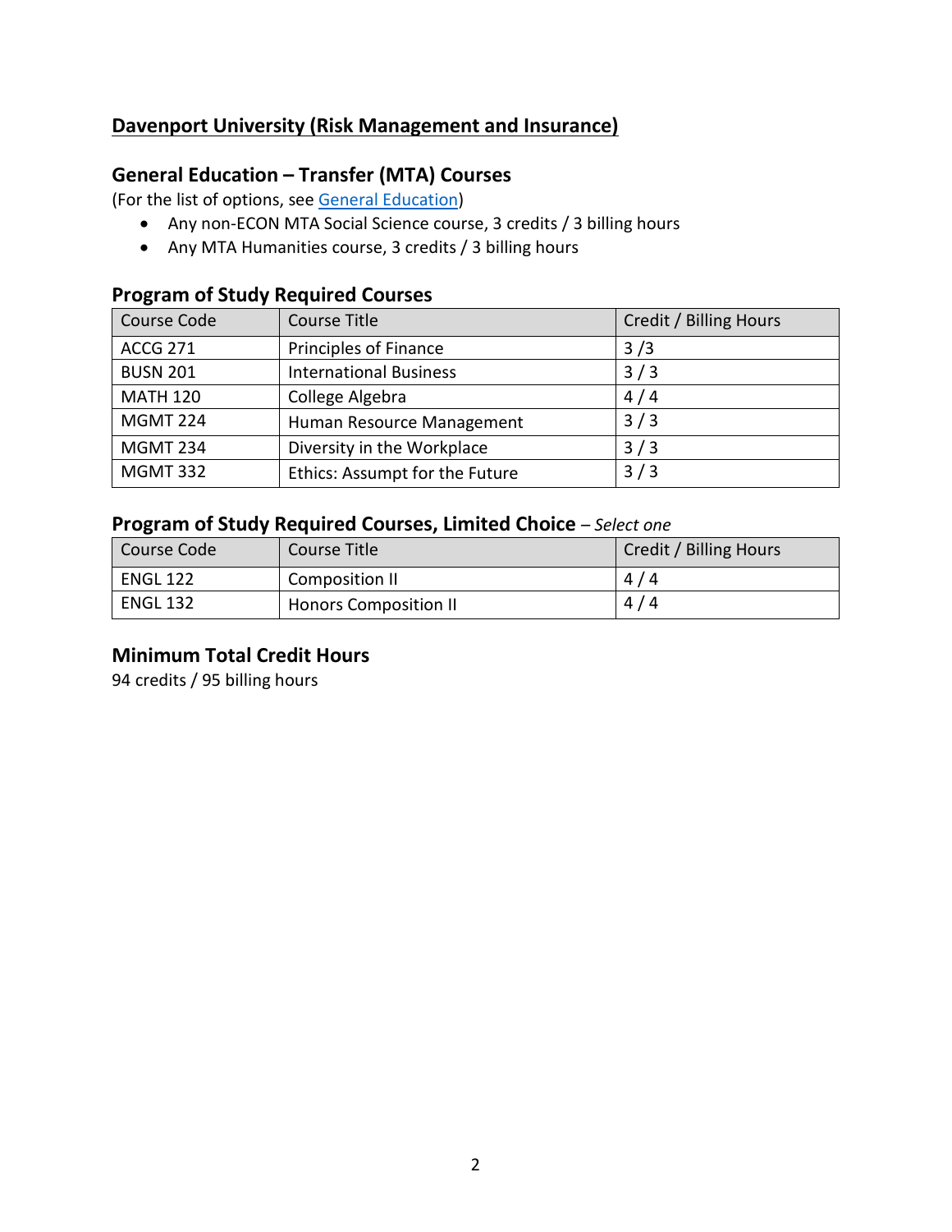## Davenport University (Risk Management and Insurance)

### General Education – Transfer (MTA) Courses

(For the list of options, see General Education)

- Any non-ECON MTA Social Science course, 3 credits / 3 billing hours
- Any MTA Humanities course, 3 credits / 3 billing hours

### Program of Study Required Courses

| Course Code | Course Title | Credit / Billing Hours |
|---|---|---|
| ACCG 271 | Principles of Finance | 3 /3 |
| BUSN 201 | International Business | 3 / 3 |
| MATH 120 | College Algebra | 4 / 4 |
| MGMT 224 | Human Resource Management | 3 / 3 |
| MGMT 234 | Diversity in the Workplace | 3 / 3 |
| MGMT 332 | Ethics: Assumpt for the Future | 3 / 3 |

### Program of Study Required Courses, Limited Choice – *Select one*

| Course Code | Course Title | Credit / Billing Hours |
|---|---|---|
| ENGL 122 | Composition II | 4 / 4 |
| ENGL 132 | Honors Composition II | 4 / 4 |

### Minimum Total Credit Hours

94 credits / 95 billing hours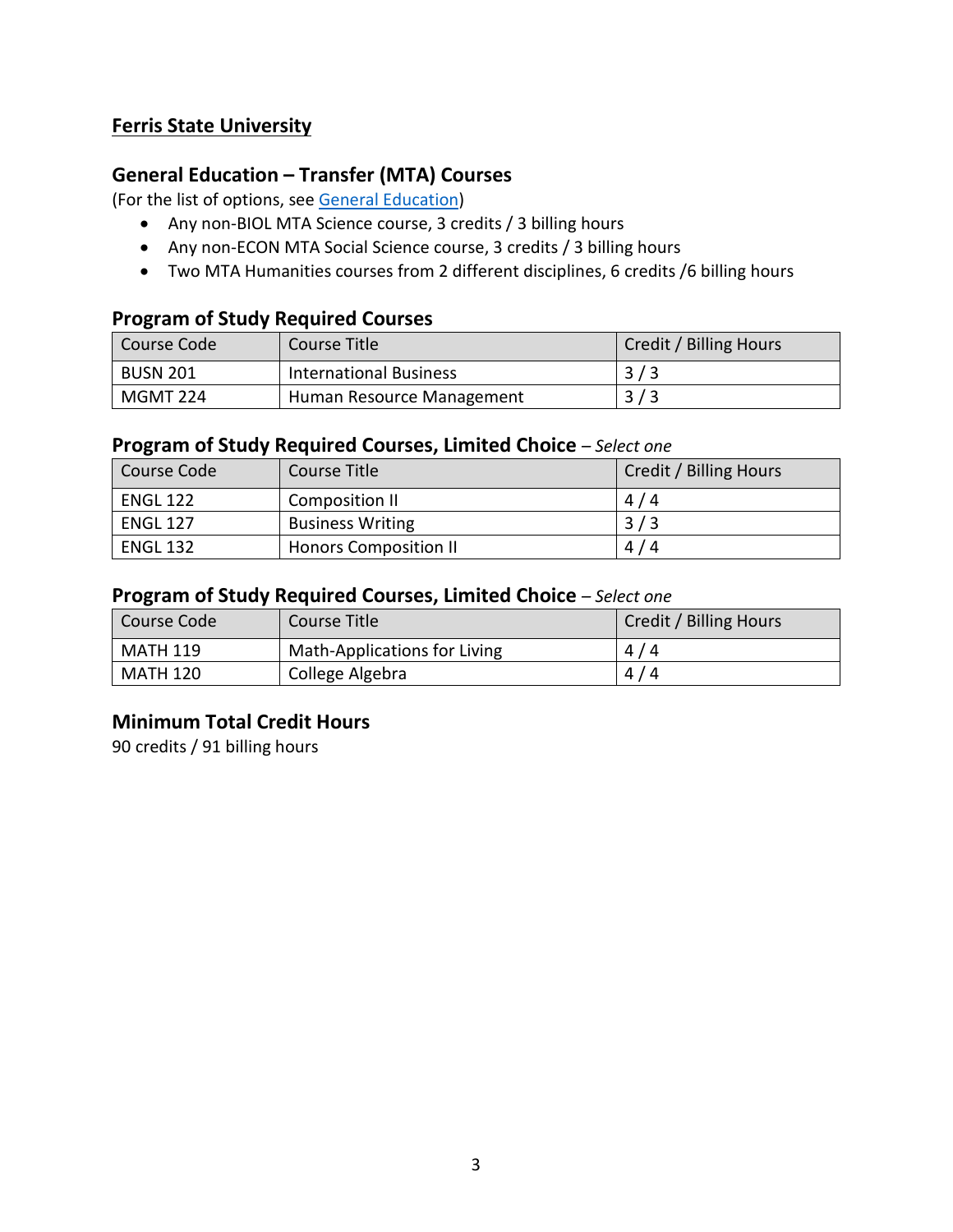## Ferris State University

### General Education – Transfer (MTA) Courses

(For the list of options, see General Education)

- Any non-BIOL MTA Science course, 3 credits / 3 billing hours
- Any non-ECON MTA Social Science course, 3 credits / 3 billing hours
- Two MTA Humanities courses from 2 different disciplines, 6 credits /6 billing hours

### Program of Study Required Courses

| Course Code | Course Title | Credit / Billing Hours |
| --- | --- | --- |
| BUSN 201 | International Business | 3 / 3 |
| MGMT 224 | Human Resource Management | 3 / 3 |

### Program of Study Required Courses, Limited Choice – *Select one*

| Course Code | Course Title | Credit / Billing Hours |
| --- | --- | --- |
| ENGL 122 | Composition II | 4 / 4 |
| ENGL 127 | Business Writing | 3 / 3 |
| ENGL 132 | Honors Composition II | 4 / 4 |

### Program of Study Required Courses, Limited Choice – *Select one*

| Course Code | Course Title | Credit / Billing Hours |
| --- | --- | --- |
| MATH 119 | Math-Applications for Living | 4 / 4 |
| MATH 120 | College Algebra | 4 / 4 |

### Minimum Total Credit Hours

90 credits / 91 billing hours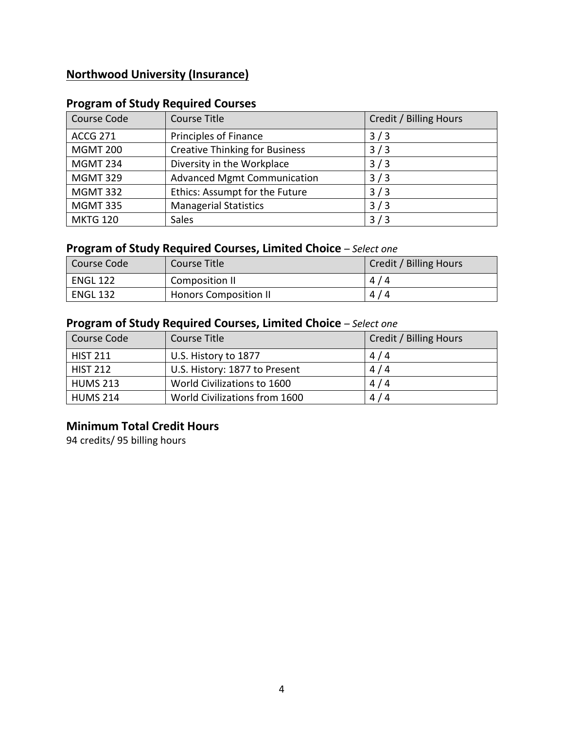## **Northwood University (Insurance)**

### Program of Study Required Courses

| Course Code | Course Title | Credit / Billing Hours |
|---|---|---|
| ACCG 271 | Principles of Finance | 3 / 3 |
| MGMT 200 | Creative Thinking for Business | 3 / 3 |
| MGMT 234 | Diversity in the Workplace | 3 / 3 |
| MGMT 329 | Advanced Mgmt Communication | 3 / 3 |
| MGMT 332 | Ethics: Assumpt for the Future | 3 / 3 |
| MGMT 335 | Managerial Statistics | 3 / 3 |
| MKTG 120 | Sales | 3 / 3 |

### Program of Study Required Courses, Limited Choice – *Select one*

| Course Code | Course Title | Credit / Billing Hours |
|---|---|---|
| ENGL 122 | Composition II | 4 / 4 |
| ENGL 132 | Honors Composition II | 4 / 4 |

### Program of Study Required Courses, Limited Choice – *Select one*

| Course Code | Course Title | Credit / Billing Hours |
|---|---|---|
| HIST 211 | U.S. History to 1877 | 4 / 4 |
| HIST 212 | U.S. History: 1877 to Present | 4 / 4 |
| HUMS 213 | World Civilizations to 1600 | 4 / 4 |
| HUMS 214 | World Civilizations from 1600 | 4 / 4 |

### Minimum Total Credit Hours

94 credits/ 95 billing hours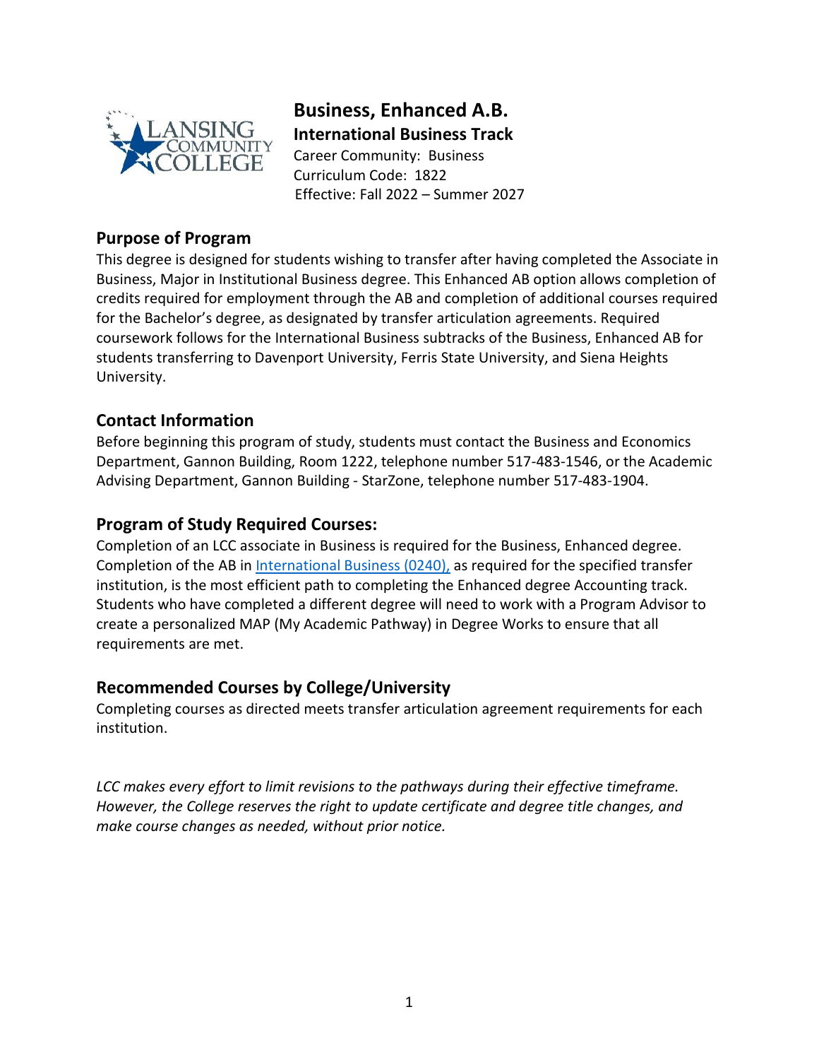# Business, Enhanced A.B.

## International Business Track

Career Community: Business
Curriculum Code: 1822
Effective: Fall 2022 – Summer 2027

## Purpose of Program

This degree is designed for students wishing to transfer after having completed the Associate in Business, Major in Institutional Business degree. This Enhanced AB option allows completion of credits required for employment through the AB and completion of additional courses required for the Bachelor's degree, as designated by transfer articulation agreements. Required coursework follows for the International Business subtracks of the Business, Enhanced AB for students transferring to Davenport University, Ferris State University, and Siena Heights University.

## Contact Information

Before beginning this program of study, students must contact the Business and Economics Department, Gannon Building, Room 1222, telephone number 517-483-1546, or the Academic Advising Department, Gannon Building - StarZone, telephone number 517-483-1904.

## Program of Study Required Courses:

Completion of an LCC associate in Business is required for the Business, Enhanced degree. Completion of the AB in International Business (0240), as required for the specified transfer institution, is the most efficient path to completing the Enhanced degree Accounting track. Students who have completed a different degree will need to work with a Program Advisor to create a personalized MAP (My Academic Pathway) in Degree Works to ensure that all requirements are met.

## Recommended Courses by College/University

Completing courses as directed meets transfer articulation agreement requirements for each institution.

*LCC makes every effort to limit revisions to the pathways during their effective timeframe. However, the College reserves the right to update certificate and degree title changes, and make course changes as needed, without prior notice.*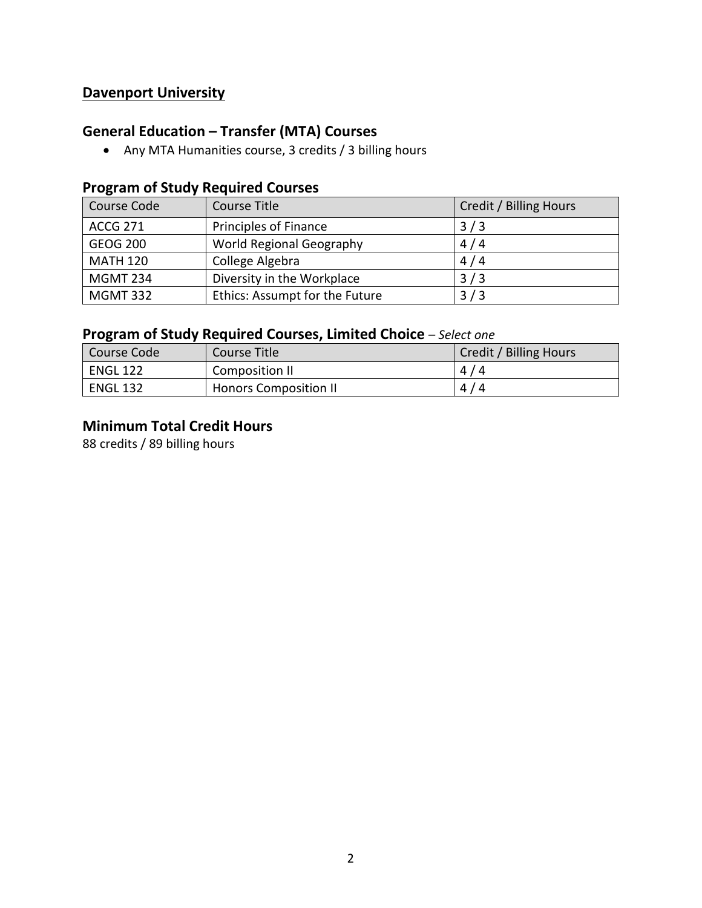**Davenport University**

## General Education – Transfer (MTA) Courses

- Any MTA Humanities course, 3 credits / 3 billing hours

## Program of Study Required Courses

| Course Code | Course Title | Credit / Billing Hours |
|---|---|---|
| ACCG 271 | Principles of Finance | 3 / 3 |
| GEOG 200 | World Regional Geography | 4 / 4 |
| MATH 120 | College Algebra | 4 / 4 |
| MGMT 234 | Diversity in the Workplace | 3 / 3 |
| MGMT 332 | Ethics: Assumpt for the Future | 3 / 3 |

## Program of Study Required Courses, Limited Choice – *Select one*

| Course Code | Course Title | Credit / Billing Hours |
|---|---|---|
| ENGL 122 | Composition II | 4 / 4 |
| ENGL 132 | Honors Composition II | 4 / 4 |

## Minimum Total Credit Hours

88 credits / 89 billing hours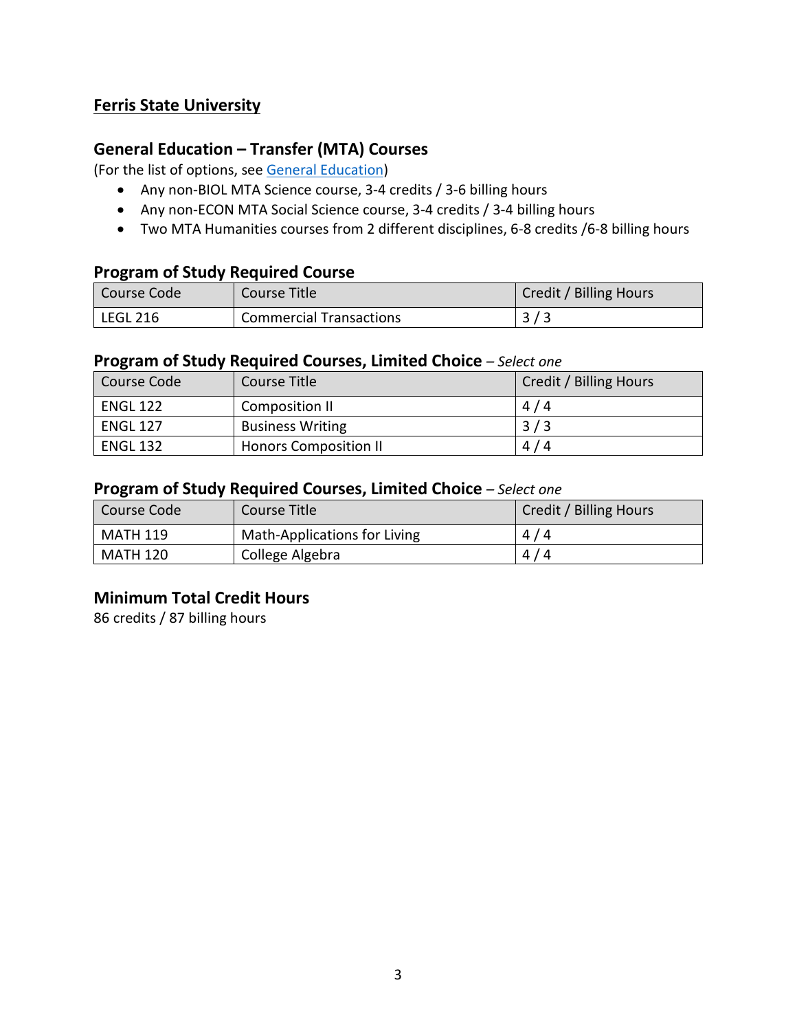## Ferris State University

### General Education – Transfer (MTA) Courses

(For the list of options, see General Education)

- Any non-BIOL MTA Science course, 3-4 credits / 3-6 billing hours
- Any non-ECON MTA Social Science course, 3-4 credits / 3-4 billing hours
- Two MTA Humanities courses from 2 different disciplines, 6-8 credits /6-8 billing hours

### Program of Study Required Course

| Course Code | Course Title | Credit / Billing Hours |
| --- | --- | --- |
| LEGL 216 | Commercial Transactions | 3 / 3 |

### Program of Study Required Courses, Limited Choice – *Select one*

| Course Code | Course Title | Credit / Billing Hours |
| --- | --- | --- |
| ENGL 122 | Composition II | 4 / 4 |
| ENGL 127 | Business Writing | 3 / 3 |
| ENGL 132 | Honors Composition II | 4 / 4 |

### Program of Study Required Courses, Limited Choice – *Select one*

| Course Code | Course Title | Credit / Billing Hours |
| --- | --- | --- |
| MATH 119 | Math-Applications for Living | 4 / 4 |
| MATH 120 | College Algebra | 4 / 4 |

### Minimum Total Credit Hours

86 credits / 87 billing hours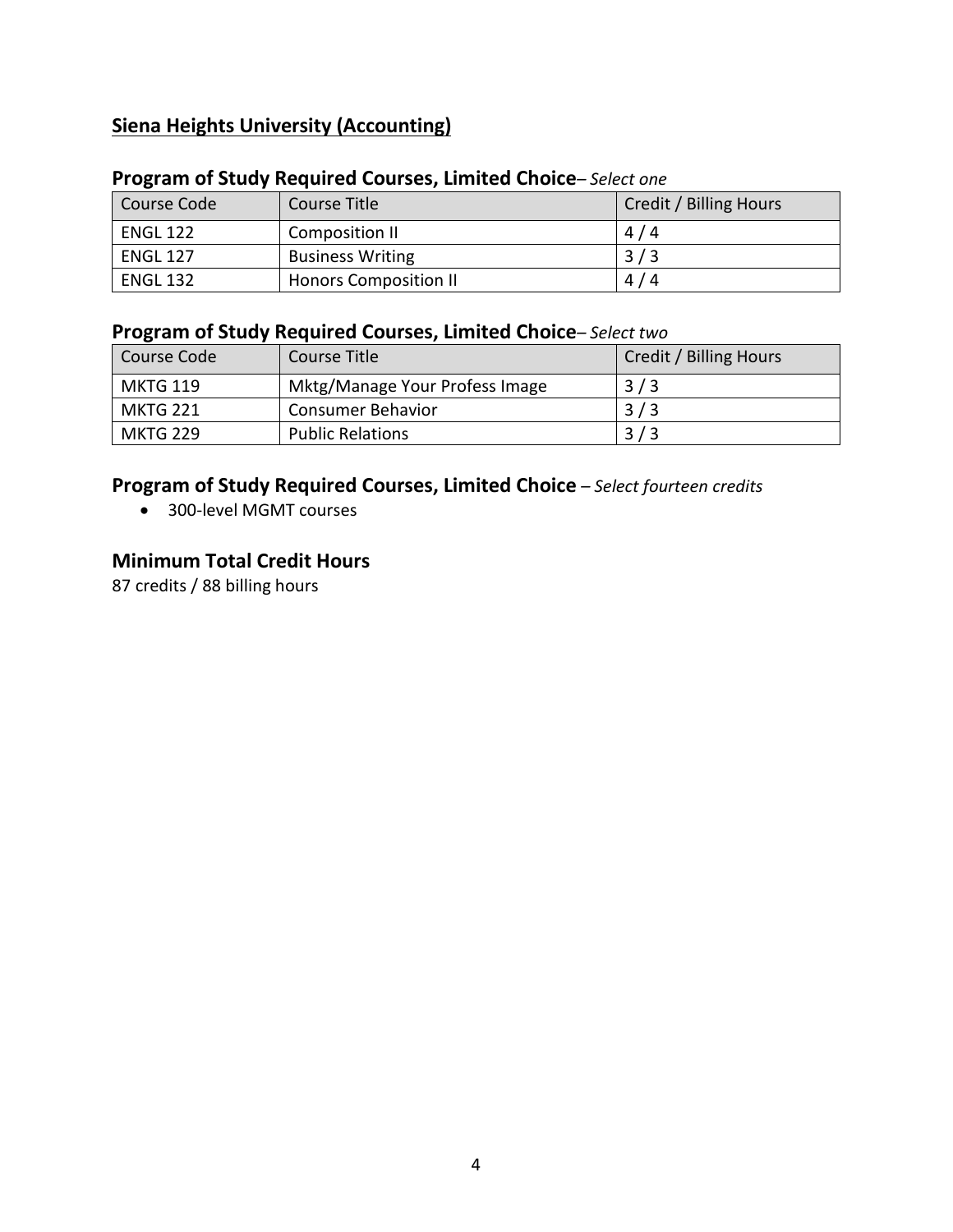## Siena Heights University (Accounting)

### Program of Study Required Courses, Limited Choice– *Select one*

| Course Code | Course Title | Credit / Billing Hours |
|---|---|---|
| ENGL 122 | Composition II | 4 / 4 |
| ENGL 127 | Business Writing | 3 / 3 |
| ENGL 132 | Honors Composition II | 4 / 4 |

### Program of Study Required Courses, Limited Choice– *Select two*

| Course Code | Course Title | Credit / Billing Hours |
|---|---|---|
| MKTG 119 | Mktg/Manage Your Profess Image | 3 / 3 |
| MKTG 221 | Consumer Behavior | 3 / 3 |
| MKTG 229 | Public Relations | 3 / 3 |

### Program of Study Required Courses, Limited Choice – *Select fourteen credits*

- 300-level MGMT courses

### Minimum Total Credit Hours

87 credits / 88 billing hours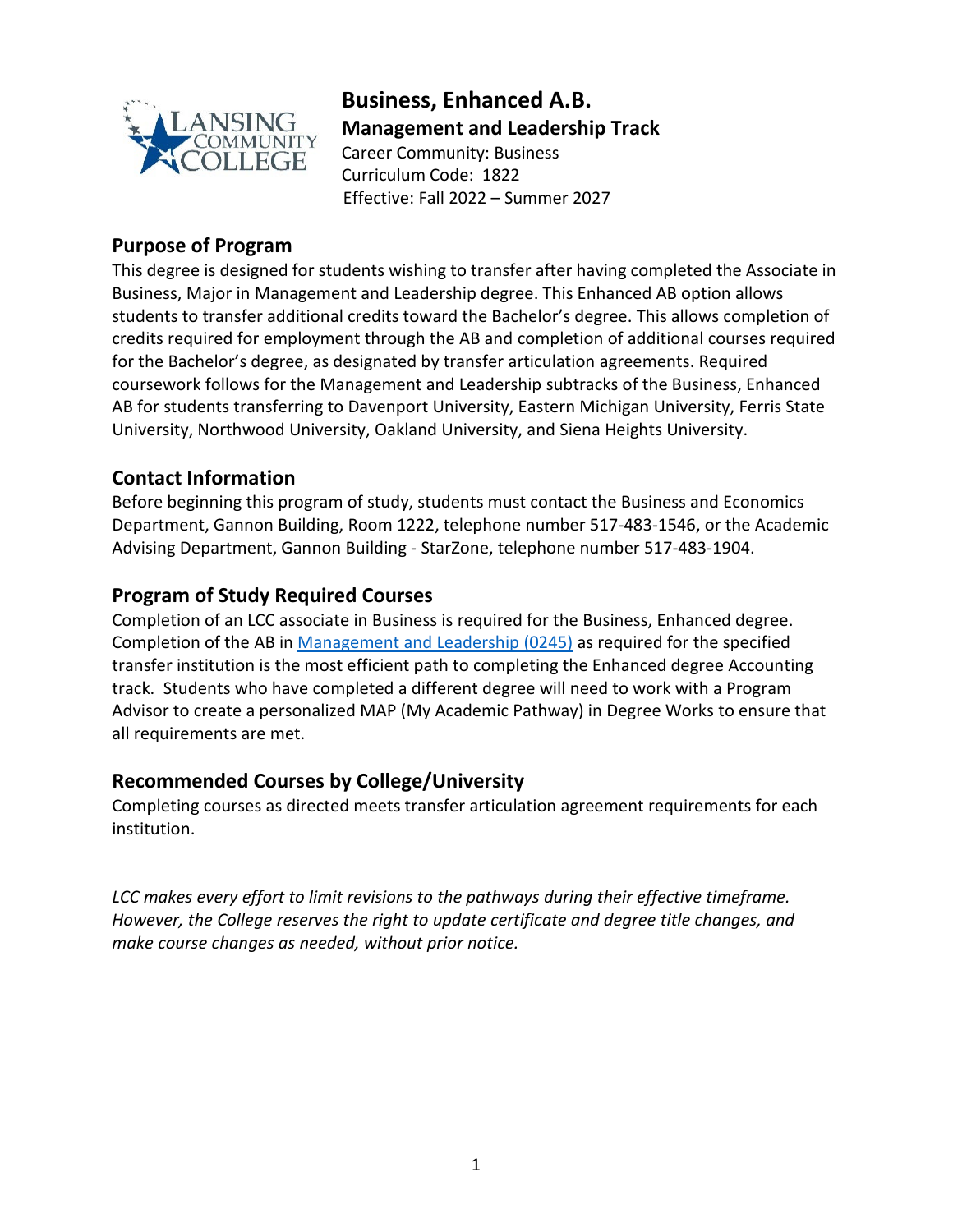# Business, Enhanced A.B.

**Management and Leadership Track**

Career Community: Business
Curriculum Code: 1822
Effective: Fall 2022 – Summer 2027

## Purpose of Program

This degree is designed for students wishing to transfer after having completed the Associate in Business, Major in Management and Leadership degree. This Enhanced AB option allows students to transfer additional credits toward the Bachelor's degree. This allows completion of credits required for employment through the AB and completion of additional courses required for the Bachelor's degree, as designated by transfer articulation agreements. Required coursework follows for the Management and Leadership subtracks of the Business, Enhanced AB for students transferring to Davenport University, Eastern Michigan University, Ferris State University, Northwood University, Oakland University, and Siena Heights University.

## Contact Information

Before beginning this program of study, students must contact the Business and Economics Department, Gannon Building, Room 1222, telephone number 517-483-1546, or the Academic Advising Department, Gannon Building - StarZone, telephone number 517-483-1904.

## Program of Study Required Courses

Completion of an LCC associate in Business is required for the Business, Enhanced degree. Completion of the AB in Management and Leadership (0245) as required for the specified transfer institution is the most efficient path to completing the Enhanced degree Accounting track. Students who have completed a different degree will need to work with a Program Advisor to create a personalized MAP (My Academic Pathway) in Degree Works to ensure that all requirements are met.

## Recommended Courses by College/University

Completing courses as directed meets transfer articulation agreement requirements for each institution.

*LCC makes every effort to limit revisions to the pathways during their effective timeframe. However, the College reserves the right to update certificate and degree title changes, and make course changes as needed, without prior notice.*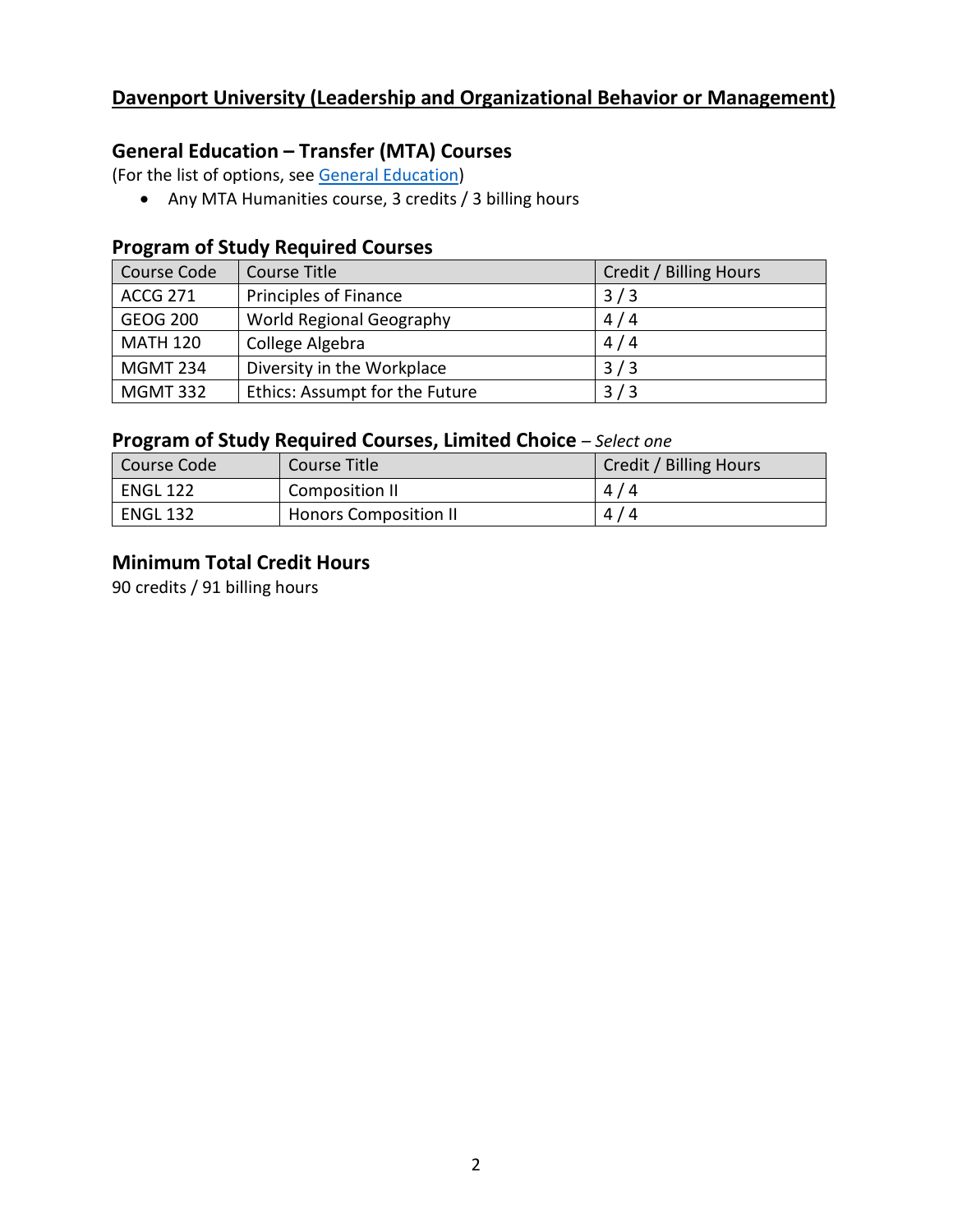## Davenport University (Leadership and Organizational Behavior or Management)

### General Education – Transfer (MTA) Courses

(For the list of options, see General Education)

- Any MTA Humanities course, 3 credits / 3 billing hours

### Program of Study Required Courses

| Course Code | Course Title | Credit / Billing Hours |
|---|---|---|
| ACCG 271 | Principles of Finance | 3 / 3 |
| GEOG 200 | World Regional Geography | 4 / 4 |
| MATH 120 | College Algebra | 4 / 4 |
| MGMT 234 | Diversity in the Workplace | 3 / 3 |
| MGMT 332 | Ethics: Assumpt for the Future | 3 / 3 |

### Program of Study Required Courses, Limited Choice – *Select one*

| Course Code | Course Title | Credit / Billing Hours |
|---|---|---|
| ENGL 122 | Composition II | 4 / 4 |
| ENGL 132 | Honors Composition II | 4 / 4 |

### Minimum Total Credit Hours

90 credits / 91 billing hours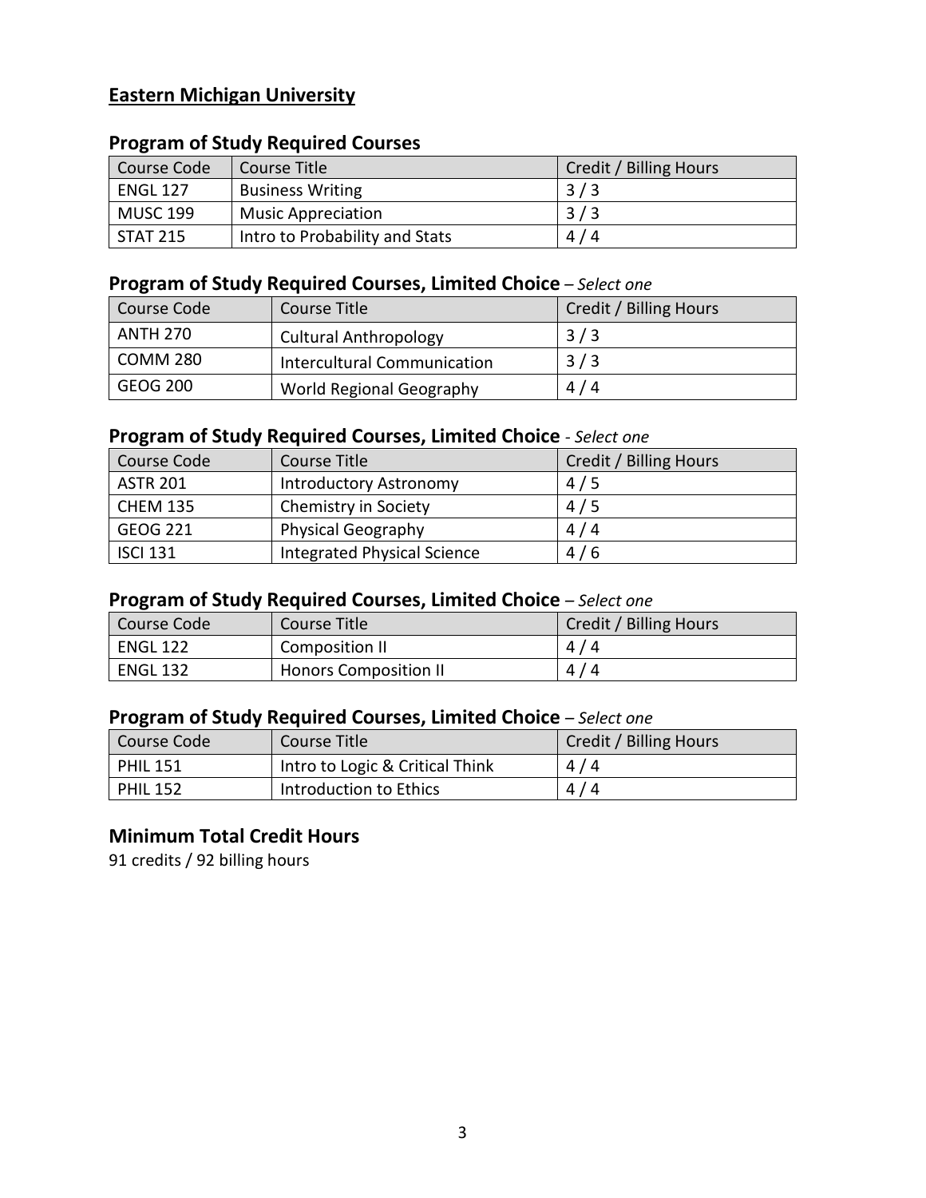## Eastern Michigan University

### Program of Study Required Courses

| Course Code | Course Title | Credit / Billing Hours |
|---|---|---|
| ENGL 127 | Business Writing | 3 / 3 |
| MUSC 199 | Music Appreciation | 3 / 3 |
| STAT 215 | Intro to Probability and Stats | 4 / 4 |

### Program of Study Required Courses, Limited Choice – *Select one*

| Course Code | Course Title | Credit / Billing Hours |
|---|---|---|
| ANTH 270 | Cultural Anthropology | 3 / 3 |
| COMM 280 | Intercultural Communication | 3 / 3 |
| GEOG 200 | World Regional Geography | 4 / 4 |

### Program of Study Required Courses, Limited Choice - *Select one*

| Course Code | Course Title | Credit / Billing Hours |
|---|---|---|
| ASTR 201 | Introductory Astronomy | 4 / 5 |
| CHEM 135 | Chemistry in Society | 4 / 5 |
| GEOG 221 | Physical Geography | 4 / 4 |
| ISCI 131 | Integrated Physical Science | 4 / 6 |

### Program of Study Required Courses, Limited Choice – *Select one*

| Course Code | Course Title | Credit / Billing Hours |
|---|---|---|
| ENGL 122 | Composition II | 4 / 4 |
| ENGL 132 | Honors Composition II | 4 / 4 |

### Program of Study Required Courses, Limited Choice – *Select one*

| Course Code | Course Title | Credit / Billing Hours |
|---|---|---|
| PHIL 151 | Intro to Logic & Critical Think | 4 / 4 |
| PHIL 152 | Introduction to Ethics | 4 / 4 |

### Minimum Total Credit Hours

91 credits / 92 billing hours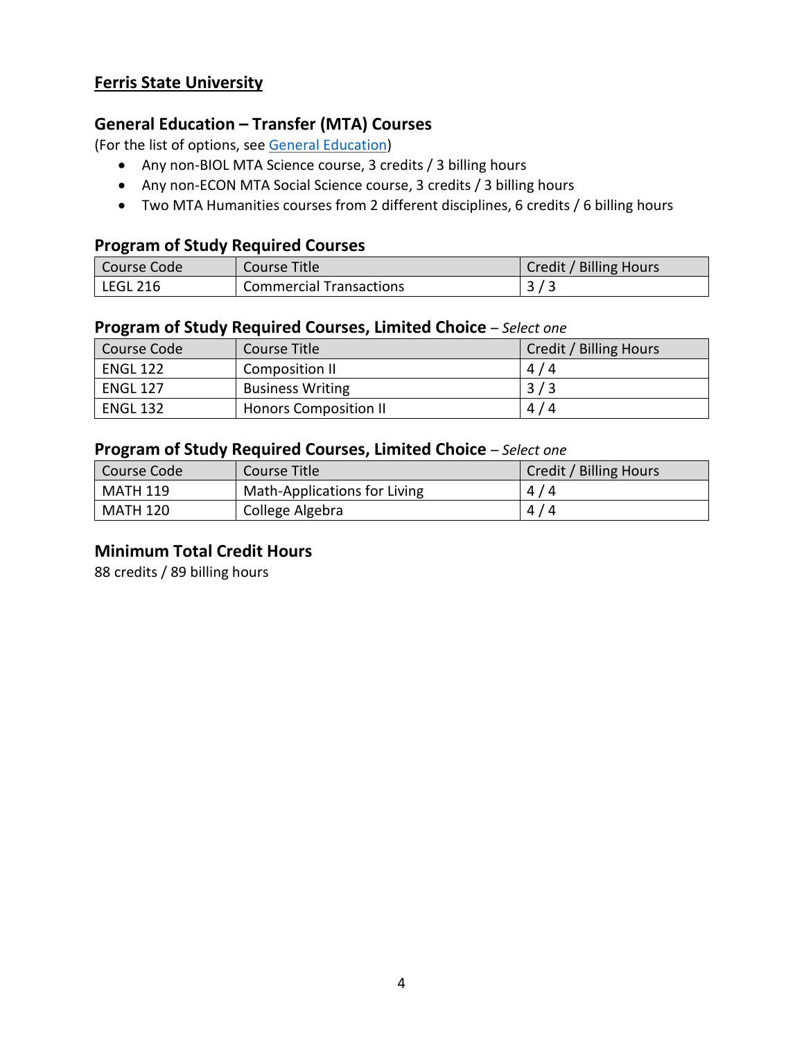## Ferris State University

### General Education – Transfer (MTA) Courses

(For the list of options, see [General Education])

- Any non-BIOL MTA Science course, 3 credits / 3 billing hours
- Any non-ECON MTA Social Science course, 3 credits / 3 billing hours
- Two MTA Humanities courses from 2 different disciplines, 6 credits / 6 billing hours

### Program of Study Required Courses

| Course Code | Course Title | Credit / Billing Hours |
|---|---|---|
| LEGL 216 | Commercial Transactions | 3 / 3 |

### Program of Study Required Courses, Limited Choice – *Select one*

| Course Code | Course Title | Credit / Billing Hours |
|---|---|---|
| ENGL 122 | Composition II | 4 / 4 |
| ENGL 127 | Business Writing | 3 / 3 |
| ENGL 132 | Honors Composition II | 4 / 4 |

### Program of Study Required Courses, Limited Choice – *Select one*

| Course Code | Course Title | Credit / Billing Hours |
|---|---|---|
| MATH 119 | Math-Applications for Living | 4 / 4 |
| MATH 120 | College Algebra | 4 / 4 |

### Minimum Total Credit Hours

88 credits / 89 billing hours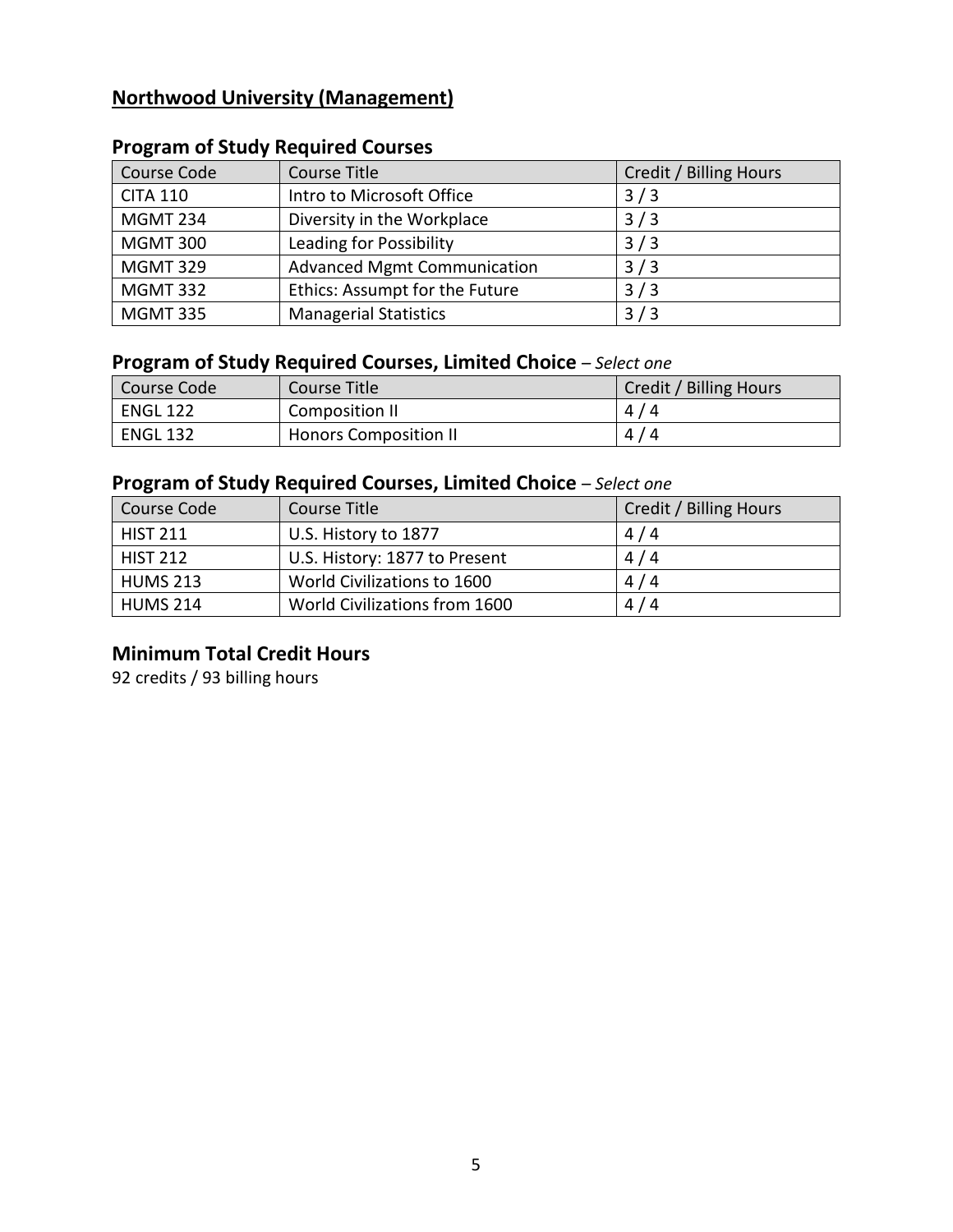## Northwood University (Management)

### Program of Study Required Courses

| Course Code | Course Title | Credit / Billing Hours |
|---|---|---|
| CITA 110 | Intro to Microsoft Office | 3 / 3 |
| MGMT 234 | Diversity in the Workplace | 3 / 3 |
| MGMT 300 | Leading for Possibility | 3 / 3 |
| MGMT 329 | Advanced Mgmt Communication | 3 / 3 |
| MGMT 332 | Ethics: Assumpt for the Future | 3 / 3 |
| MGMT 335 | Managerial Statistics | 3 / 3 |

### Program of Study Required Courses, Limited Choice – *Select one*

| Course Code | Course Title | Credit / Billing Hours |
|---|---|---|
| ENGL 122 | Composition II | 4 / 4 |
| ENGL 132 | Honors Composition II | 4 / 4 |

### Program of Study Required Courses, Limited Choice – *Select one*

| Course Code | Course Title | Credit / Billing Hours |
|---|---|---|
| HIST 211 | U.S. History to 1877 | 4 / 4 |
| HIST 212 | U.S. History: 1877 to Present | 4 / 4 |
| HUMS 213 | World Civilizations to 1600 | 4 / 4 |
| HUMS 214 | World Civilizations from 1600 | 4 / 4 |

### Minimum Total Credit Hours

92 credits / 93 billing hours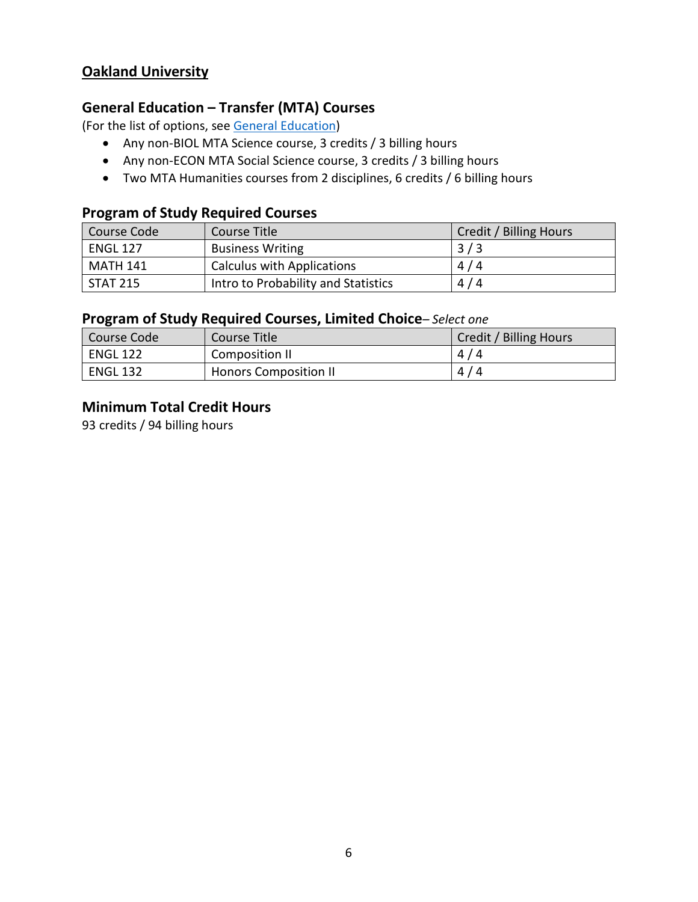## Oakland University

### General Education – Transfer (MTA) Courses

(For the list of options, see General Education)

- Any non-BIOL MTA Science course, 3 credits / 3 billing hours
- Any non-ECON MTA Social Science course, 3 credits / 3 billing hours
- Two MTA Humanities courses from 2 disciplines, 6 credits / 6 billing hours

### Program of Study Required Courses

| Course Code | Course Title | Credit / Billing Hours |
|---|---|---|
| ENGL 127 | Business Writing | 3 / 3 |
| MATH 141 | Calculus with Applications | 4 / 4 |
| STAT 215 | Intro to Probability and Statistics | 4 / 4 |

### Program of Study Required Courses, Limited Choice– *Select one*

| Course Code | Course Title | Credit / Billing Hours |
|---|---|---|
| ENGL 122 | Composition II | 4 / 4 |
| ENGL 132 | Honors Composition II | 4 / 4 |

### Minimum Total Credit Hours

93 credits / 94 billing hours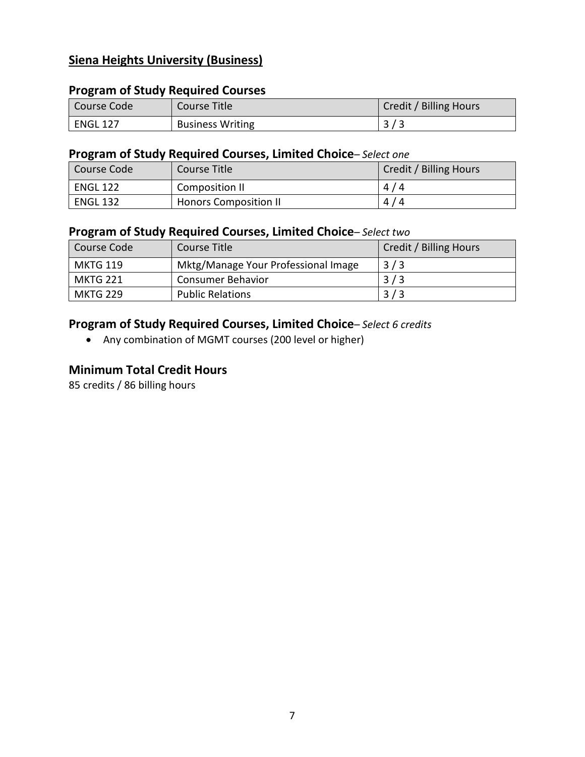## Siena Heights University (Business)

### Program of Study Required Courses

| Course Code | Course Title | Credit / Billing Hours |
| --- | --- | --- |
| ENGL 127 | Business Writing | 3 / 3 |

### Program of Study Required Courses, Limited Choice– *Select one*

| Course Code | Course Title | Credit / Billing Hours |
| --- | --- | --- |
| ENGL 122 | Composition II | 4 / 4 |
| ENGL 132 | Honors Composition II | 4 / 4 |

### Program of Study Required Courses, Limited Choice– *Select two*

| Course Code | Course Title | Credit / Billing Hours |
| --- | --- | --- |
| MKTG 119 | Mktg/Manage Your Professional Image | 3 / 3 |
| MKTG 221 | Consumer Behavior | 3 / 3 |
| MKTG 229 | Public Relations | 3 / 3 |

### Program of Study Required Courses, Limited Choice– *Select 6 credits*

- Any combination of MGMT courses (200 level or higher)

### Minimum Total Credit Hours

85 credits / 86 billing hours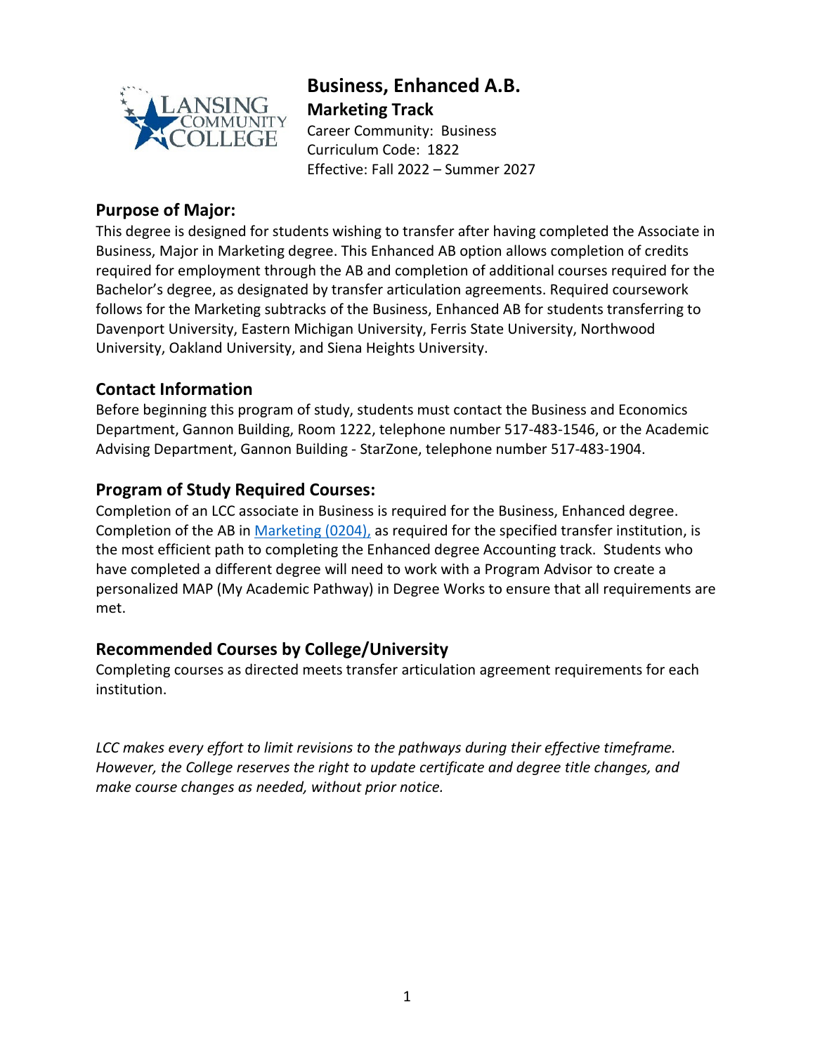# Business, Enhanced A.B.

## Marketing Track

Career Community: Business
Curriculum Code: 1822
Effective: Fall 2022 – Summer 2027

## Purpose of Major:

This degree is designed for students wishing to transfer after having completed the Associate in Business, Major in Marketing degree. This Enhanced AB option allows completion of credits required for employment through the AB and completion of additional courses required for the Bachelor's degree, as designated by transfer articulation agreements. Required coursework follows for the Marketing subtracks of the Business, Enhanced AB for students transferring to Davenport University, Eastern Michigan University, Ferris State University, Northwood University, Oakland University, and Siena Heights University.

## Contact Information

Before beginning this program of study, students must contact the Business and Economics Department, Gannon Building, Room 1222, telephone number 517-483-1546, or the Academic Advising Department, Gannon Building - StarZone, telephone number 517-483-1904.

## Program of Study Required Courses:

Completion of an LCC associate in Business is required for the Business, Enhanced degree. Completion of the AB in Marketing (0204), as required for the specified transfer institution, is the most efficient path to completing the Enhanced degree Accounting track. Students who have completed a different degree will need to work with a Program Advisor to create a personalized MAP (My Academic Pathway) in Degree Works to ensure that all requirements are met.

## Recommended Courses by College/University

Completing courses as directed meets transfer articulation agreement requirements for each institution.

*LCC makes every effort to limit revisions to the pathways during their effective timeframe. However, the College reserves the right to update certificate and degree title changes, and make course changes as needed, without prior notice.*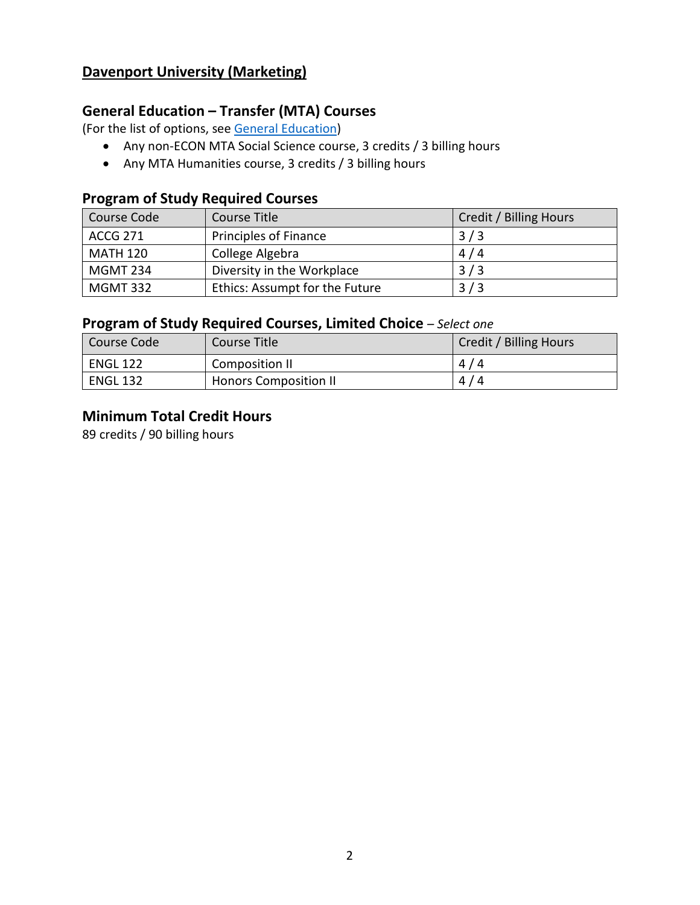## Davenport University (Marketing)

### General Education – Transfer (MTA) Courses

(For the list of options, see [General Education](General Education))

- Any non-ECON MTA Social Science course, 3 credits / 3 billing hours
- Any MTA Humanities course, 3 credits / 3 billing hours

### Program of Study Required Courses

| Course Code | Course Title | Credit / Billing Hours |
|---|---|---|
| ACCG 271 | Principles of Finance | 3 / 3 |
| MATH 120 | College Algebra | 4 / 4 |
| MGMT 234 | Diversity in the Workplace | 3 / 3 |
| MGMT 332 | Ethics: Assumpt for the Future | 3 / 3 |

### Program of Study Required Courses, Limited Choice – *Select one*

| Course Code | Course Title | Credit / Billing Hours |
|---|---|---|
| ENGL 122 | Composition II | 4 / 4 |
| ENGL 132 | Honors Composition II | 4 / 4 |

### Minimum Total Credit Hours

89 credits / 90 billing hours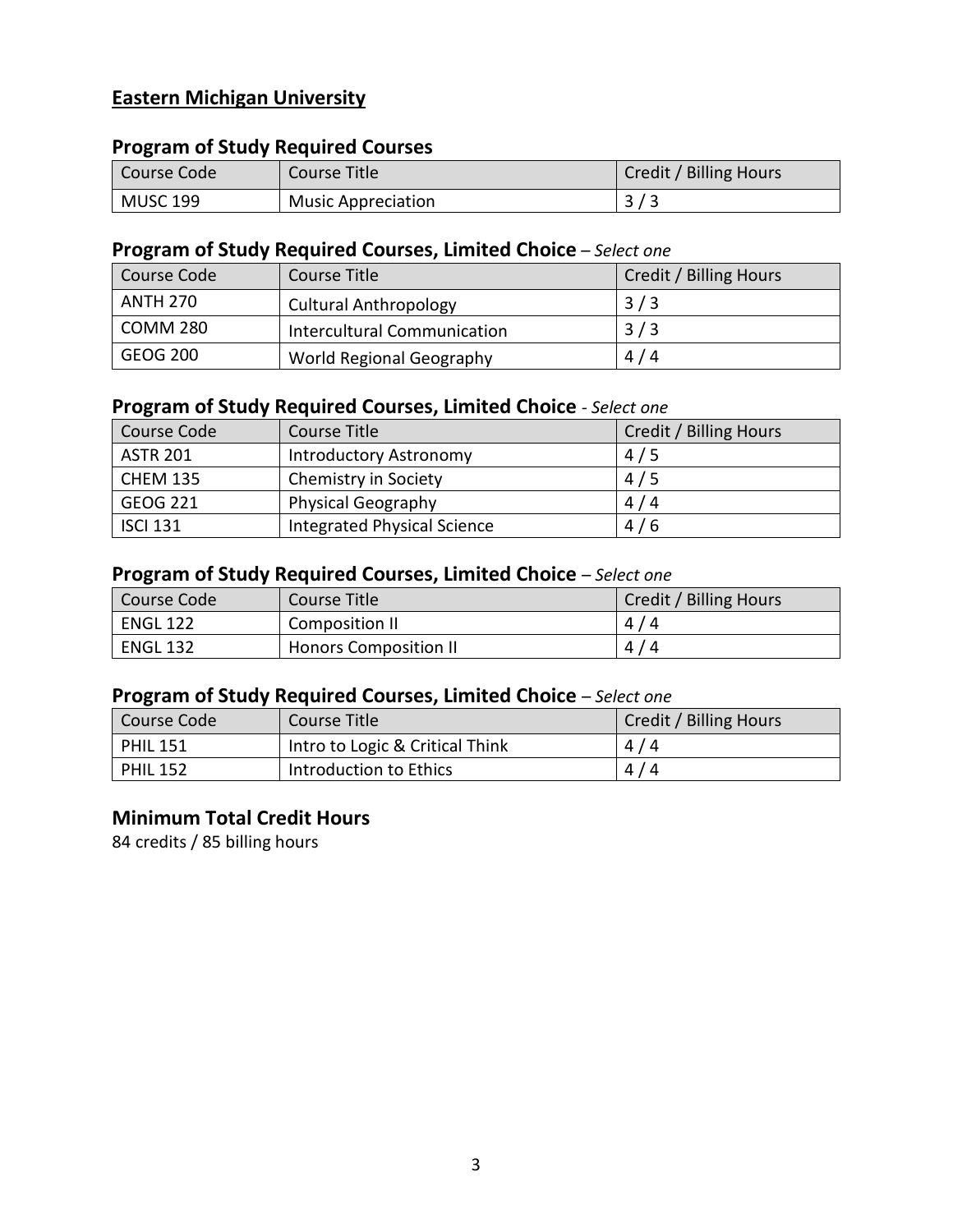## Eastern Michigan University

### Program of Study Required Courses

| Course Code | Course Title | Credit / Billing Hours |
| --- | --- | --- |
| MUSC 199 | Music Appreciation | 3 / 3 |

### Program of Study Required Courses, Limited Choice – *Select one*

| Course Code | Course Title | Credit / Billing Hours |
| --- | --- | --- |
| ANTH 270 | Cultural Anthropology | 3 / 3 |
| COMM 280 | Intercultural Communication | 3 / 3 |
| GEOG 200 | World Regional Geography | 4 / 4 |

### Program of Study Required Courses, Limited Choice - *Select one*

| Course Code | Course Title | Credit / Billing Hours |
| --- | --- | --- |
| ASTR 201 | Introductory Astronomy | 4 / 5 |
| CHEM 135 | Chemistry in Society | 4 / 5 |
| GEOG 221 | Physical Geography | 4 / 4 |
| ISCI 131 | Integrated Physical Science | 4 / 6 |

### Program of Study Required Courses, Limited Choice – *Select one*

| Course Code | Course Title | Credit / Billing Hours |
| --- | --- | --- |
| ENGL 122 | Composition II | 4 / 4 |
| ENGL 132 | Honors Composition II | 4 / 4 |

### Program of Study Required Courses, Limited Choice – *Select one*

| Course Code | Course Title | Credit / Billing Hours |
| --- | --- | --- |
| PHIL 151 | Intro to Logic & Critical Think | 4 / 4 |
| PHIL 152 | Introduction to Ethics | 4 / 4 |

### Minimum Total Credit Hours

84 credits / 85 billing hours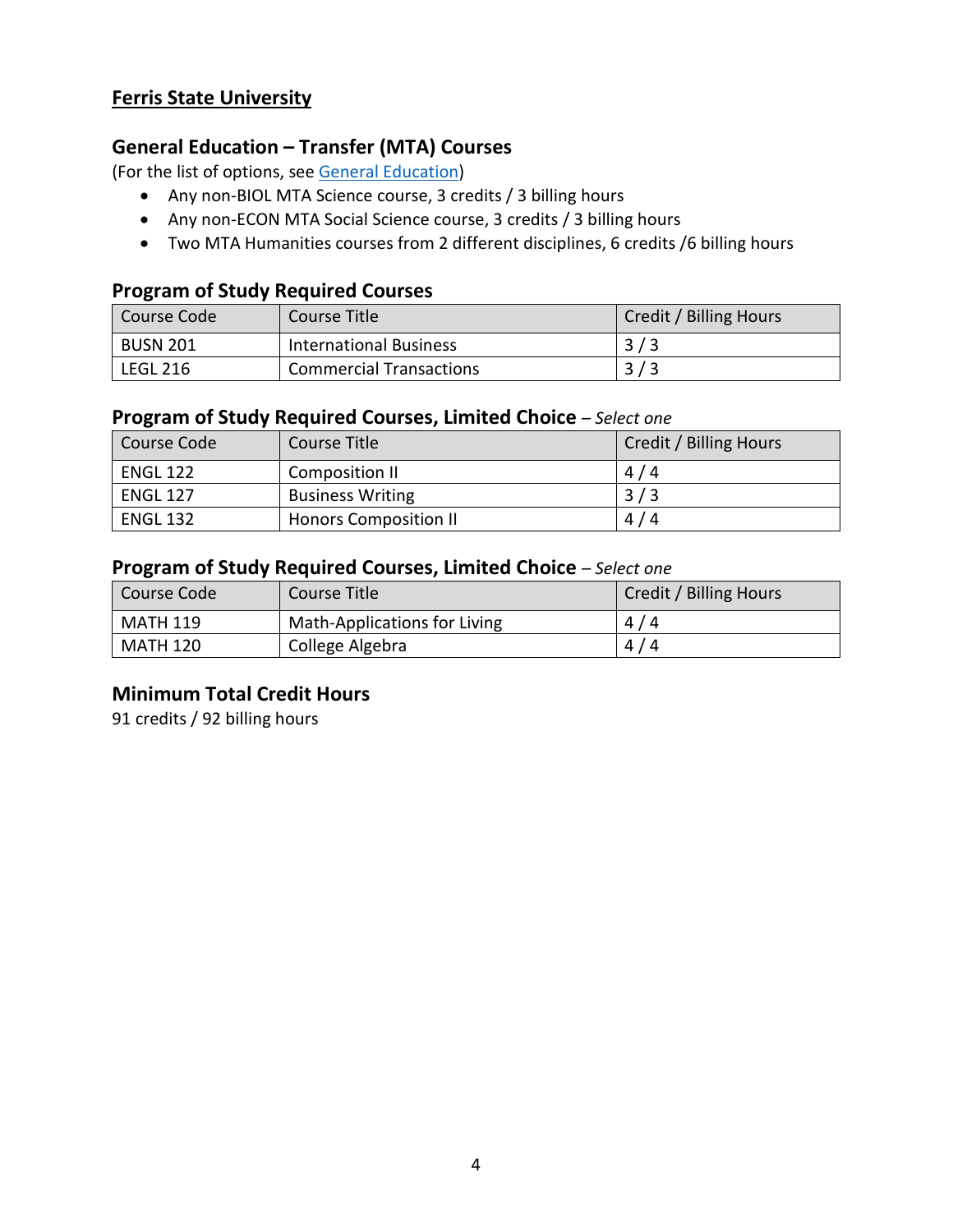## Ferris State University

### General Education – Transfer (MTA) Courses

(For the list of options, see [General Education])

- Any non-BIOL MTA Science course, 3 credits / 3 billing hours
- Any non-ECON MTA Social Science course, 3 credits / 3 billing hours
- Two MTA Humanities courses from 2 different disciplines, 6 credits /6 billing hours

### Program of Study Required Courses

| Course Code | Course Title | Credit / Billing Hours |
| --- | --- | --- |
| BUSN 201 | International Business | 3 / 3 |
| LEGL 216 | Commercial Transactions | 3 / 3 |

### Program of Study Required Courses, Limited Choice – *Select one*

| Course Code | Course Title | Credit / Billing Hours |
| --- | --- | --- |
| ENGL 122 | Composition II | 4 / 4 |
| ENGL 127 | Business Writing | 3 / 3 |
| ENGL 132 | Honors Composition II | 4 / 4 |

### Program of Study Required Courses, Limited Choice – *Select one*

| Course Code | Course Title | Credit / Billing Hours |
| --- | --- | --- |
| MATH 119 | Math-Applications for Living | 4 / 4 |
| MATH 120 | College Algebra | 4 / 4 |

### Minimum Total Credit Hours

91 credits / 92 billing hours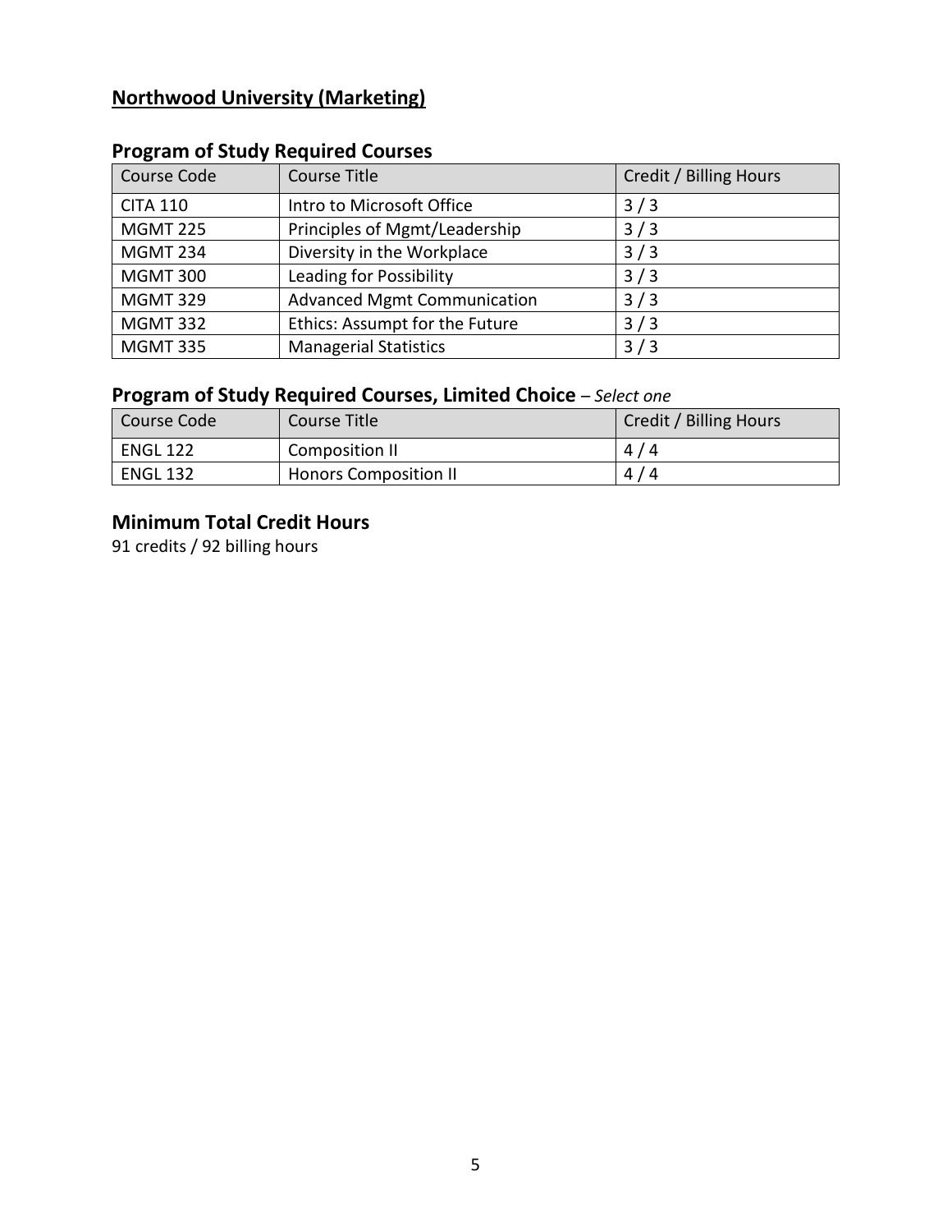## Northwood University (Marketing)

### Program of Study Required Courses

| Course Code | Course Title | Credit / Billing Hours |
|---|---|---|
| CITA 110 | Intro to Microsoft Office | 3 / 3 |
| MGMT 225 | Principles of Mgmt/Leadership | 3 / 3 |
| MGMT 234 | Diversity in the Workplace | 3 / 3 |
| MGMT 300 | Leading for Possibility | 3 / 3 |
| MGMT 329 | Advanced Mgmt Communication | 3 / 3 |
| MGMT 332 | Ethics: Assumpt for the Future | 3 / 3 |
| MGMT 335 | Managerial Statistics | 3 / 3 |

### Program of Study Required Courses, Limited Choice – *Select one*

| Course Code | Course Title | Credit / Billing Hours |
|---|---|---|
| ENGL 122 | Composition II | 4 / 4 |
| ENGL 132 | Honors Composition II | 4 / 4 |

### Minimum Total Credit Hours

91 credits / 92 billing hours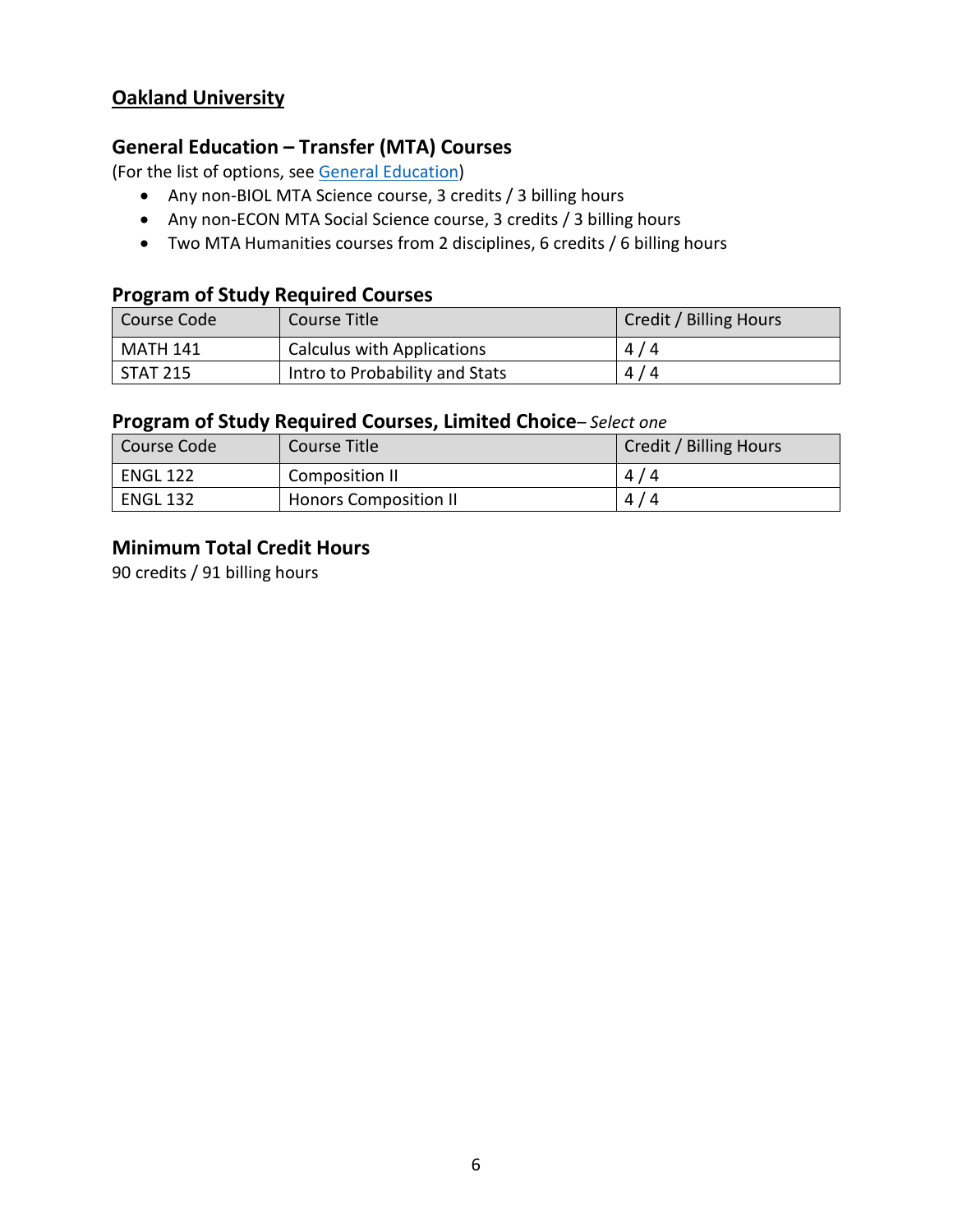## Oakland University

### General Education – Transfer (MTA) Courses

(For the list of options, see [General Education])

- Any non-BIOL MTA Science course, 3 credits / 3 billing hours
- Any non-ECON MTA Social Science course, 3 credits / 3 billing hours
- Two MTA Humanities courses from 2 disciplines, 6 credits / 6 billing hours

### Program of Study Required Courses

| Course Code | Course Title | Credit / Billing Hours |
|---|---|---|
| MATH 141 | Calculus with Applications | 4 / 4 |
| STAT 215 | Intro to Probability and Stats | 4 / 4 |

### Program of Study Required Courses, Limited Choice– *Select one*

| Course Code | Course Title | Credit / Billing Hours |
|---|---|---|
| ENGL 122 | Composition II | 4 / 4 |
| ENGL 132 | Honors Composition II | 4 / 4 |

### Minimum Total Credit Hours

90 credits / 91 billing hours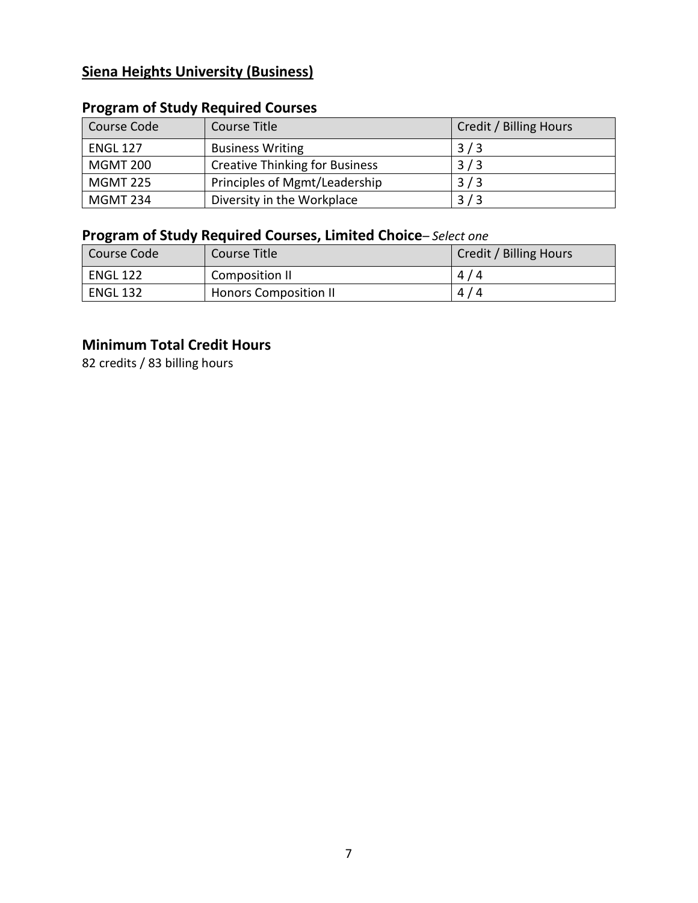## Siena Heights University (Business)

### Program of Study Required Courses

| Course Code | Course Title | Credit / Billing Hours |
| --- | --- | --- |
| ENGL 127 | Business Writing | 3 / 3 |
| MGMT 200 | Creative Thinking for Business | 3 / 3 |
| MGMT 225 | Principles of Mgmt/Leadership | 3 / 3 |
| MGMT 234 | Diversity in the Workplace | 3 / 3 |

### Program of Study Required Courses, Limited Choice– *Select one*

| Course Code | Course Title | Credit / Billing Hours |
| --- | --- | --- |
| ENGL 122 | Composition II | 4 / 4 |
| ENGL 132 | Honors Composition II | 4 / 4 |

### Minimum Total Credit Hours

82 credits / 83 billing hours